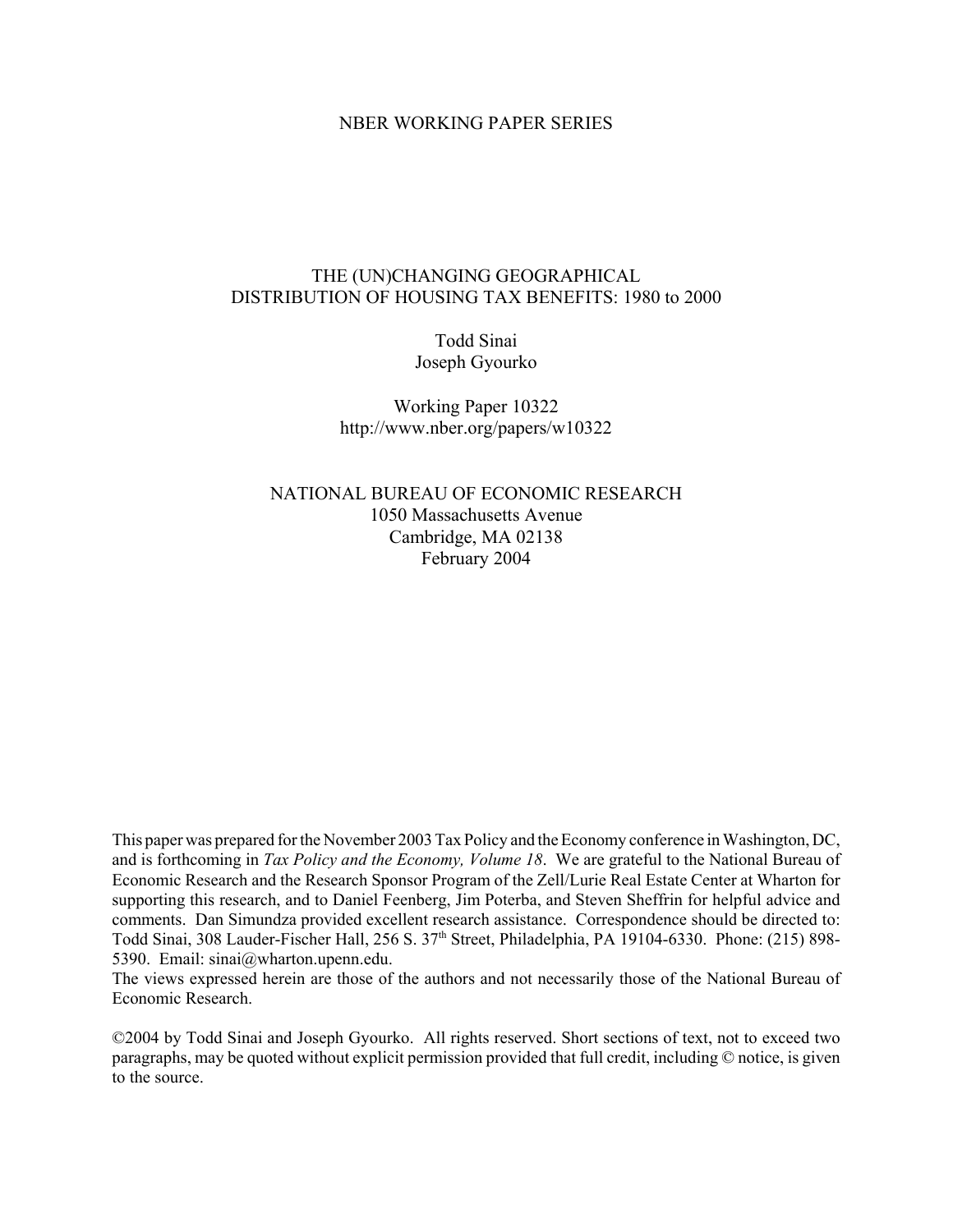NBER WORKING PAPER SERIES

# THE (UN)CHANGING GEOGRAPHICAL DISTRIBUTION OF HOUSING TAX BENEFITS: 1980 to 2000

Todd Sinai
Joseph Gyourko

Working Paper 10322
http://www.nber.org/papers/w10322

NATIONAL BUREAU OF ECONOMIC RESEARCH
1050 Massachusetts Avenue
Cambridge, MA 02138
February 2004

This paper was prepared for the November 2003 Tax Policy and the Economy conference in Washington, DC, and is forthcoming in *Tax Policy and the Economy, Volume 18*. We are grateful to the National Bureau of Economic Research and the Research Sponsor Program of the Zell/Lurie Real Estate Center at Wharton for supporting this research, and to Daniel Feenberg, Jim Poterba, and Steven Sheffrin for helpful advice and comments. Dan Simundza provided excellent research assistance. Correspondence should be directed to: Todd Sinai, 308 Lauder-Fischer Hall, 256 S. 37th Street, Philadelphia, PA 19104-6330. Phone: (215) 898-5390. Email: sinai@wharton.upenn.edu.
The views expressed herein are those of the authors and not necessarily those of the National Bureau of Economic Research.

©2004 by Todd Sinai and Joseph Gyourko. All rights reserved. Short sections of text, not to exceed two paragraphs, may be quoted without explicit permission provided that full credit, including © notice, is given to the source.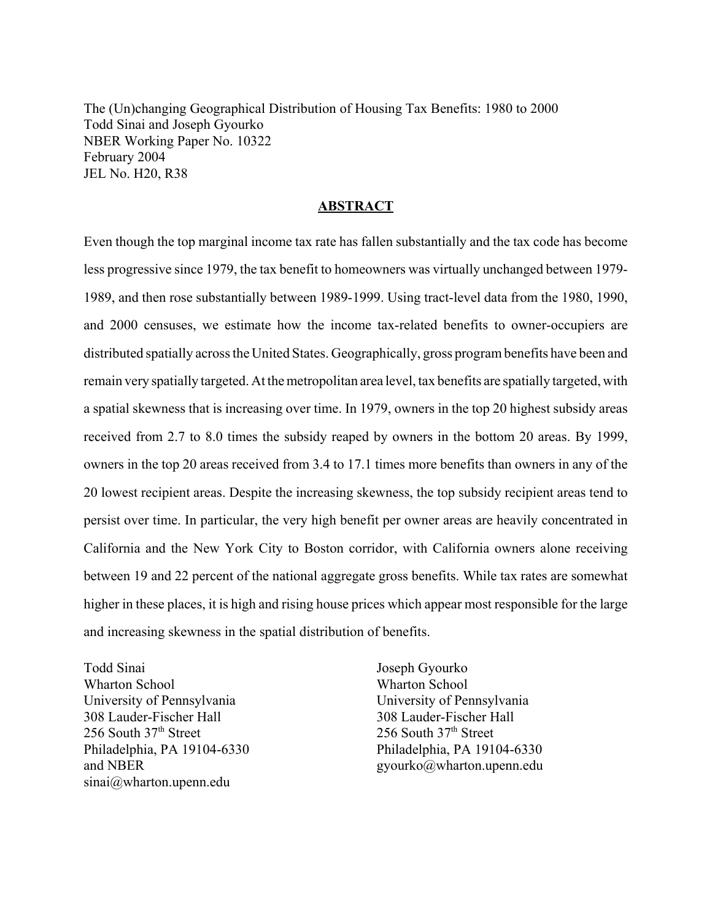The (Un)changing Geographical Distribution of Housing Tax Benefits: 1980 to 2000
Todd Sinai and Joseph Gyourko
NBER Working Paper No. 10322
February 2004
JEL No. H20, R38

## ABSTRACT

Even though the top marginal income tax rate has fallen substantially and the tax code has become less progressive since 1979, the tax benefit to homeowners was virtually unchanged between 1979-1989, and then rose substantially between 1989-1999. Using tract-level data from the 1980, 1990, and 2000 censuses, we estimate how the income tax-related benefits to owner-occupiers are distributed spatially across the United States. Geographically, gross program benefits have been and remain very spatially targeted. At the metropolitan area level, tax benefits are spatially targeted, with a spatial skewness that is increasing over time. In 1979, owners in the top 20 highest subsidy areas received from 2.7 to 8.0 times the subsidy reaped by owners in the bottom 20 areas. By 1999, owners in the top 20 areas received from 3.4 to 17.1 times more benefits than owners in any of the 20 lowest recipient areas. Despite the increasing skewness, the top subsidy recipient areas tend to persist over time. In particular, the very high benefit per owner areas are heavily concentrated in California and the New York City to Boston corridor, with California owners alone receiving between 19 and 22 percent of the national aggregate gross benefits. While tax rates are somewhat higher in these places, it is high and rising house prices which appear most responsible for the large and increasing skewness in the spatial distribution of benefits.

Todd Sinai
Wharton School
University of Pennsylvania
308 Lauder-Fischer Hall
256 South 37th Street
Philadelphia, PA 19104-6330
and NBER
sinai@wharton.upenn.edu

Joseph Gyourko
Wharton School
University of Pennsylvania
308 Lauder-Fischer Hall
256 South 37th Street
Philadelphia, PA 19104-6330
gyourko@wharton.upenn.edu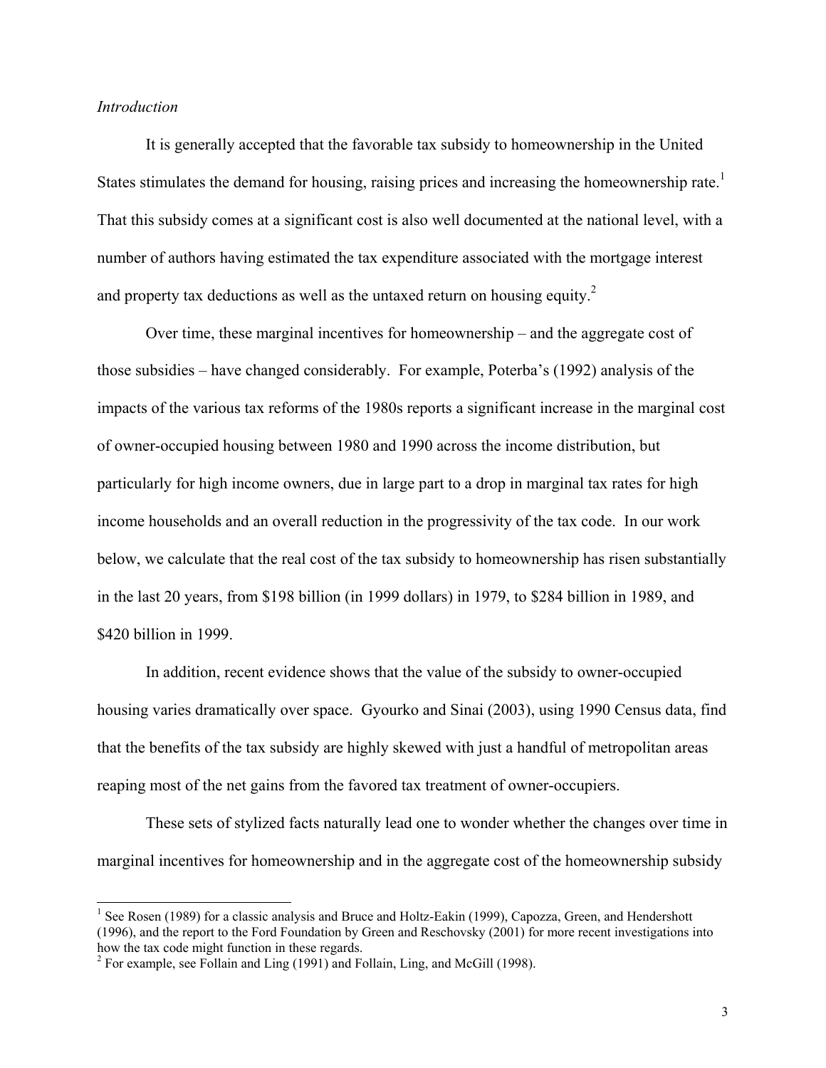*Introduction*

It is generally accepted that the favorable tax subsidy to homeownership in the United States stimulates the demand for housing, raising prices and increasing the homeownership rate.[1] That this subsidy comes at a significant cost is also well documented at the national level, with a number of authors having estimated the tax expenditure associated with the mortgage interest and property tax deductions as well as the untaxed return on housing equity.[2]

Over time, these marginal incentives for homeownership – and the aggregate cost of those subsidies – have changed considerably. For example, Poterba's (1992) analysis of the impacts of the various tax reforms of the 1980s reports a significant increase in the marginal cost of owner-occupied housing between 1980 and 1990 across the income distribution, but particularly for high income owners, due in large part to a drop in marginal tax rates for high income households and an overall reduction in the progressivity of the tax code. In our work below, we calculate that the real cost of the tax subsidy to homeownership has risen substantially in the last 20 years, from $198 billion (in 1999 dollars) in 1979, to $284 billion in 1989, and $420 billion in 1999.

In addition, recent evidence shows that the value of the subsidy to owner-occupied housing varies dramatically over space. Gyourko and Sinai (2003), using 1990 Census data, find that the benefits of the tax subsidy are highly skewed with just a handful of metropolitan areas reaping most of the net gains from the favored tax treatment of owner-occupiers.

These sets of stylized facts naturally lead one to wonder whether the changes over time in marginal incentives for homeownership and in the aggregate cost of the homeownership subsidy

---

[1] See Rosen (1989) for a classic analysis and Bruce and Holtz-Eakin (1999), Capozza, Green, and Hendershott (1996), and the report to the Ford Foundation by Green and Reschovsky (2001) for more recent investigations into how the tax code might function in these regards.

[2] For example, see Follain and Ling (1991) and Follain, Ling, and McGill (1998).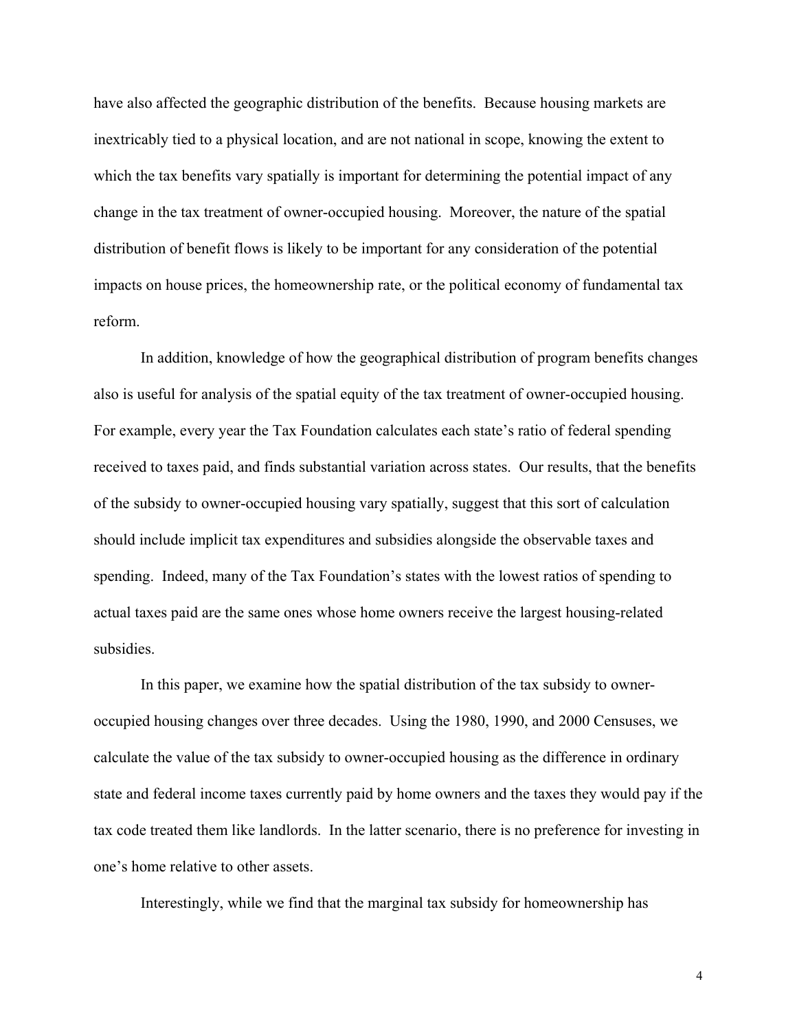have also affected the geographic distribution of the benefits. Because housing markets are inextricably tied to a physical location, and are not national in scope, knowing the extent to which the tax benefits vary spatially is important for determining the potential impact of any change in the tax treatment of owner-occupied housing. Moreover, the nature of the spatial distribution of benefit flows is likely to be important for any consideration of the potential impacts on house prices, the homeownership rate, or the political economy of fundamental tax reform.

In addition, knowledge of how the geographical distribution of program benefits changes also is useful for analysis of the spatial equity of the tax treatment of owner-occupied housing. For example, every year the Tax Foundation calculates each state's ratio of federal spending received to taxes paid, and finds substantial variation across states. Our results, that the benefits of the subsidy to owner-occupied housing vary spatially, suggest that this sort of calculation should include implicit tax expenditures and subsidies alongside the observable taxes and spending. Indeed, many of the Tax Foundation's states with the lowest ratios of spending to actual taxes paid are the same ones whose home owners receive the largest housing-related subsidies.

In this paper, we examine how the spatial distribution of the tax subsidy to owner-occupied housing changes over three decades. Using the 1980, 1990, and 2000 Censuses, we calculate the value of the tax subsidy to owner-occupied housing as the difference in ordinary state and federal income taxes currently paid by home owners and the taxes they would pay if the tax code treated them like landlords. In the latter scenario, there is no preference for investing in one's home relative to other assets.

Interestingly, while we find that the marginal tax subsidy for homeownership has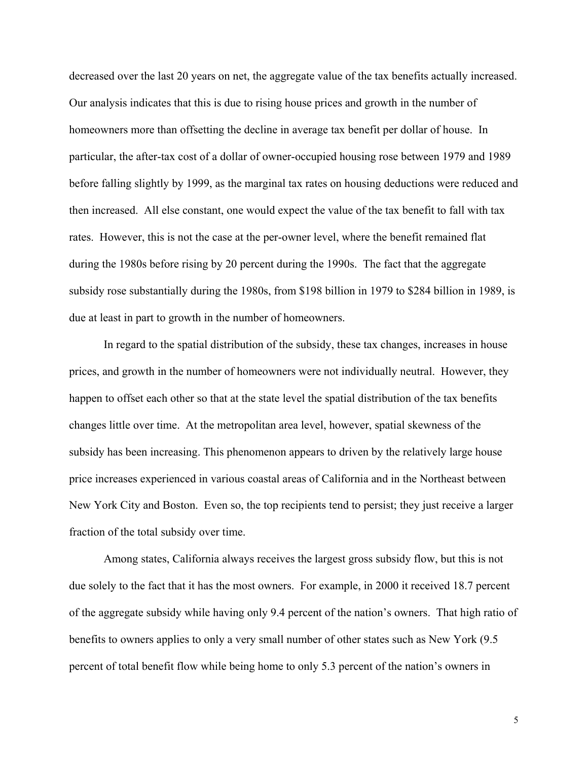decreased over the last 20 years on net, the aggregate value of the tax benefits actually increased. Our analysis indicates that this is due to rising house prices and growth in the number of homeowners more than offsetting the decline in average tax benefit per dollar of house. In particular, the after-tax cost of a dollar of owner-occupied housing rose between 1979 and 1989 before falling slightly by 1999, as the marginal tax rates on housing deductions were reduced and then increased. All else constant, one would expect the value of the tax benefit to fall with tax rates. However, this is not the case at the per-owner level, where the benefit remained flat during the 1980s before rising by 20 percent during the 1990s. The fact that the aggregate subsidy rose substantially during the 1980s, from $198 billion in 1979 to $284 billion in 1989, is due at least in part to growth in the number of homeowners.

In regard to the spatial distribution of the subsidy, these tax changes, increases in house prices, and growth in the number of homeowners were not individually neutral. However, they happen to offset each other so that at the state level the spatial distribution of the tax benefits changes little over time. At the metropolitan area level, however, spatial skewness of the subsidy has been increasing. This phenomenon appears to driven by the relatively large house price increases experienced in various coastal areas of California and in the Northeast between New York City and Boston. Even so, the top recipients tend to persist; they just receive a larger fraction of the total subsidy over time.

Among states, California always receives the largest gross subsidy flow, but this is not due solely to the fact that it has the most owners. For example, in 2000 it received 18.7 percent of the aggregate subsidy while having only 9.4 percent of the nation's owners. That high ratio of benefits to owners applies to only a very small number of other states such as New York (9.5 percent of total benefit flow while being home to only 5.3 percent of the nation's owners in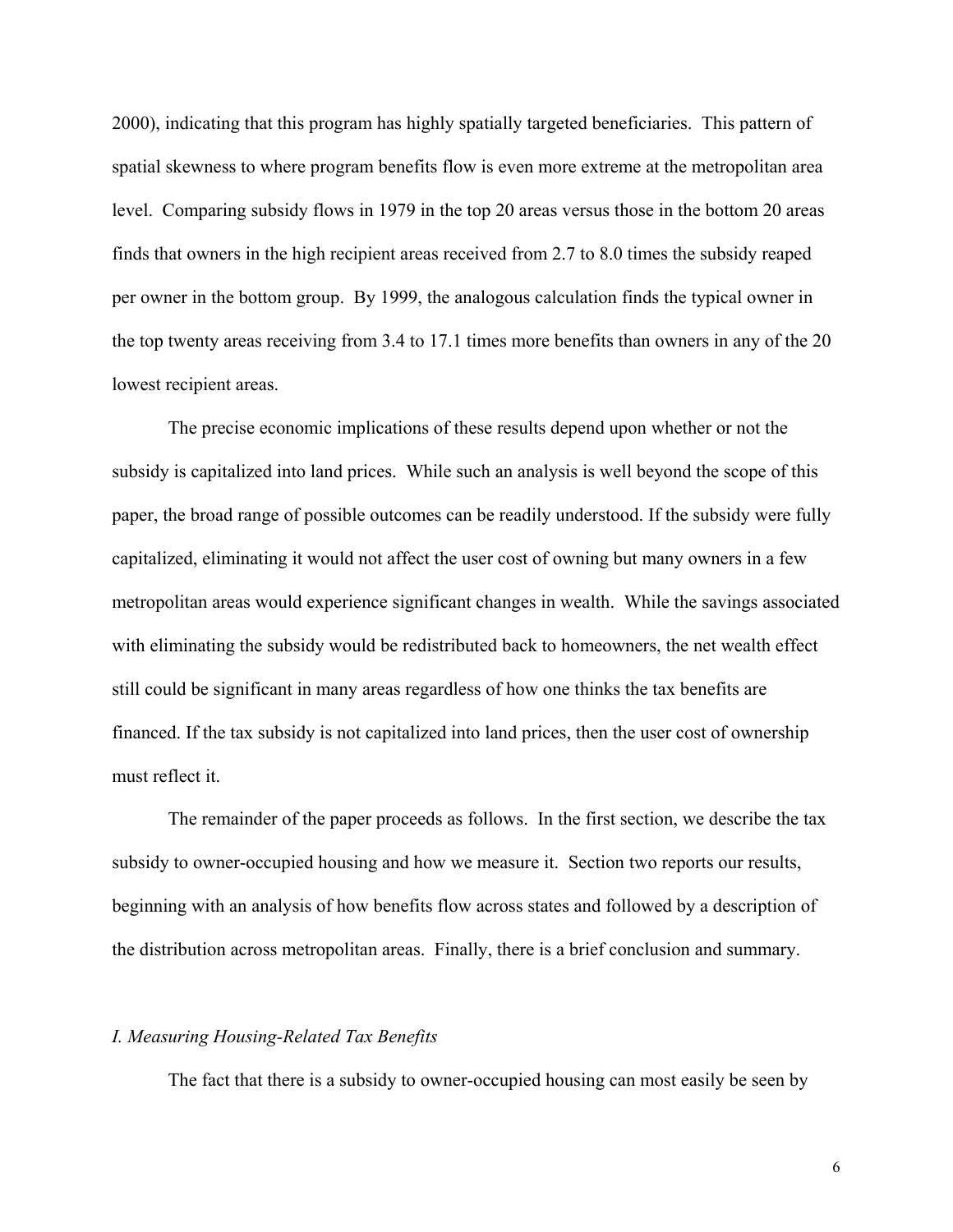2000), indicating that this program has highly spatially targeted beneficiaries. This pattern of spatial skewness to where program benefits flow is even more extreme at the metropolitan area level. Comparing subsidy flows in 1979 in the top 20 areas versus those in the bottom 20 areas finds that owners in the high recipient areas received from 2.7 to 8.0 times the subsidy reaped per owner in the bottom group. By 1999, the analogous calculation finds the typical owner in the top twenty areas receiving from 3.4 to 17.1 times more benefits than owners in any of the 20 lowest recipient areas.

The precise economic implications of these results depend upon whether or not the subsidy is capitalized into land prices. While such an analysis is well beyond the scope of this paper, the broad range of possible outcomes can be readily understood. If the subsidy were fully capitalized, eliminating it would not affect the user cost of owning but many owners in a few metropolitan areas would experience significant changes in wealth. While the savings associated with eliminating the subsidy would be redistributed back to homeowners, the net wealth effect still could be significant in many areas regardless of how one thinks the tax benefits are financed. If the tax subsidy is not capitalized into land prices, then the user cost of ownership must reflect it.

The remainder of the paper proceeds as follows. In the first section, we describe the tax subsidy to owner-occupied housing and how we measure it. Section two reports our results, beginning with an analysis of how benefits flow across states and followed by a description of the distribution across metropolitan areas. Finally, there is a brief conclusion and summary.

## *I. Measuring Housing-Related Tax Benefits*

The fact that there is a subsidy to owner-occupied housing can most easily be seen by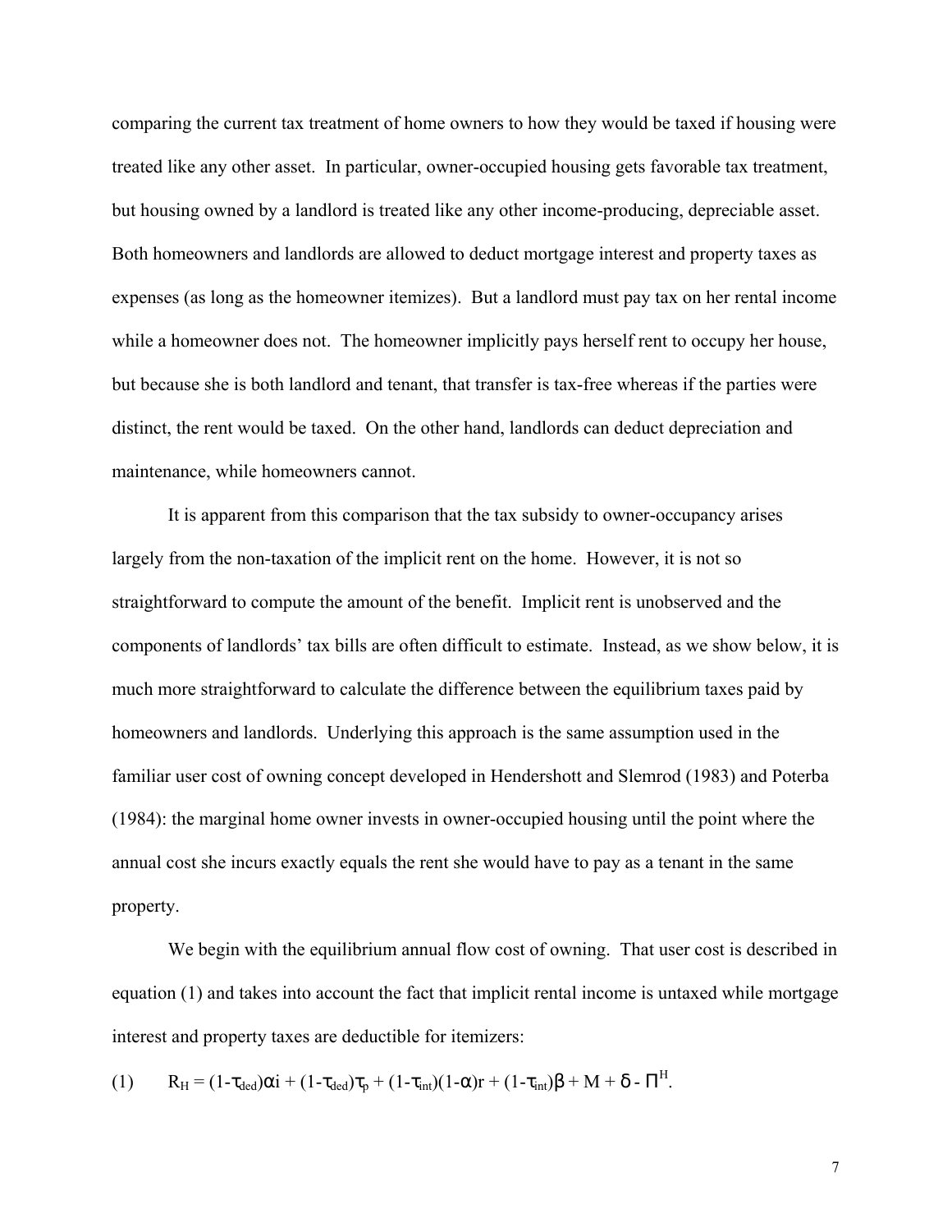comparing the current tax treatment of home owners to how they would be taxed if housing were treated like any other asset. In particular, owner-occupied housing gets favorable tax treatment, but housing owned by a landlord is treated like any other income-producing, depreciable asset. Both homeowners and landlords are allowed to deduct mortgage interest and property taxes as expenses (as long as the homeowner itemizes). But a landlord must pay tax on her rental income while a homeowner does not. The homeowner implicitly pays herself rent to occupy her house, but because she is both landlord and tenant, that transfer is tax-free whereas if the parties were distinct, the rent would be taxed. On the other hand, landlords can deduct depreciation and maintenance, while homeowners cannot.

It is apparent from this comparison that the tax subsidy to owner-occupancy arises largely from the non-taxation of the implicit rent on the home. However, it is not so straightforward to compute the amount of the benefit. Implicit rent is unobserved and the components of landlords' tax bills are often difficult to estimate. Instead, as we show below, it is much more straightforward to calculate the difference between the equilibrium taxes paid by homeowners and landlords. Underlying this approach is the same assumption used in the familiar user cost of owning concept developed in Hendershott and Slemrod (1983) and Poterba (1984): the marginal home owner invests in owner-occupied housing until the point where the annual cost she incurs exactly equals the rent she would have to pay as a tenant in the same property.

We begin with the equilibrium annual flow cost of owning. That user cost is described in equation (1) and takes into account the fact that implicit rental income is untaxed while mortgage interest and property taxes are deductible for itemizers:

$$(1) \qquad R_H = (1-\tau_{ded})\alpha i + (1-\tau_{ded})\tau_p + (1-\tau_{int})(1-\alpha)r + (1-\tau_{int})\beta + M + \delta - \Pi^H.$$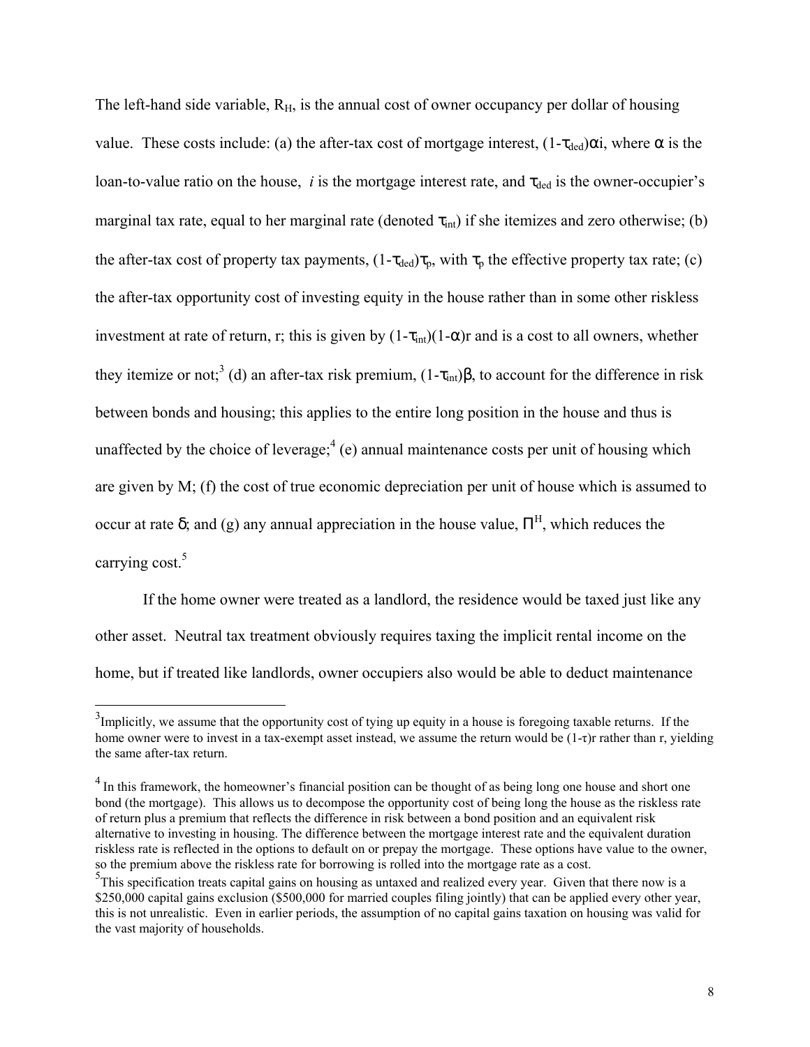The left-hand side variable, $R_H$, is the annual cost of owner occupancy per dollar of housing value. These costs include: (a) the after-tax cost of mortgage interest, $(1-\tau_{ded})\alpha i$, where $\alpha$ is the loan-to-value ratio on the house, *i* is the mortgage interest rate, and $\tau_{ded}$ is the owner-occupier's marginal tax rate, equal to her marginal rate (denoted $\tau_{int}$) if she itemizes and zero otherwise; (b) the after-tax cost of property tax payments, $(1-\tau_{ded})\tau_p$, with $\tau_p$ the effective property tax rate; (c) the after-tax opportunity cost of investing equity in the house rather than in some other riskless investment at rate of return, r; this is given by $(1-\tau_{int})(1-\alpha)r$ and is a cost to all owners, whether they itemize or not;[3] (d) an after-tax risk premium, $(1-\tau_{int})\beta$, to account for the difference in risk between bonds and housing; this applies to the entire long position in the house and thus is unaffected by the choice of leverage;[4] (e) annual maintenance costs per unit of housing which are given by M; (f) the cost of true economic depreciation per unit of house which is assumed to occur at rate $\delta$; and (g) any annual appreciation in the house value, $\Pi^H$, which reduces the carrying cost.[5]

If the home owner were treated as a landlord, the residence would be taxed just like any other asset. Neutral tax treatment obviously requires taxing the implicit rental income on the home, but if treated like landlords, owner occupiers also would be able to deduct maintenance

[3] Implicitly, we assume that the opportunity cost of tying up equity in a house is foregoing taxable returns. If the home owner were to invest in a tax-exempt asset instead, we assume the return would be $(1-\tau)r$ rather than r, yielding the same after-tax return.

[4] In this framework, the homeowner's financial position can be thought of as being long one house and short one bond (the mortgage). This allows us to decompose the opportunity cost of being long the house as the riskless rate of return plus a premium that reflects the difference in risk between a bond position and an equivalent risk alternative to investing in housing. The difference between the mortgage interest rate and the equivalent duration riskless rate is reflected in the options to default on or prepay the mortgage. These options have value to the owner, so the premium above the riskless rate for borrowing is rolled into the mortgage rate as a cost.

[5] This specification treats capital gains on housing as untaxed and realized every year. Given that there now is a \$250,000 capital gains exclusion (\$500,000 for married couples filing jointly) that can be applied every other year, this is not unrealistic. Even in earlier periods, the assumption of no capital gains taxation on housing was valid for the vast majority of households.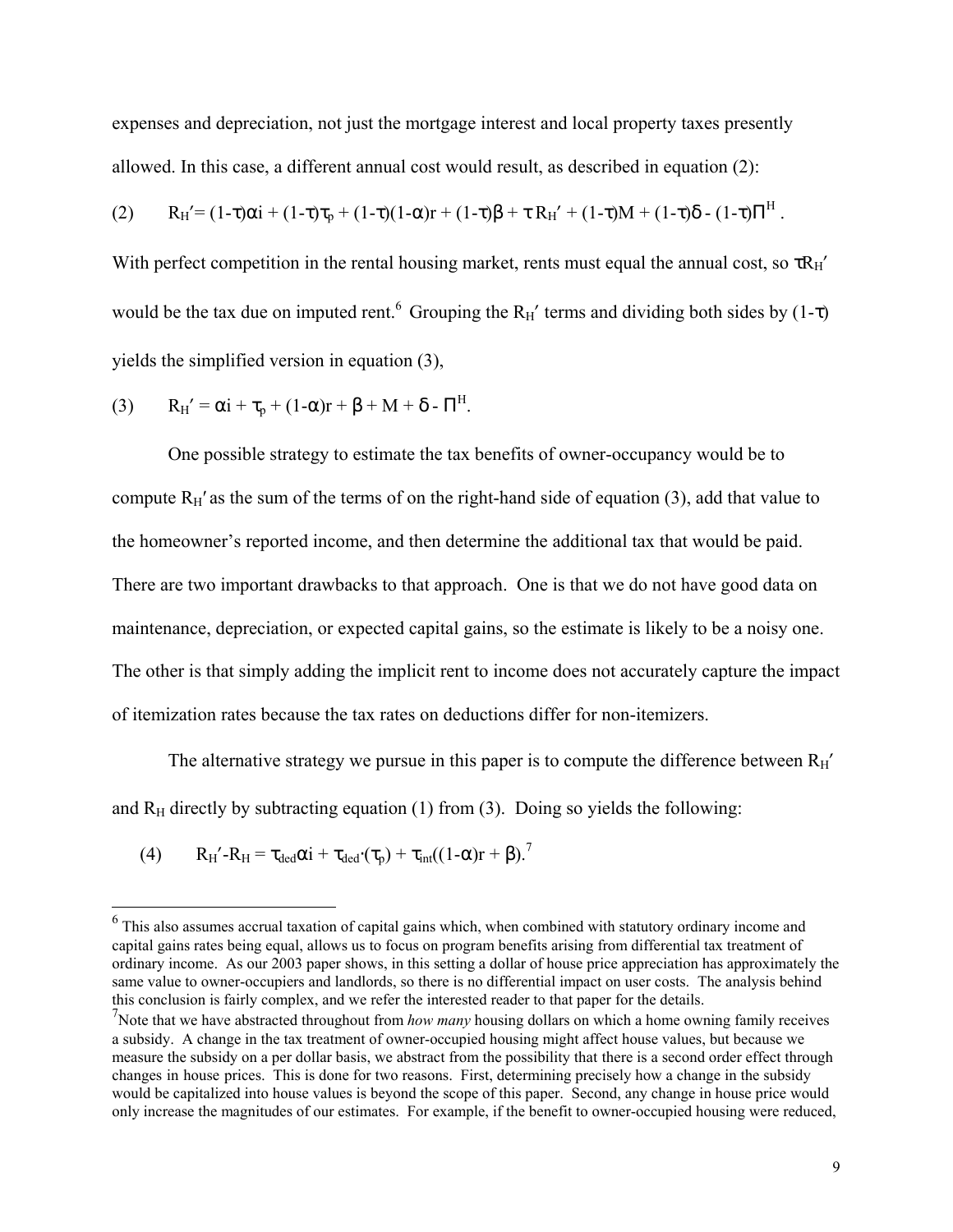expenses and depreciation, not just the mortgage interest and local property taxes presently allowed. In this case, a different annual cost would result, as described in equation (2):

$$(2) \qquad R_H' = (1-\tau)\alpha i + (1-\tau)\tau_p + (1-\tau)(1-\alpha)r + (1-\tau)\beta + \tau R_H' + (1-\tau)M + (1-\tau)\delta - (1-\tau)\Pi^H .$$

With perfect competition in the rental housing market, rents must equal the annual cost, so $\tau R_H'$ would be the tax due on imputed rent.[6] Grouping the $R_H'$ terms and dividing both sides by $(1-\tau)$ yields the simplified version in equation (3),

$$(3) \qquad R_H' = \alpha i + \tau_p + (1-\alpha)r + \beta + M + \delta - \Pi^H.$$

One possible strategy to estimate the tax benefits of owner-occupancy would be to compute $R_H'$ as the sum of the terms of on the right-hand side of equation (3), add that value to the homeowner's reported income, and then determine the additional tax that would be paid. There are two important drawbacks to that approach. One is that we do not have good data on maintenance, depreciation, or expected capital gains, so the estimate is likely to be a noisy one. The other is that simply adding the implicit rent to income does not accurately capture the impact of itemization rates because the tax rates on deductions differ for non-itemizers.

The alternative strategy we pursue in this paper is to compute the difference between $R_H'$ and $R_H$ directly by subtracting equation (1) from (3). Doing so yields the following:

$$(4) \qquad R_H' - R_H = \tau_{ded}\alpha i + \tau_{ded'}(\tau_p) + \tau_{int}((1-\alpha)r + \beta).$$ [7]

[6] This also assumes accrual taxation of capital gains which, when combined with statutory ordinary income and capital gains rates being equal, allows us to focus on program benefits arising from differential tax treatment of ordinary income. As our 2003 paper shows, in this setting a dollar of house price appreciation has approximately the same value to owner-occupiers and landlords, so there is no differential impact on user costs. The analysis behind this conclusion is fairly complex, and we refer the interested reader to that paper for the details.

[7] Note that we have abstracted throughout from *how many* housing dollars on which a home owning family receives a subsidy. A change in the tax treatment of owner-occupied housing might affect house values, but because we measure the subsidy on a per dollar basis, we abstract from the possibility that there is a second order effect through changes in house prices. This is done for two reasons. First, determining precisely how a change in the subsidy would be capitalized into house values is beyond the scope of this paper. Second, any change in house price would only increase the magnitudes of our estimates. For example, if the benefit to owner-occupied housing were reduced,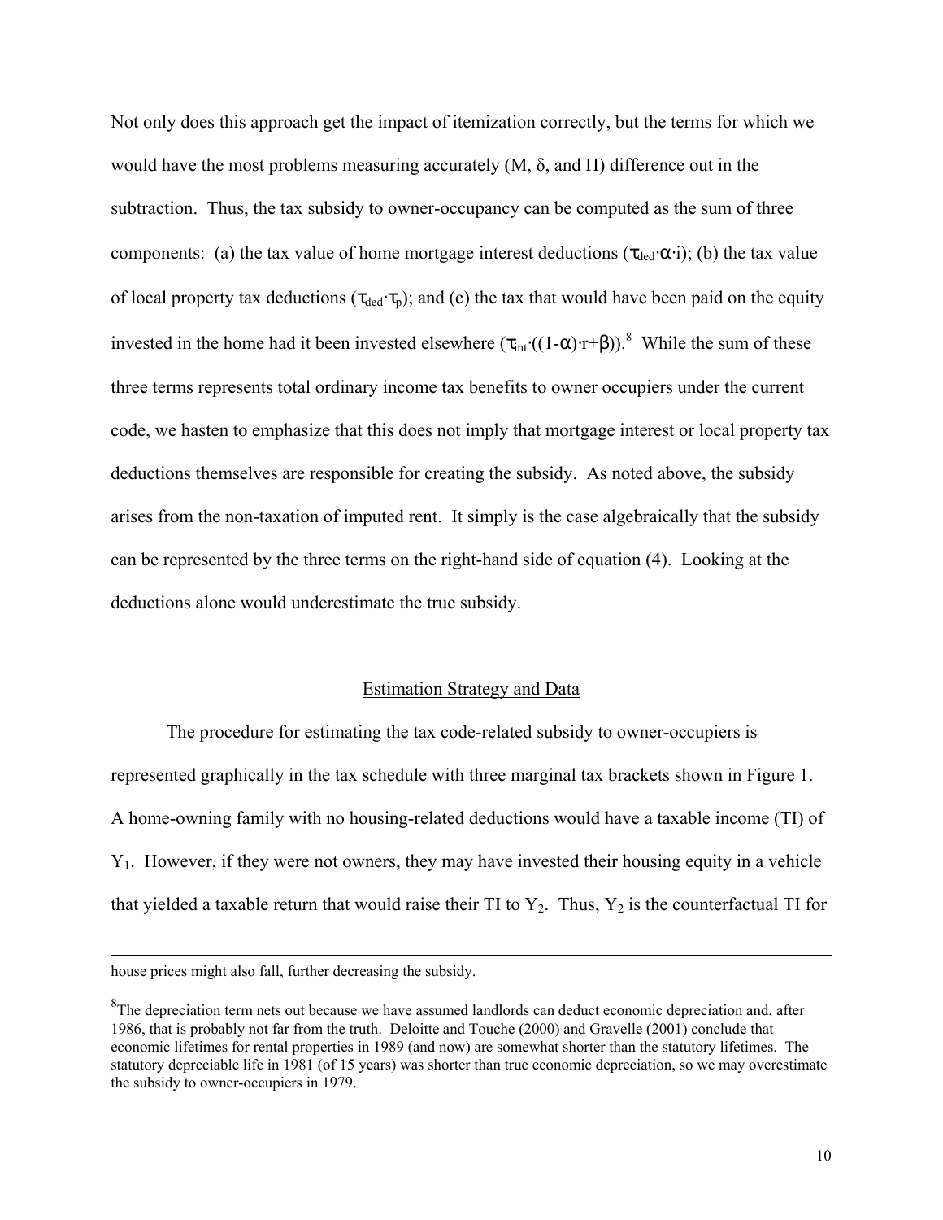Not only does this approach get the impact of itemization correctly, but the terms for which we would have the most problems measuring accurately (M, $\delta$, and $\Pi$) difference out in the subtraction. Thus, the tax subsidy to owner-occupancy can be computed as the sum of three components: (a) the tax value of home mortgage interest deductions ($\tau_{ded} \cdot \alpha \cdot i$); (b) the tax value of local property tax deductions ($\tau_{ded} \cdot \tau_p$); and (c) the tax that would have been paid on the equity invested in the home had it been invested elsewhere ($\tau_{int} \cdot ((1-\alpha) \cdot r + \beta)$).[8] While the sum of these three terms represents total ordinary income tax benefits to owner occupiers under the current code, we hasten to emphasize that this does not imply that mortgage interest or local property tax deductions themselves are responsible for creating the subsidy. As noted above, the subsidy arises from the non-taxation of imputed rent. It simply is the case algebraically that the subsidy can be represented by the three terms on the right-hand side of equation (4). Looking at the deductions alone would underestimate the true subsidy.

## Estimation Strategy and Data

The procedure for estimating the tax code-related subsidy to owner-occupiers is represented graphically in the tax schedule with three marginal tax brackets shown in Figure 1. A home-owning family with no housing-related deductions would have a taxable income (TI) of $Y_1$. However, if they were not owners, they may have invested their housing equity in a vehicle that yielded a taxable return that would raise their TI to $Y_2$. Thus, $Y_2$ is the counterfactual TI for

---

house prices might also fall, further decreasing the subsidy.

[8]The depreciation term nets out because we have assumed landlords can deduct economic depreciation and, after 1986, that is probably not far from the truth. Deloitte and Touche (2000) and Gravelle (2001) conclude that economic lifetimes for rental properties in 1989 (and now) are somewhat shorter than the statutory lifetimes. The statutory depreciable life in 1981 (of 15 years) was shorter than true economic depreciation, so we may overestimate the subsidy to owner-occupiers in 1979.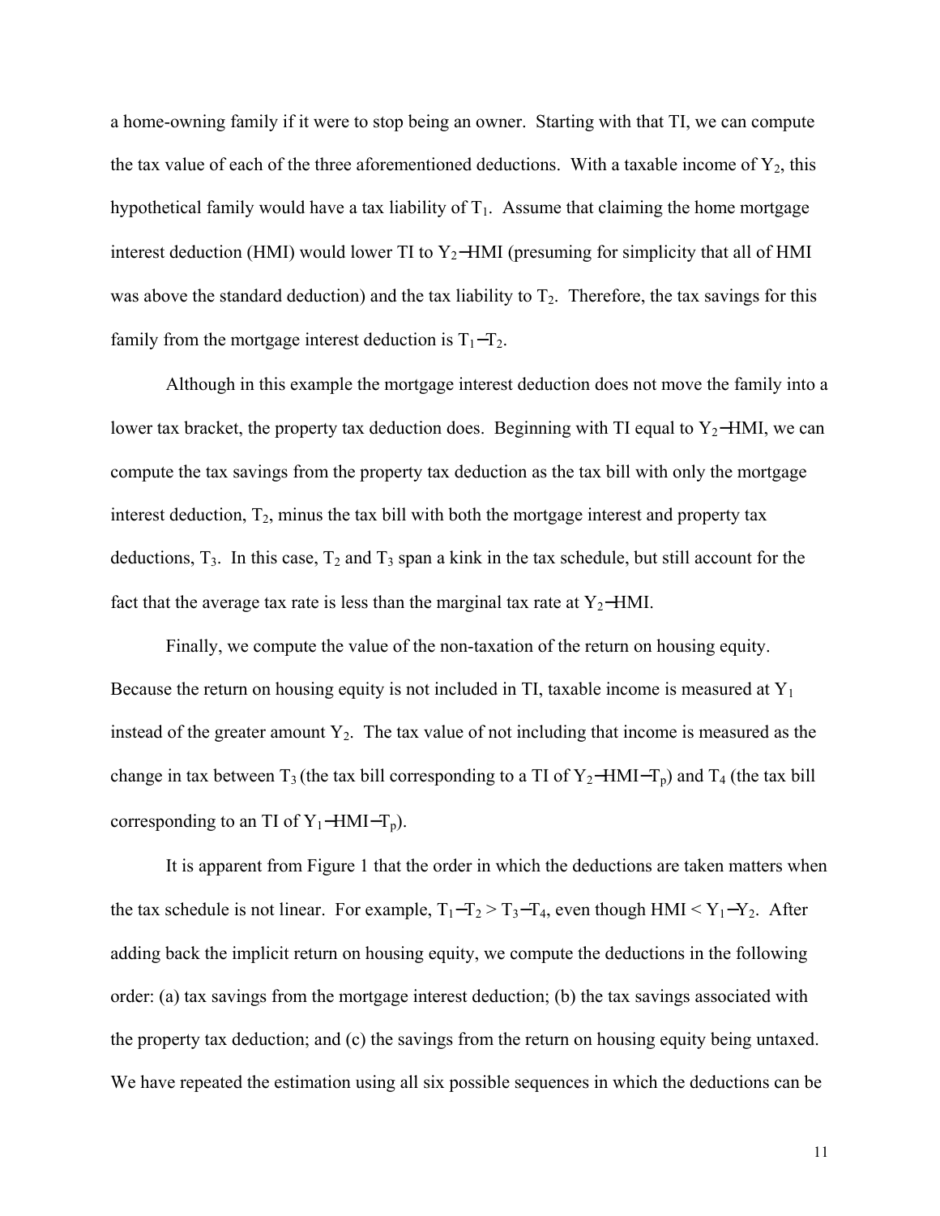a home-owning family if it were to stop being an owner. Starting with that TI, we can compute the tax value of each of the three aforementioned deductions. With a taxable income of $Y_2$, this hypothetical family would have a tax liability of $T_1$. Assume that claiming the home mortgage interest deduction (HMI) would lower TI to $Y_2-HMI$ (presuming for simplicity that all of HMI was above the standard deduction) and the tax liability to $T_2$. Therefore, the tax savings for this family from the mortgage interest deduction is $T_1-T_2$.

Although in this example the mortgage interest deduction does not move the family into a lower tax bracket, the property tax deduction does. Beginning with TI equal to $Y_2-HMI$, we can compute the tax savings from the property tax deduction as the tax bill with only the mortgage interest deduction, $T_2$, minus the tax bill with both the mortgage interest and property tax deductions, $T_3$. In this case, $T_2$ and $T_3$ span a kink in the tax schedule, but still account for the fact that the average tax rate is less than the marginal tax rate at $Y_2-HMI$.

Finally, we compute the value of the non-taxation of the return on housing equity. Because the return on housing equity is not included in TI, taxable income is measured at $Y_1$ instead of the greater amount $Y_2$. The tax value of not including that income is measured as the change in tax between $T_3$ (the tax bill corresponding to a TI of $Y_2-HMI-T_p$) and $T_4$ (the tax bill corresponding to an TI of $Y_1-HMI-T_p$).

It is apparent from Figure 1 that the order in which the deductions are taken matters when the tax schedule is not linear. For example, $T_1-T_2 > T_3-T_4$, even though $HMI < Y_1-Y_2$. After adding back the implicit return on housing equity, we compute the deductions in the following order: (a) tax savings from the mortgage interest deduction; (b) the tax savings associated with the property tax deduction; and (c) the savings from the return on housing equity being untaxed. We have repeated the estimation using all six possible sequences in which the deductions can be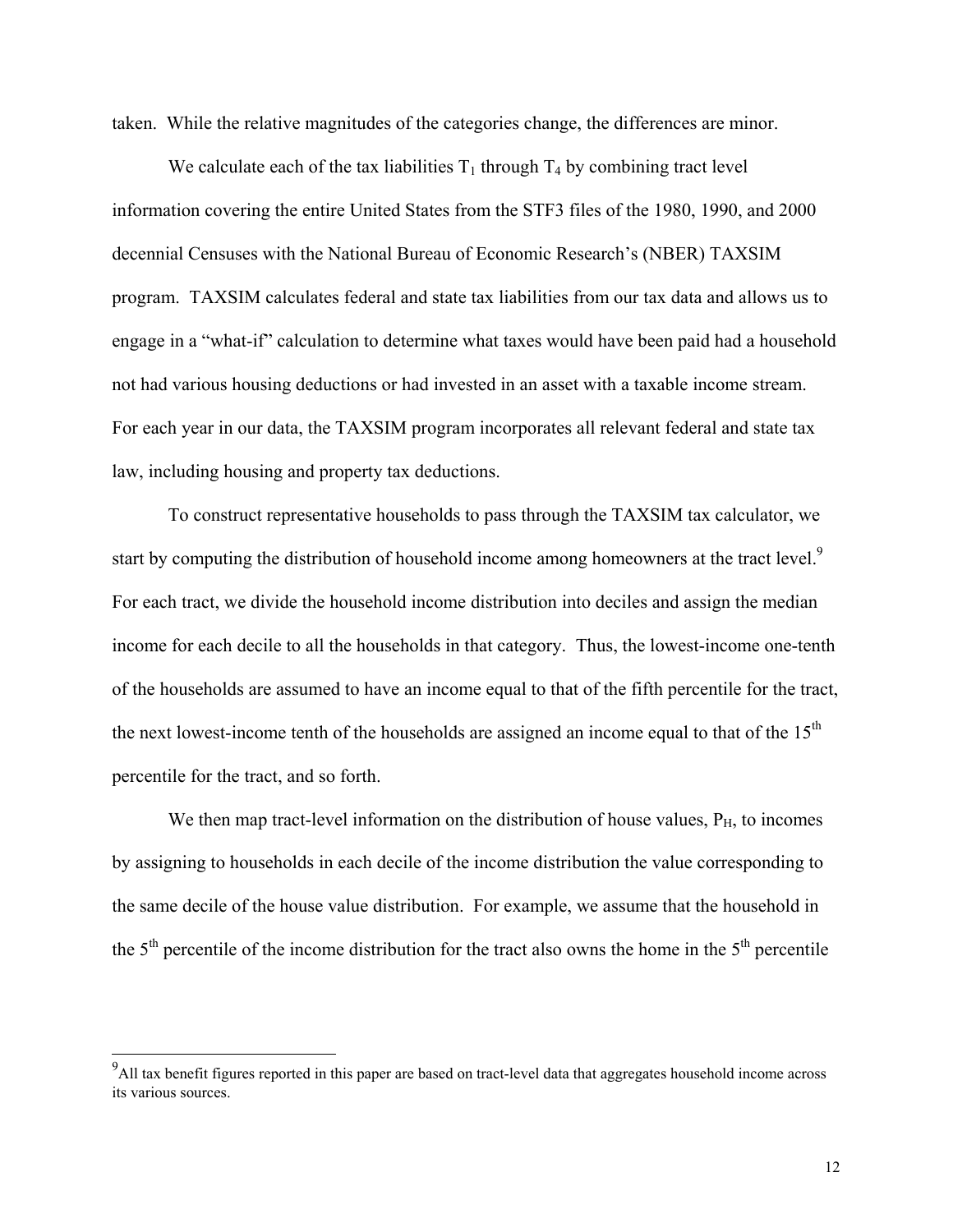taken. While the relative magnitudes of the categories change, the differences are minor.

We calculate each of the tax liabilities $T_1$ through $T_4$ by combining tract level information covering the entire United States from the STF3 files of the 1980, 1990, and 2000 decennial Censuses with the National Bureau of Economic Research's (NBER) TAXSIM program. TAXSIM calculates federal and state tax liabilities from our tax data and allows us to engage in a "what-if" calculation to determine what taxes would have been paid had a household not had various housing deductions or had invested in an asset with a taxable income stream. For each year in our data, the TAXSIM program incorporates all relevant federal and state tax law, including housing and property tax deductions.

To construct representative households to pass through the TAXSIM tax calculator, we start by computing the distribution of household income among homeowners at the tract level.[9] For each tract, we divide the household income distribution into deciles and assign the median income for each decile to all the households in that category. Thus, the lowest-income one-tenth of the households are assumed to have an income equal to that of the fifth percentile for the tract, the next lowest-income tenth of the households are assigned an income equal to that of the 15th percentile for the tract, and so forth.

We then map tract-level information on the distribution of house values, $P_H$, to incomes by assigning to households in each decile of the income distribution the value corresponding to the same decile of the house value distribution. For example, we assume that the household in the 5th percentile of the income distribution for the tract also owns the home in the 5th percentile

[9] All tax benefit figures reported in this paper are based on tract-level data that aggregates household income across its various sources.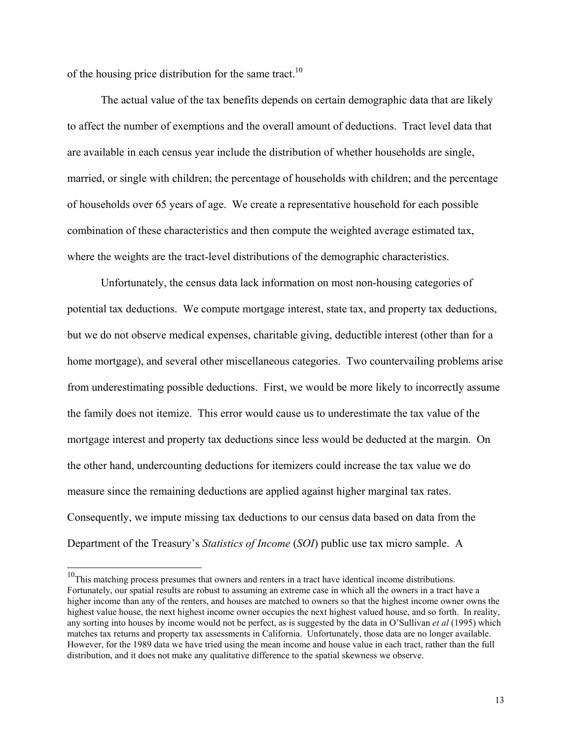of the housing price distribution for the same tract.[10]

The actual value of the tax benefits depends on certain demographic data that are likely to affect the number of exemptions and the overall amount of deductions. Tract level data that are available in each census year include the distribution of whether households are single, married, or single with children; the percentage of households with children; and the percentage of households over 65 years of age. We create a representative household for each possible combination of these characteristics and then compute the weighted average estimated tax, where the weights are the tract-level distributions of the demographic characteristics.

Unfortunately, the census data lack information on most non-housing categories of potential tax deductions. We compute mortgage interest, state tax, and property tax deductions, but we do not observe medical expenses, charitable giving, deductible interest (other than for a home mortgage), and several other miscellaneous categories. Two countervailing problems arise from underestimating possible deductions. First, we would be more likely to incorrectly assume the family does not itemize. This error would cause us to underestimate the tax value of the mortgage interest and property tax deductions since less would be deducted at the margin. On the other hand, undercounting deductions for itemizers could increase the tax value we do measure since the remaining deductions are applied against higher marginal tax rates. Consequently, we impute missing tax deductions to our census data based on data from the Department of the Treasury's *Statistics of Income* (*SOI*) public use tax micro sample. A

---

[10] This matching process presumes that owners and renters in a tract have identical income distributions. Fortunately, our spatial results are robust to assuming an extreme case in which all the owners in a tract have a higher income than any of the renters, and houses are matched to owners so that the highest income owner owns the highest value house, the next highest income owner occupies the next highest valued house, and so forth. In reality, any sorting into houses by income would not be perfect, as is suggested by the data in O'Sullivan *et al* (1995) which matches tax returns and property tax assessments in California. Unfortunately, those data are no longer available. However, for the 1989 data we have tried using the mean income and house value in each tract, rather than the full distribution, and it does not make any qualitative difference to the spatial skewness we observe.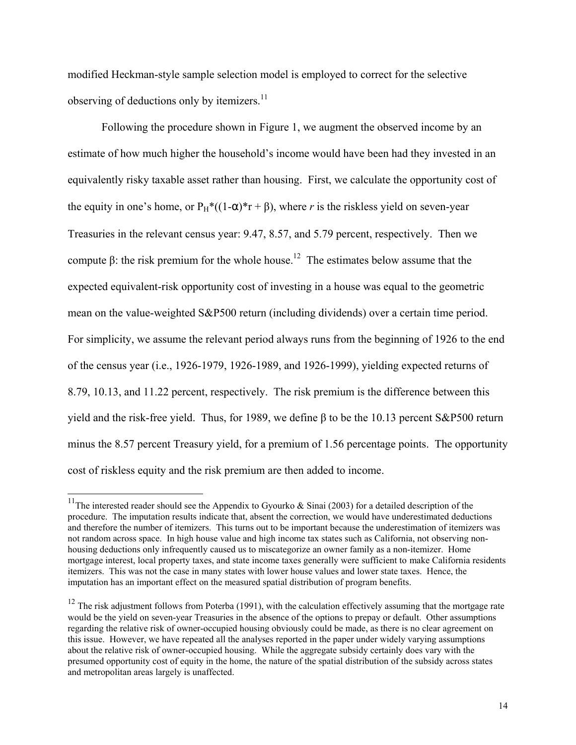modified Heckman-style sample selection model is employed to correct for the selective observing of deductions only by itemizers.[11]

Following the procedure shown in Figure 1, we augment the observed income by an estimate of how much higher the household's income would have been had they invested in an equivalently risky taxable asset rather than housing. First, we calculate the opportunity cost of the equity in one's home, or $P_H*((1-\alpha)*r + \beta)$, where *r* is the riskless yield on seven-year Treasuries in the relevant census year: 9.47, 8.57, and 5.79 percent, respectively. Then we compute β: the risk premium for the whole house.[12] The estimates below assume that the expected equivalent-risk opportunity cost of investing in a house was equal to the geometric mean on the value-weighted S&P500 return (including dividends) over a certain time period. For simplicity, we assume the relevant period always runs from the beginning of 1926 to the end of the census year (i.e., 1926-1979, 1926-1989, and 1926-1999), yielding expected returns of 8.79, 10.13, and 11.22 percent, respectively. The risk premium is the difference between this yield and the risk-free yield. Thus, for 1989, we define β to be the 10.13 percent S&P500 return minus the 8.57 percent Treasury yield, for a premium of 1.56 percentage points. The opportunity cost of riskless equity and the risk premium are then added to income.

---

[11] The interested reader should see the Appendix to Gyourko & Sinai (2003) for a detailed description of the procedure. The imputation results indicate that, absent the correction, we would have underestimated deductions and therefore the number of itemizers. This turns out to be important because the underestimation of itemizers was not random across space. In high house value and high income tax states such as California, not observing non-housing deductions only infrequently caused us to miscategorize an owner family as a non-itemizer. Home mortgage interest, local property taxes, and state income taxes generally were sufficient to make California residents itemizers. This was not the case in many states with lower house values and lower state taxes. Hence, the imputation has an important effect on the measured spatial distribution of program benefits.

[12] The risk adjustment follows from Poterba (1991), with the calculation effectively assuming that the mortgage rate would be the yield on seven-year Treasuries in the absence of the options to prepay or default. Other assumptions regarding the relative risk of owner-occupied housing obviously could be made, as there is no clear agreement on this issue. However, we have repeated all the analyses reported in the paper under widely varying assumptions about the relative risk of owner-occupied housing. While the aggregate subsidy certainly does vary with the presumed opportunity cost of equity in the home, the nature of the spatial distribution of the subsidy across states and metropolitan areas largely is unaffected.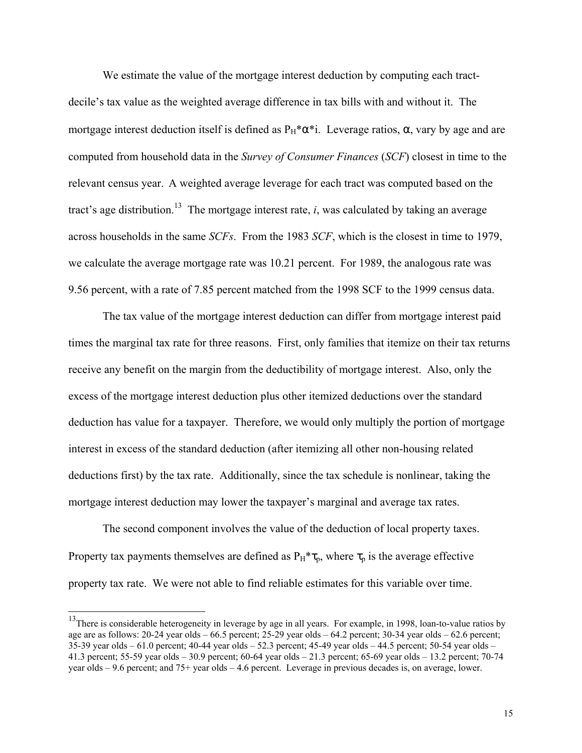We estimate the value of the mortgage interest deduction by computing each tract-decile's tax value as the weighted average difference in tax bills with and without it. The mortgage interest deduction itself is defined as $P_H*\alpha*i$. Leverage ratios, $\alpha$, vary by age and are computed from household data in the *Survey of Consumer Finances* (*SCF*) closest in time to the relevant census year. A weighted average leverage for each tract was computed based on the tract's age distribution.[13] The mortgage interest rate, $i$, was calculated by taking an average across households in the same *SCFs*. From the 1983 *SCF*, which is the closest in time to 1979, we calculate the average mortgage rate was 10.21 percent. For 1989, the analogous rate was 9.56 percent, with a rate of 7.85 percent matched from the 1998 SCF to the 1999 census data.

The tax value of the mortgage interest deduction can differ from mortgage interest paid times the marginal tax rate for three reasons. First, only families that itemize on their tax returns receive any benefit on the margin from the deductibility of mortgage interest. Also, only the excess of the mortgage interest deduction plus other itemized deductions over the standard deduction has value for a taxpayer. Therefore, we would only multiply the portion of mortgage interest in excess of the standard deduction (after itemizing all other non-housing related deductions first) by the tax rate. Additionally, since the tax schedule is nonlinear, taking the mortgage interest deduction may lower the taxpayer's marginal and average tax rates.

The second component involves the value of the deduction of local property taxes. Property tax payments themselves are defined as $P_H*\tau_p$, where $\tau_p$ is the average effective property tax rate. We were not able to find reliable estimates for this variable over time.

[13] There is considerable heterogeneity in leverage by age in all years. For example, in 1998, loan-to-value ratios by age are as follows: 20-24 year olds – 66.5 percent; 25-29 year olds – 64.2 percent; 30-34 year olds – 62.6 percent; 35-39 year olds – 61.0 percent; 40-44 year olds – 52.3 percent; 45-49 year olds – 44.5 percent; 50-54 year olds – 41.3 percent; 55-59 year olds – 30.9 percent; 60-64 year olds – 21.3 percent; 65-69 year olds – 13.2 percent; 70-74 year olds – 9.6 percent; and 75+ year olds – 4.6 percent. Leverage in previous decades is, on average, lower.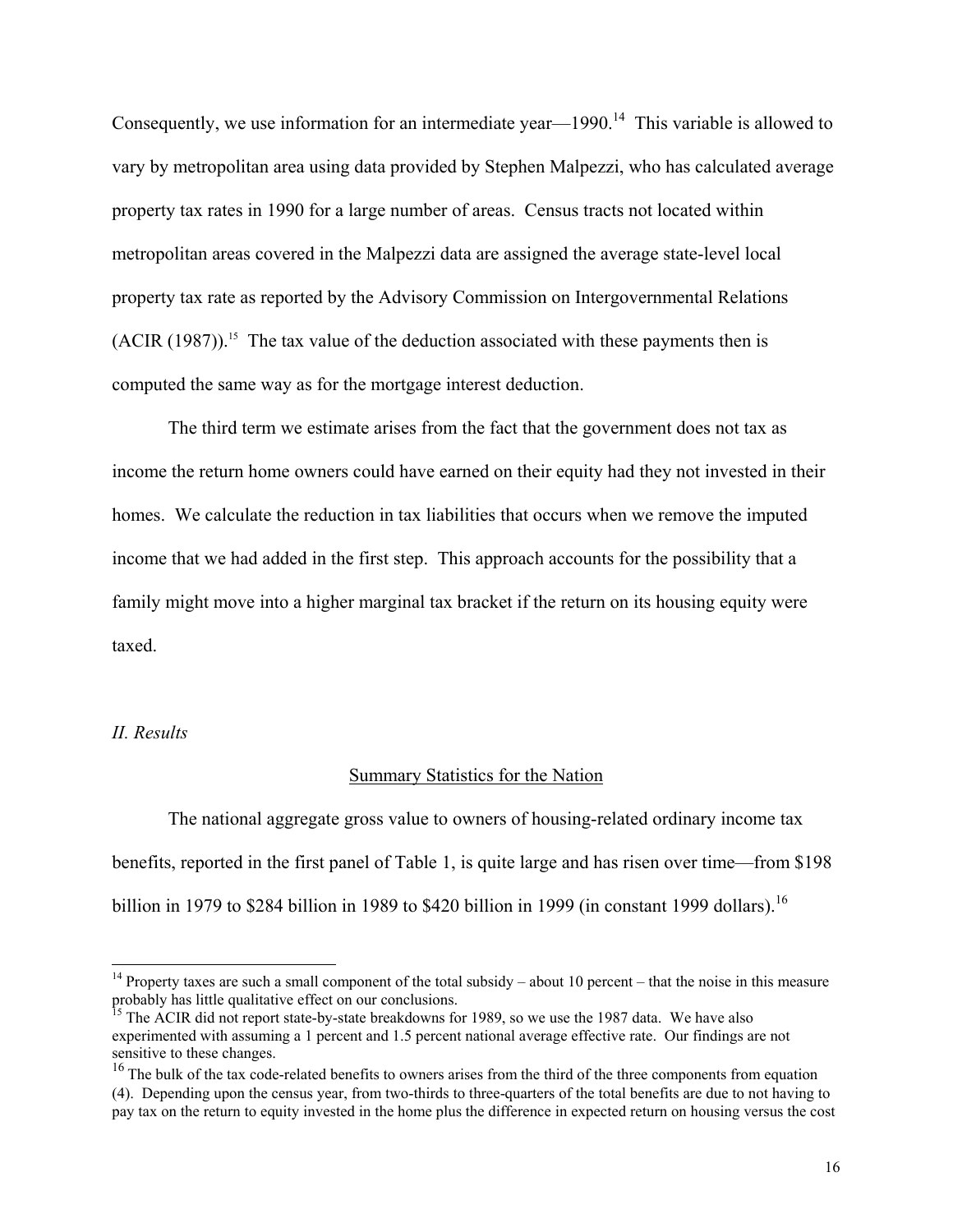Consequently, we use information for an intermediate year—1990.[14] This variable is allowed to vary by metropolitan area using data provided by Stephen Malpezzi, who has calculated average property tax rates in 1990 for a large number of areas. Census tracts not located within metropolitan areas covered in the Malpezzi data are assigned the average state-level local property tax rate as reported by the Advisory Commission on Intergovernmental Relations (ACIR (1987)).[15] The tax value of the deduction associated with these payments then is computed the same way as for the mortgage interest deduction.

The third term we estimate arises from the fact that the government does not tax as income the return home owners could have earned on their equity had they not invested in their homes. We calculate the reduction in tax liabilities that occurs when we remove the imputed income that we had added in the first step. This approach accounts for the possibility that a family might move into a higher marginal tax bracket if the return on its housing equity were taxed.

### *II. Results*

#### Summary Statistics for the Nation

The national aggregate gross value to owners of housing-related ordinary income tax benefits, reported in the first panel of Table 1, is quite large and has risen over time—from $198 billion in 1979 to $284 billion in 1989 to $420 billion in 1999 (in constant 1999 dollars).[16]

---

[14] Property taxes are such a small component of the total subsidy – about 10 percent – that the noise in this measure probably has little qualitative effect on our conclusions.

[15] The ACIR did not report state-by-state breakdowns for 1989, so we use the 1987 data. We have also experimented with assuming a 1 percent and 1.5 percent national average effective rate. Our findings are not sensitive to these changes.

[16] The bulk of the tax code-related benefits to owners arises from the third of the three components from equation (4). Depending upon the census year, from two-thirds to three-quarters of the total benefits are due to not having to pay tax on the return to equity invested in the home plus the difference in expected return on housing versus the cost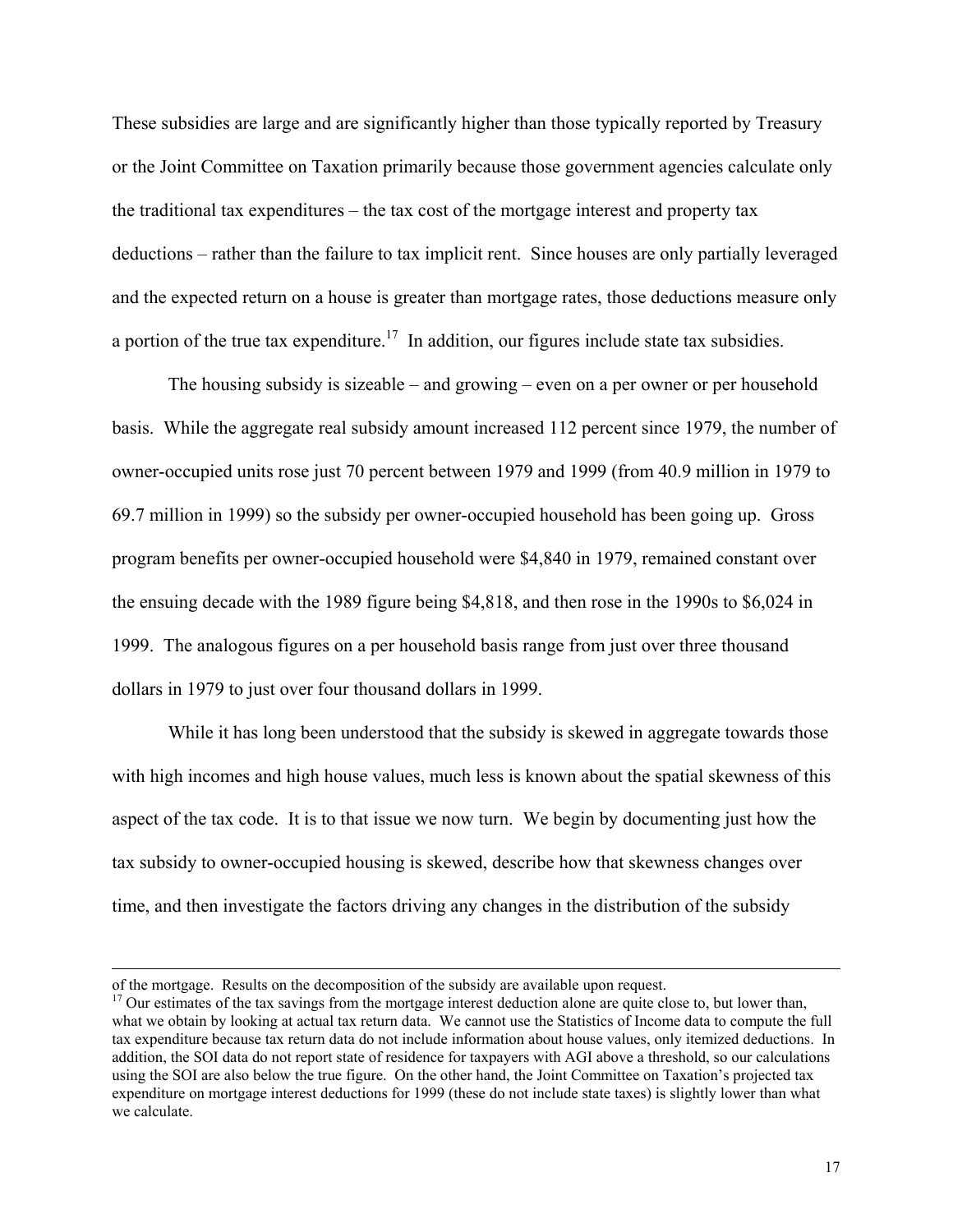These subsidies are large and are significantly higher than those typically reported by Treasury or the Joint Committee on Taxation primarily because those government agencies calculate only the traditional tax expenditures – the tax cost of the mortgage interest and property tax deductions – rather than the failure to tax implicit rent. Since houses are only partially leveraged and the expected return on a house is greater than mortgage rates, those deductions measure only a portion of the true tax expenditure.[17] In addition, our figures include state tax subsidies.

The housing subsidy is sizeable – and growing – even on a per owner or per household basis. While the aggregate real subsidy amount increased 112 percent since 1979, the number of owner-occupied units rose just 70 percent between 1979 and 1999 (from 40.9 million in 1979 to 69.7 million in 1999) so the subsidy per owner-occupied household has been going up. Gross program benefits per owner-occupied household were $4,840 in 1979, remained constant over the ensuing decade with the 1989 figure being $4,818, and then rose in the 1990s to $6,024 in 1999. The analogous figures on a per household basis range from just over three thousand dollars in 1979 to just over four thousand dollars in 1999.

While it has long been understood that the subsidy is skewed in aggregate towards those with high incomes and high house values, much less is known about the spatial skewness of this aspect of the tax code. It is to that issue we now turn. We begin by documenting just how the tax subsidy to owner-occupied housing is skewed, describe how that skewness changes over time, and then investigate the factors driving any changes in the distribution of the subsidy

---

of the mortgage. Results on the decomposition of the subsidy are available upon request.

[17] Our estimates of the tax savings from the mortgage interest deduction alone are quite close to, but lower than, what we obtain by looking at actual tax return data. We cannot use the Statistics of Income data to compute the full tax expenditure because tax return data do not include information about house values, only itemized deductions. In addition, the SOI data do not report state of residence for taxpayers with AGI above a threshold, so our calculations using the SOI are also below the true figure. On the other hand, the Joint Committee on Taxation's projected tax expenditure on mortgage interest deductions for 1999 (these do not include state taxes) is slightly lower than what we calculate.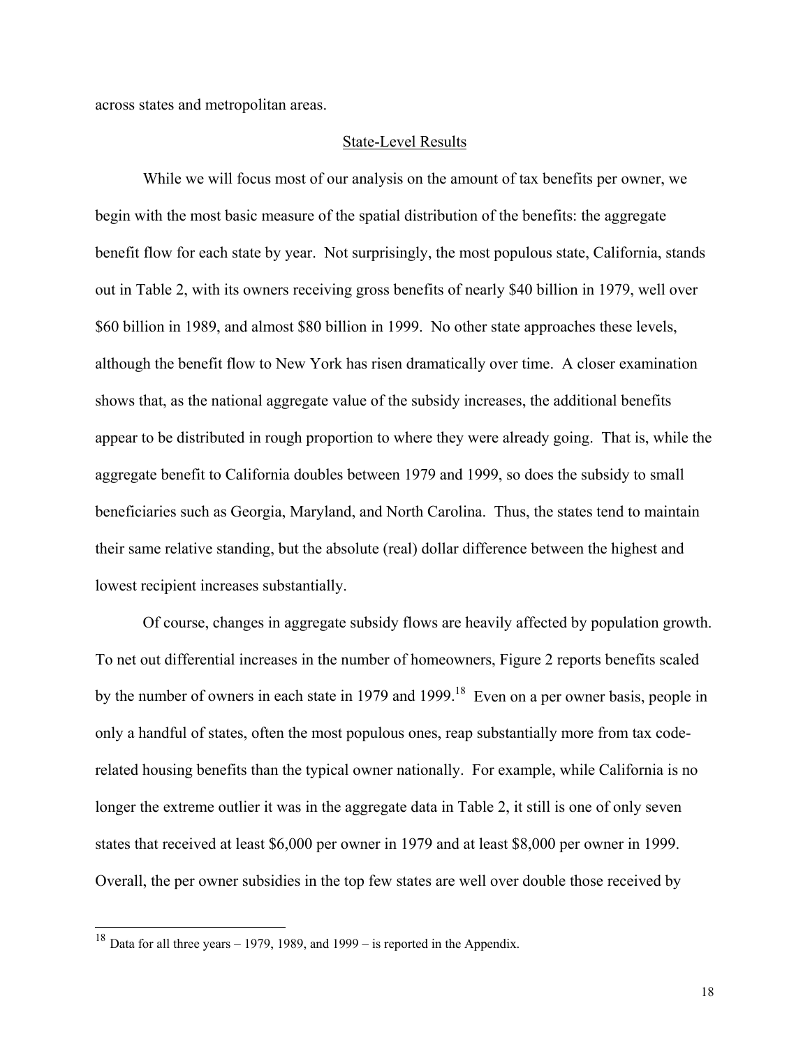across states and metropolitan areas.

## State-Level Results

While we will focus most of our analysis on the amount of tax benefits per owner, we begin with the most basic measure of the spatial distribution of the benefits: the aggregate benefit flow for each state by year. Not surprisingly, the most populous state, California, stands out in Table 2, with its owners receiving gross benefits of nearly \$40 billion in 1979, well over \$60 billion in 1989, and almost \$80 billion in 1999. No other state approaches these levels, although the benefit flow to New York has risen dramatically over time. A closer examination shows that, as the national aggregate value of the subsidy increases, the additional benefits appear to be distributed in rough proportion to where they were already going. That is, while the aggregate benefit to California doubles between 1979 and 1999, so does the subsidy to small beneficiaries such as Georgia, Maryland, and North Carolina. Thus, the states tend to maintain their same relative standing, but the absolute (real) dollar difference between the highest and lowest recipient increases substantially.

Of course, changes in aggregate subsidy flows are heavily affected by population growth. To net out differential increases in the number of homeowners, Figure 2 reports benefits scaled by the number of owners in each state in 1979 and 1999.[18] Even on a per owner basis, people in only a handful of states, often the most populous ones, reap substantially more from tax code-related housing benefits than the typical owner nationally. For example, while California is no longer the extreme outlier it was in the aggregate data in Table 2, it still is one of only seven states that received at least \$6,000 per owner in 1979 and at least \$8,000 per owner in 1999. Overall, the per owner subsidies in the top few states are well over double those received by

[18] Data for all three years – 1979, 1989, and 1999 – is reported in the Appendix.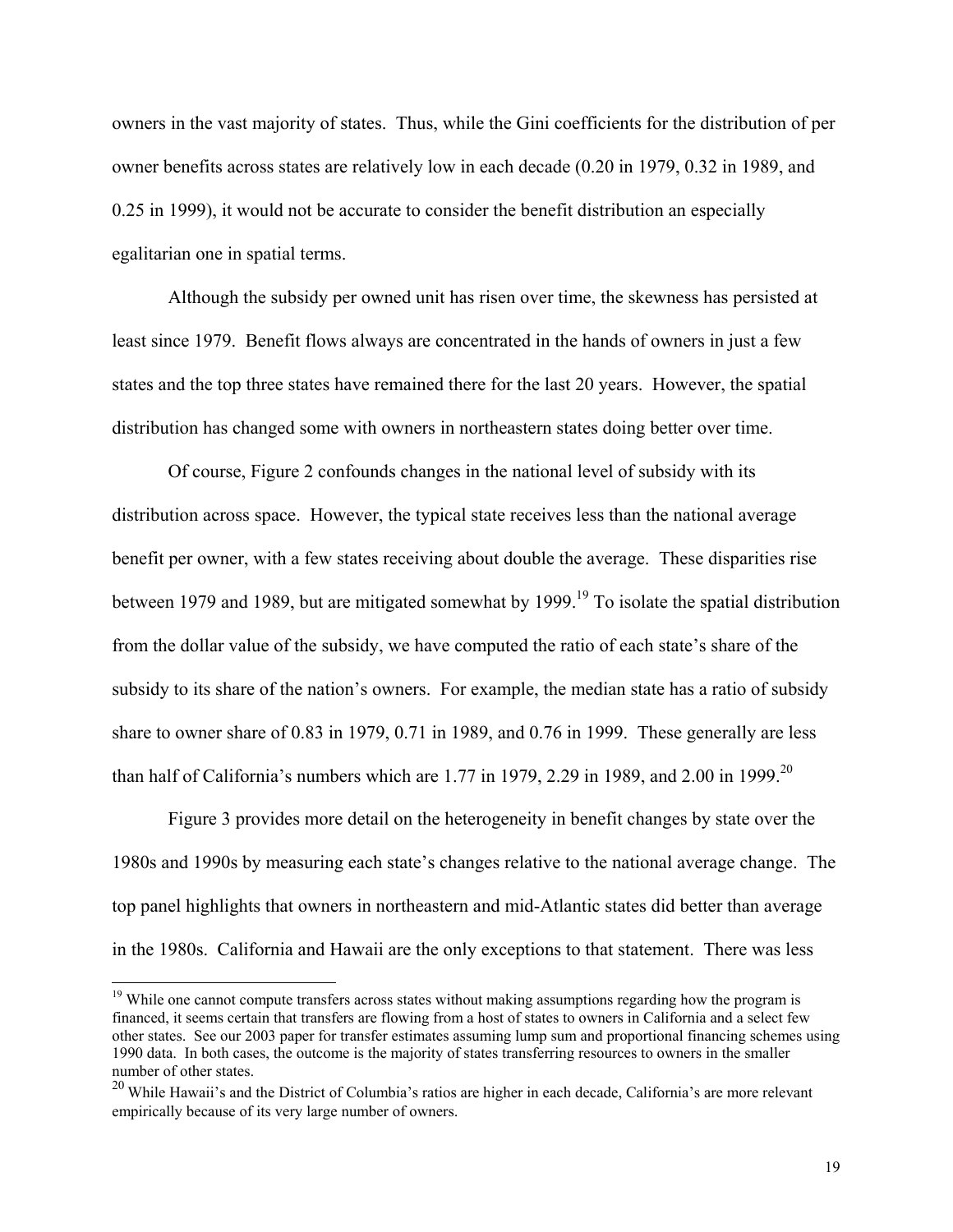owners in the vast majority of states. Thus, while the Gini coefficients for the distribution of per owner benefits across states are relatively low in each decade (0.20 in 1979, 0.32 in 1989, and 0.25 in 1999), it would not be accurate to consider the benefit distribution an especially egalitarian one in spatial terms.

Although the subsidy per owned unit has risen over time, the skewness has persisted at least since 1979. Benefit flows always are concentrated in the hands of owners in just a few states and the top three states have remained there for the last 20 years. However, the spatial distribution has changed some with owners in northeastern states doing better over time.

Of course, Figure 2 confounds changes in the national level of subsidy with its distribution across space. However, the typical state receives less than the national average benefit per owner, with a few states receiving about double the average. These disparities rise between 1979 and 1989, but are mitigated somewhat by 1999.[19] To isolate the spatial distribution from the dollar value of the subsidy, we have computed the ratio of each state's share of the subsidy to its share of the nation's owners. For example, the median state has a ratio of subsidy share to owner share of 0.83 in 1979, 0.71 in 1989, and 0.76 in 1999. These generally are less than half of California's numbers which are 1.77 in 1979, 2.29 in 1989, and 2.00 in 1999.[20]

Figure 3 provides more detail on the heterogeneity in benefit changes by state over the 1980s and 1990s by measuring each state's changes relative to the national average change. The top panel highlights that owners in northeastern and mid-Atlantic states did better than average in the 1980s. California and Hawaii are the only exceptions to that statement. There was less

---

[19] While one cannot compute transfers across states without making assumptions regarding how the program is financed, it seems certain that transfers are flowing from a host of states to owners in California and a select few other states. See our 2003 paper for transfer estimates assuming lump sum and proportional financing schemes using 1990 data. In both cases, the outcome is the majority of states transferring resources to owners in the smaller number of other states.

[20] While Hawaii's and the District of Columbia's ratios are higher in each decade, California's are more relevant empirically because of its very large number of owners.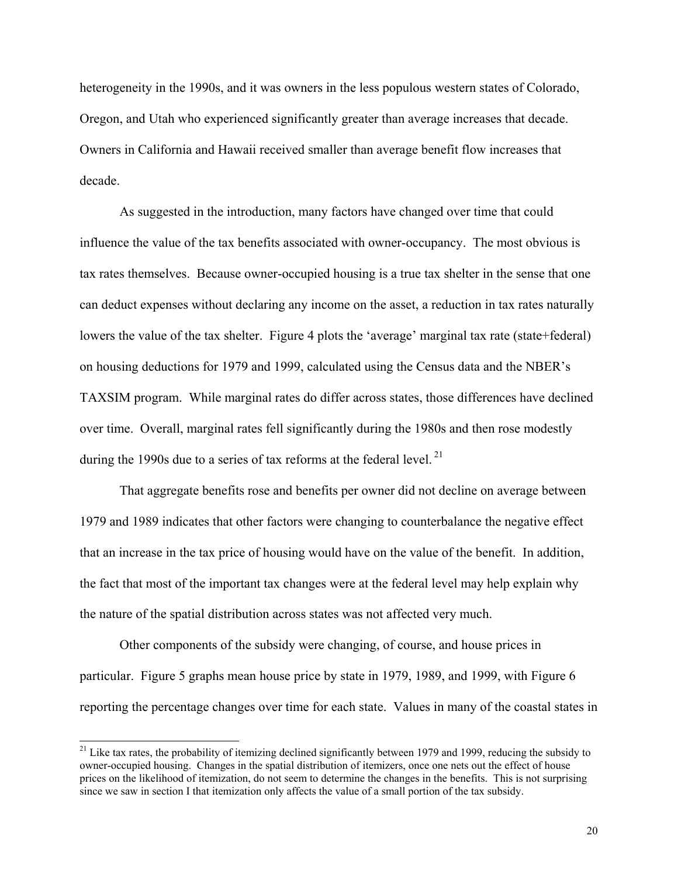heterogeneity in the 1990s, and it was owners in the less populous western states of Colorado, Oregon, and Utah who experienced significantly greater than average increases that decade. Owners in California and Hawaii received smaller than average benefit flow increases that decade.

As suggested in the introduction, many factors have changed over time that could influence the value of the tax benefits associated with owner-occupancy. The most obvious is tax rates themselves. Because owner-occupied housing is a true tax shelter in the sense that one can deduct expenses without declaring any income on the asset, a reduction in tax rates naturally lowers the value of the tax shelter. Figure 4 plots the 'average' marginal tax rate (state+federal) on housing deductions for 1979 and 1999, calculated using the Census data and the NBER's TAXSIM program. While marginal rates do differ across states, those differences have declined over time. Overall, marginal rates fell significantly during the 1980s and then rose modestly during the 1990s due to a series of tax reforms at the federal level.[21]

That aggregate benefits rose and benefits per owner did not decline on average between 1979 and 1989 indicates that other factors were changing to counterbalance the negative effect that an increase in the tax price of housing would have on the value of the benefit. In addition, the fact that most of the important tax changes were at the federal level may help explain why the nature of the spatial distribution across states was not affected very much.

Other components of the subsidy were changing, of course, and house prices in particular. Figure 5 graphs mean house price by state in 1979, 1989, and 1999, with Figure 6 reporting the percentage changes over time for each state. Values in many of the coastal states in

---

[21] Like tax rates, the probability of itemizing declined significantly between 1979 and 1999, reducing the subsidy to owner-occupied housing. Changes in the spatial distribution of itemizers, once one nets out the effect of house prices on the likelihood of itemization, do not seem to determine the changes in the benefits. This is not surprising since we saw in section I that itemization only affects the value of a small portion of the tax subsidy.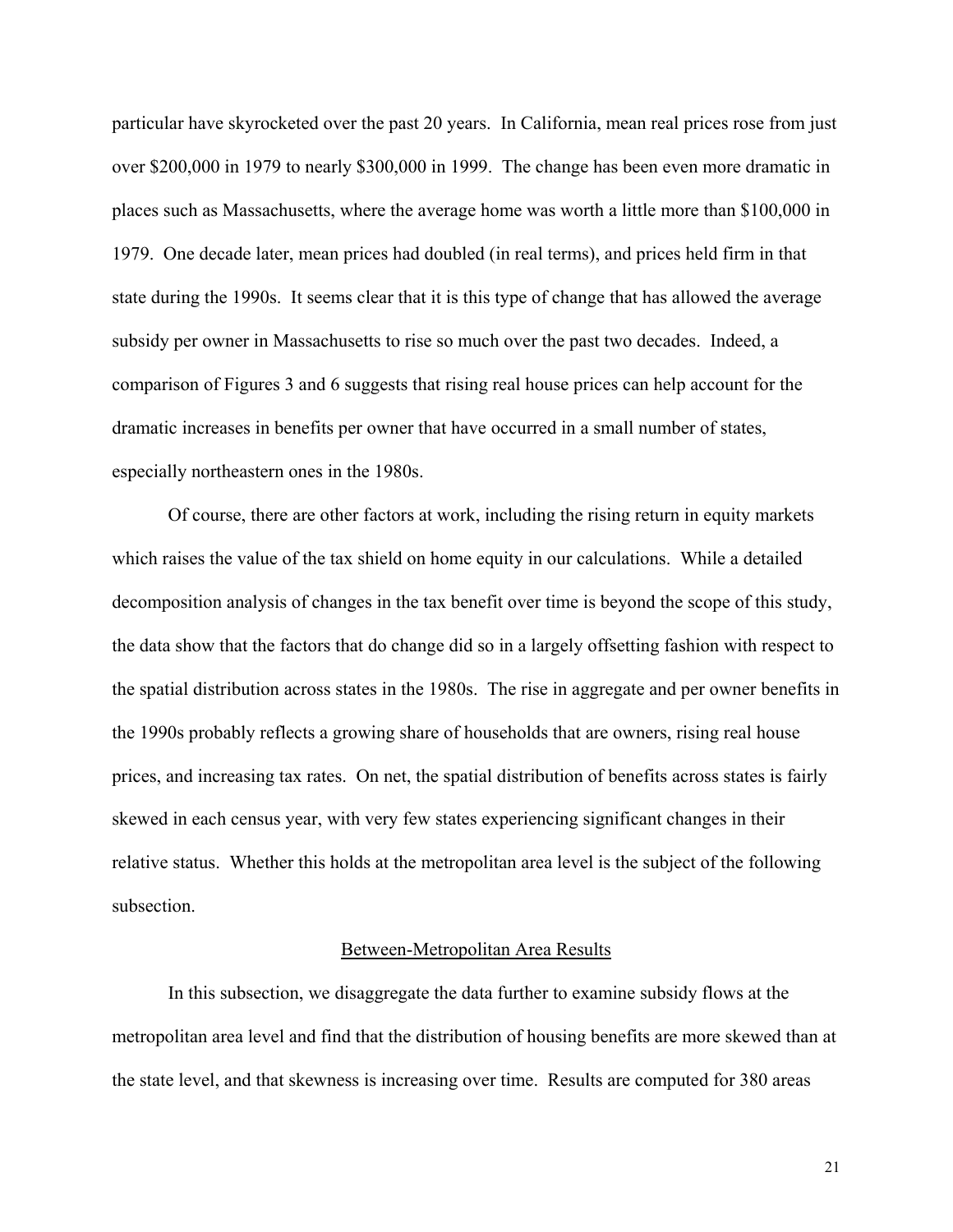particular have skyrocketed over the past 20 years. In California, mean real prices rose from just over $200,000 in 1979 to nearly $300,000 in 1999. The change has been even more dramatic in places such as Massachusetts, where the average home was worth a little more than $100,000 in 1979. One decade later, mean prices had doubled (in real terms), and prices held firm in that state during the 1990s. It seems clear that it is this type of change that has allowed the average subsidy per owner in Massachusetts to rise so much over the past two decades. Indeed, a comparison of Figures 3 and 6 suggests that rising real house prices can help account for the dramatic increases in benefits per owner that have occurred in a small number of states, especially northeastern ones in the 1980s.

Of course, there are other factors at work, including the rising return in equity markets which raises the value of the tax shield on home equity in our calculations. While a detailed decomposition analysis of changes in the tax benefit over time is beyond the scope of this study, the data show that the factors that do change did so in a largely offsetting fashion with respect to the spatial distribution across states in the 1980s. The rise in aggregate and per owner benefits in the 1990s probably reflects a growing share of households that are owners, rising real house prices, and increasing tax rates. On net, the spatial distribution of benefits across states is fairly skewed in each census year, with very few states experiencing significant changes in their relative status. Whether this holds at the metropolitan area level is the subject of the following subsection.

### Between-Metropolitan Area Results

In this subsection, we disaggregate the data further to examine subsidy flows at the metropolitan area level and find that the distribution of housing benefits are more skewed than at the state level, and that skewness is increasing over time. Results are computed for 380 areas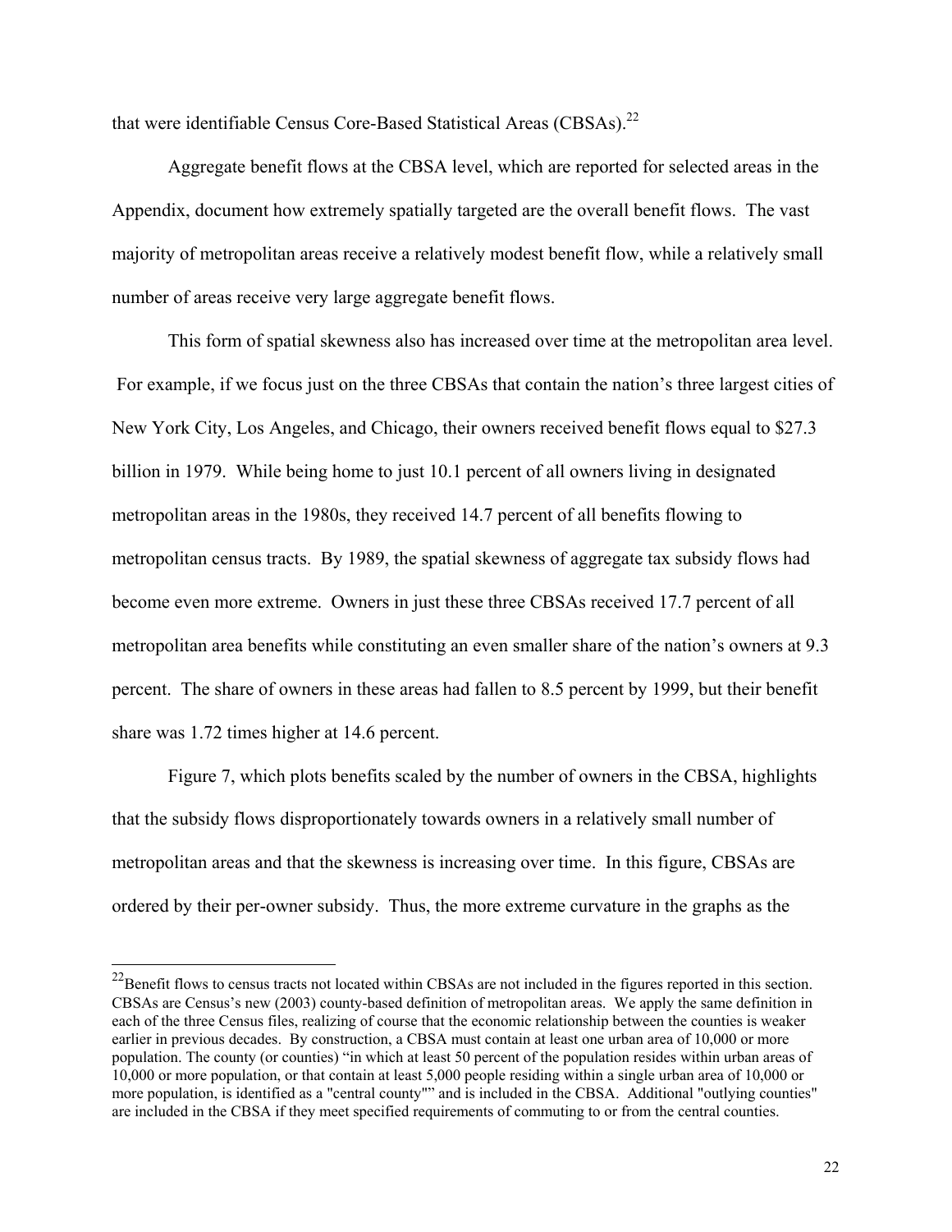that were identifiable Census Core-Based Statistical Areas (CBSAs).[22]

Aggregate benefit flows at the CBSA level, which are reported for selected areas in the Appendix, document how extremely spatially targeted are the overall benefit flows. The vast majority of metropolitan areas receive a relatively modest benefit flow, while a relatively small number of areas receive very large aggregate benefit flows.

This form of spatial skewness also has increased over time at the metropolitan area level. For example, if we focus just on the three CBSAs that contain the nation's three largest cities of New York City, Los Angeles, and Chicago, their owners received benefit flows equal to $27.3 billion in 1979. While being home to just 10.1 percent of all owners living in designated metropolitan areas in the 1980s, they received 14.7 percent of all benefits flowing to metropolitan census tracts. By 1989, the spatial skewness of aggregate tax subsidy flows had become even more extreme. Owners in just these three CBSAs received 17.7 percent of all metropolitan area benefits while constituting an even smaller share of the nation's owners at 9.3 percent. The share of owners in these areas had fallen to 8.5 percent by 1999, but their benefit share was 1.72 times higher at 14.6 percent.

Figure 7, which plots benefits scaled by the number of owners in the CBSA, highlights that the subsidy flows disproportionately towards owners in a relatively small number of metropolitan areas and that the skewness is increasing over time. In this figure, CBSAs are ordered by their per-owner subsidy. Thus, the more extreme curvature in the graphs as the

[22] Benefit flows to census tracts not located within CBSAs are not included in the figures reported in this section. CBSAs are Census's new (2003) county-based definition of metropolitan areas. We apply the same definition in each of the three Census files, realizing of course that the economic relationship between the counties is weaker earlier in previous decades. By construction, a CBSA must contain at least one urban area of 10,000 or more population. The county (or counties) "in which at least 50 percent of the population resides within urban areas of 10,000 or more population, or that contain at least 5,000 people residing within a single urban area of 10,000 or more population, is identified as a "central county"" and is included in the CBSA. Additional "outlying counties" are included in the CBSA if they meet specified requirements of commuting to or from the central counties.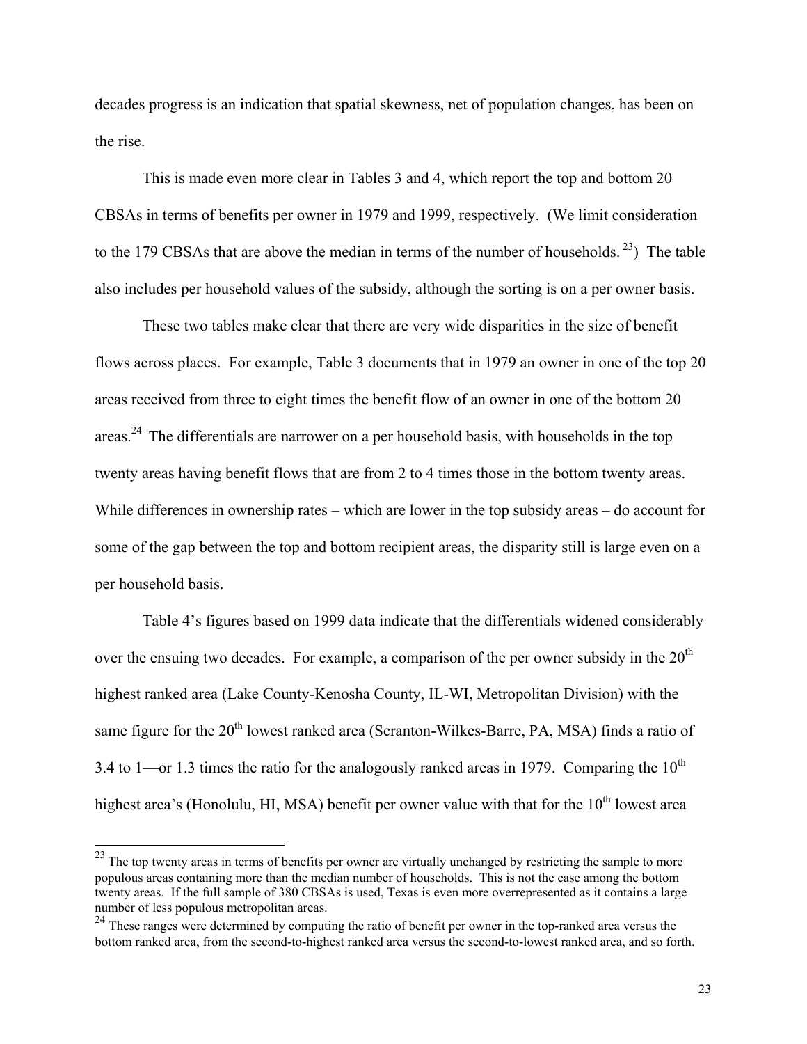decades progress is an indication that spatial skewness, net of population changes, has been on the rise.

This is made even more clear in Tables 3 and 4, which report the top and bottom 20 CBSAs in terms of benefits per owner in 1979 and 1999, respectively. (We limit consideration to the 179 CBSAs that are above the median in terms of the number of households. [23]) The table also includes per household values of the subsidy, although the sorting is on a per owner basis.

These two tables make clear that there are very wide disparities in the size of benefit flows across places. For example, Table 3 documents that in 1979 an owner in one of the top 20 areas received from three to eight times the benefit flow of an owner in one of the bottom 20 areas.[24] The differentials are narrower on a per household basis, with households in the top twenty areas having benefit flows that are from 2 to 4 times those in the bottom twenty areas. While differences in ownership rates – which are lower in the top subsidy areas – do account for some of the gap between the top and bottom recipient areas, the disparity still is large even on a per household basis.

Table 4's figures based on 1999 data indicate that the differentials widened considerably over the ensuing two decades. For example, a comparison of the per owner subsidy in the 20th highest ranked area (Lake County-Kenosha County, IL-WI, Metropolitan Division) with the same figure for the 20th lowest ranked area (Scranton-Wilkes-Barre, PA, MSA) finds a ratio of 3.4 to 1—or 1.3 times the ratio for the analogously ranked areas in 1979. Comparing the 10th highest area's (Honolulu, HI, MSA) benefit per owner value with that for the 10th lowest area

---

[23] The top twenty areas in terms of benefits per owner are virtually unchanged by restricting the sample to more populous areas containing more than the median number of households. This is not the case among the bottom twenty areas. If the full sample of 380 CBSAs is used, Texas is even more overrepresented as it contains a large number of less populous metropolitan areas.

[24] These ranges were determined by computing the ratio of benefit per owner in the top-ranked area versus the bottom ranked area, from the second-to-highest ranked area versus the second-to-lowest ranked area, and so forth.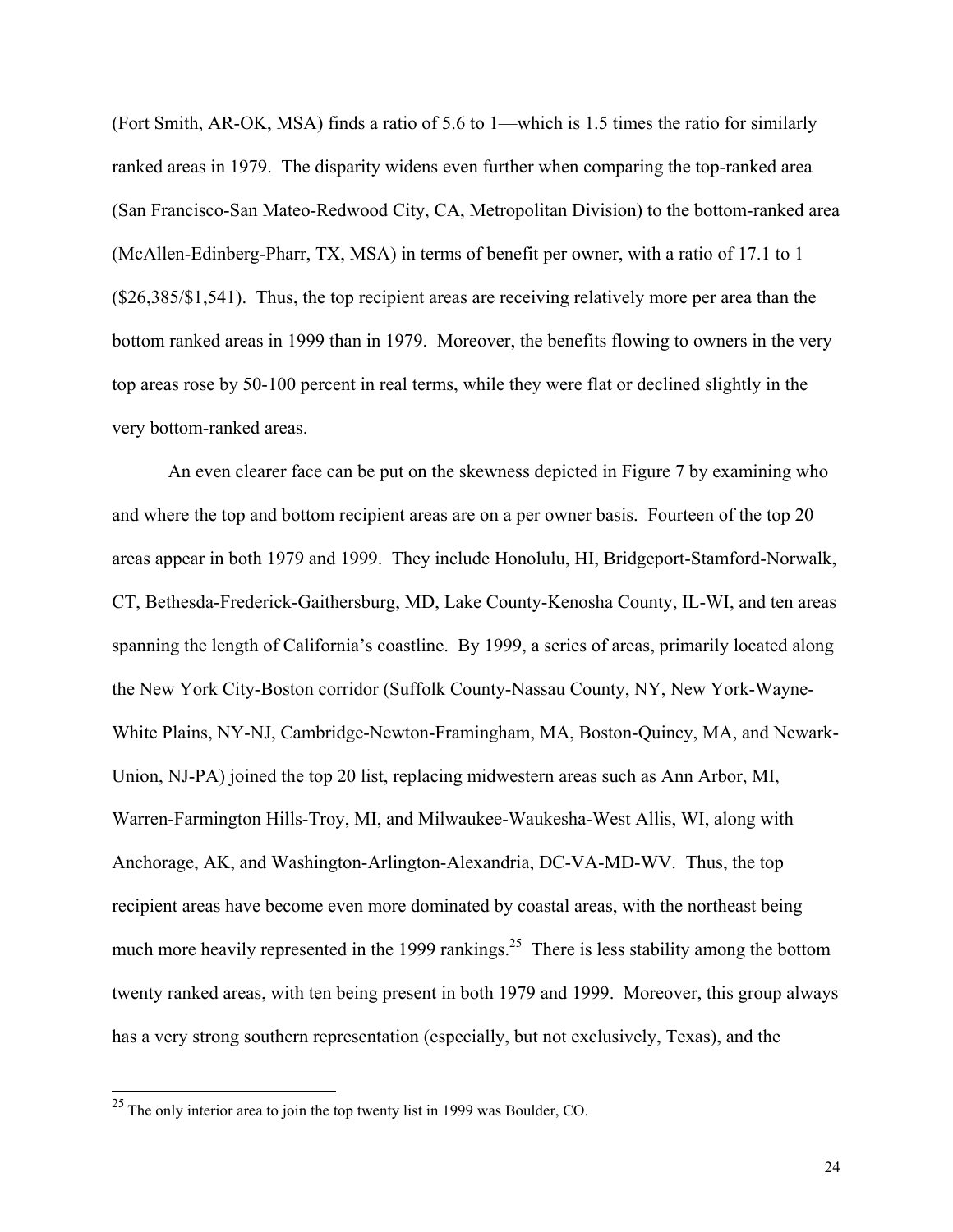(Fort Smith, AR-OK, MSA) finds a ratio of 5.6 to 1—which is 1.5 times the ratio for similarly ranked areas in 1979. The disparity widens even further when comparing the top-ranked area (San Francisco-San Mateo-Redwood City, CA, Metropolitan Division) to the bottom-ranked area (McAllen-Edinberg-Pharr, TX, MSA) in terms of benefit per owner, with a ratio of 17.1 to 1 ($26,385/$1,541). Thus, the top recipient areas are receiving relatively more per area than the bottom ranked areas in 1999 than in 1979. Moreover, the benefits flowing to owners in the very top areas rose by 50-100 percent in real terms, while they were flat or declined slightly in the very bottom-ranked areas.

An even clearer face can be put on the skewness depicted in Figure 7 by examining who and where the top and bottom recipient areas are on a per owner basis. Fourteen of the top 20 areas appear in both 1979 and 1999. They include Honolulu, HI, Bridgeport-Stamford-Norwalk, CT, Bethesda-Frederick-Gaithersburg, MD, Lake County-Kenosha County, IL-WI, and ten areas spanning the length of California's coastline. By 1999, a series of areas, primarily located along the New York City-Boston corridor (Suffolk County-Nassau County, NY, New York-Wayne-White Plains, NY-NJ, Cambridge-Newton-Framingham, MA, Boston-Quincy, MA, and Newark-Union, NJ-PA) joined the top 20 list, replacing midwestern areas such as Ann Arbor, MI, Warren-Farmington Hills-Troy, MI, and Milwaukee-Waukesha-West Allis, WI, along with Anchorage, AK, and Washington-Arlington-Alexandria, DC-VA-MD-WV. Thus, the top recipient areas have become even more dominated by coastal areas, with the northeast being much more heavily represented in the 1999 rankings.[25] There is less stability among the bottom twenty ranked areas, with ten being present in both 1979 and 1999. Moreover, this group always has a very strong southern representation (especially, but not exclusively, Texas), and the

---

[25] The only interior area to join the top twenty list in 1999 was Boulder, CO.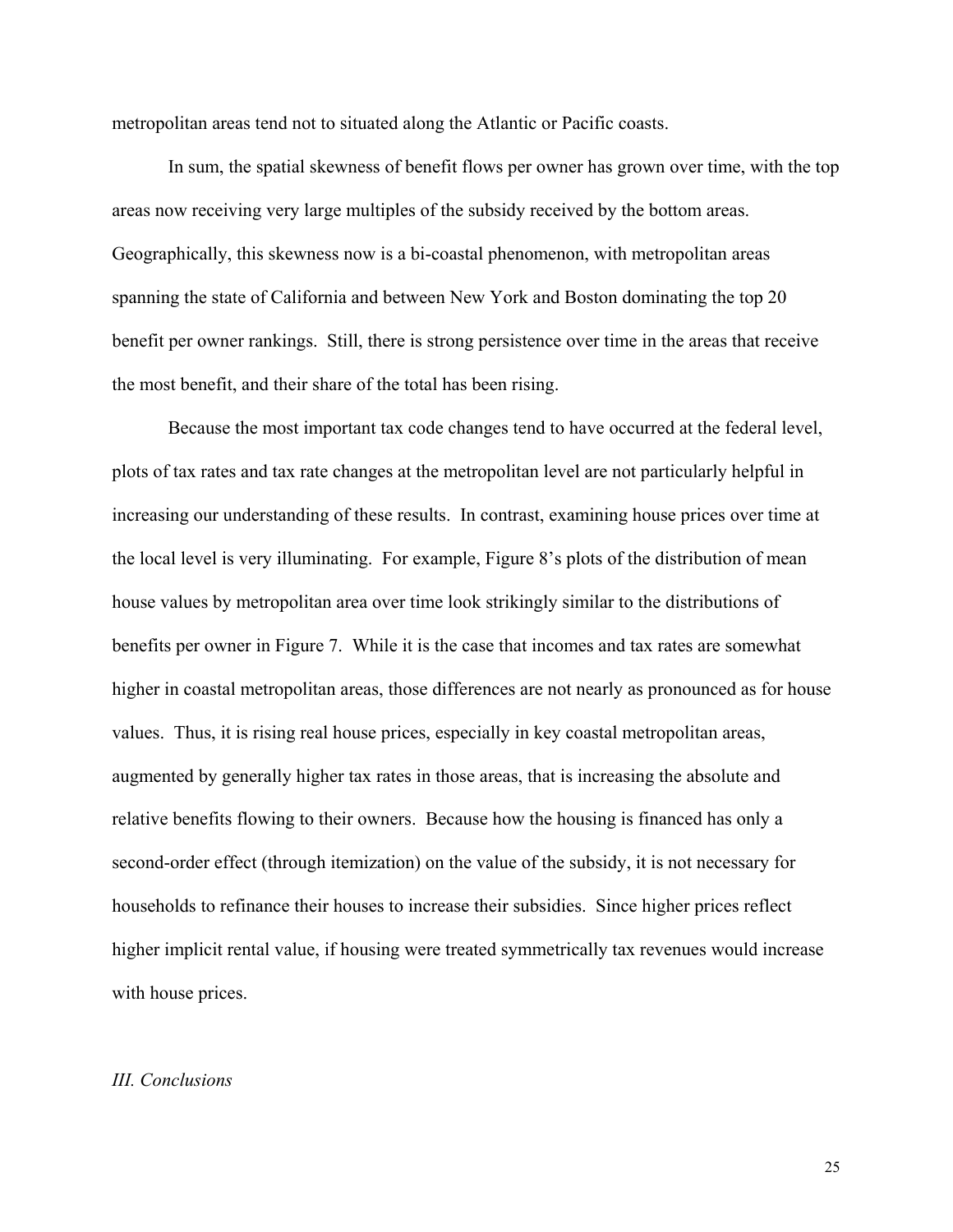metropolitan areas tend not to situated along the Atlantic or Pacific coasts.

In sum, the spatial skewness of benefit flows per owner has grown over time, with the top areas now receiving very large multiples of the subsidy received by the bottom areas. Geographically, this skewness now is a bi-coastal phenomenon, with metropolitan areas spanning the state of California and between New York and Boston dominating the top 20 benefit per owner rankings. Still, there is strong persistence over time in the areas that receive the most benefit, and their share of the total has been rising.

Because the most important tax code changes tend to have occurred at the federal level, plots of tax rates and tax rate changes at the metropolitan level are not particularly helpful in increasing our understanding of these results. In contrast, examining house prices over time at the local level is very illuminating. For example, Figure 8's plots of the distribution of mean house values by metropolitan area over time look strikingly similar to the distributions of benefits per owner in Figure 7. While it is the case that incomes and tax rates are somewhat higher in coastal metropolitan areas, those differences are not nearly as pronounced as for house values. Thus, it is rising real house prices, especially in key coastal metropolitan areas, augmented by generally higher tax rates in those areas, that is increasing the absolute and relative benefits flowing to their owners. Because how the housing is financed has only a second-order effect (through itemization) on the value of the subsidy, it is not necessary for households to refinance their houses to increase their subsidies. Since higher prices reflect higher implicit rental value, if housing were treated symmetrically tax revenues would increase with house prices.

## *III. Conclusions*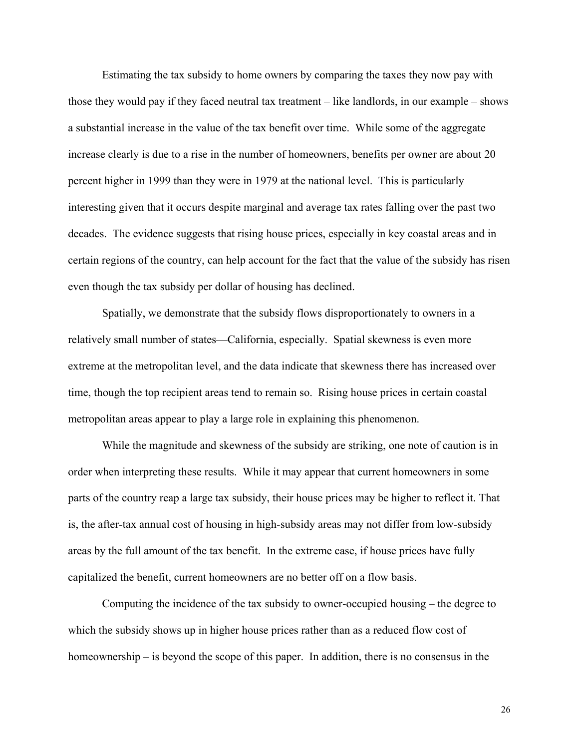Estimating the tax subsidy to home owners by comparing the taxes they now pay with those they would pay if they faced neutral tax treatment – like landlords, in our example – shows a substantial increase in the value of the tax benefit over time. While some of the aggregate increase clearly is due to a rise in the number of homeowners, benefits per owner are about 20 percent higher in 1999 than they were in 1979 at the national level. This is particularly interesting given that it occurs despite marginal and average tax rates falling over the past two decades. The evidence suggests that rising house prices, especially in key coastal areas and in certain regions of the country, can help account for the fact that the value of the subsidy has risen even though the tax subsidy per dollar of housing has declined.

Spatially, we demonstrate that the subsidy flows disproportionately to owners in a relatively small number of states—California, especially. Spatial skewness is even more extreme at the metropolitan level, and the data indicate that skewness there has increased over time, though the top recipient areas tend to remain so. Rising house prices in certain coastal metropolitan areas appear to play a large role in explaining this phenomenon.

While the magnitude and skewness of the subsidy are striking, one note of caution is in order when interpreting these results. While it may appear that current homeowners in some parts of the country reap a large tax subsidy, their house prices may be higher to reflect it. That is, the after-tax annual cost of housing in high-subsidy areas may not differ from low-subsidy areas by the full amount of the tax benefit. In the extreme case, if house prices have fully capitalized the benefit, current homeowners are no better off on a flow basis.

Computing the incidence of the tax subsidy to owner-occupied housing – the degree to which the subsidy shows up in higher house prices rather than as a reduced flow cost of homeownership – is beyond the scope of this paper. In addition, there is no consensus in the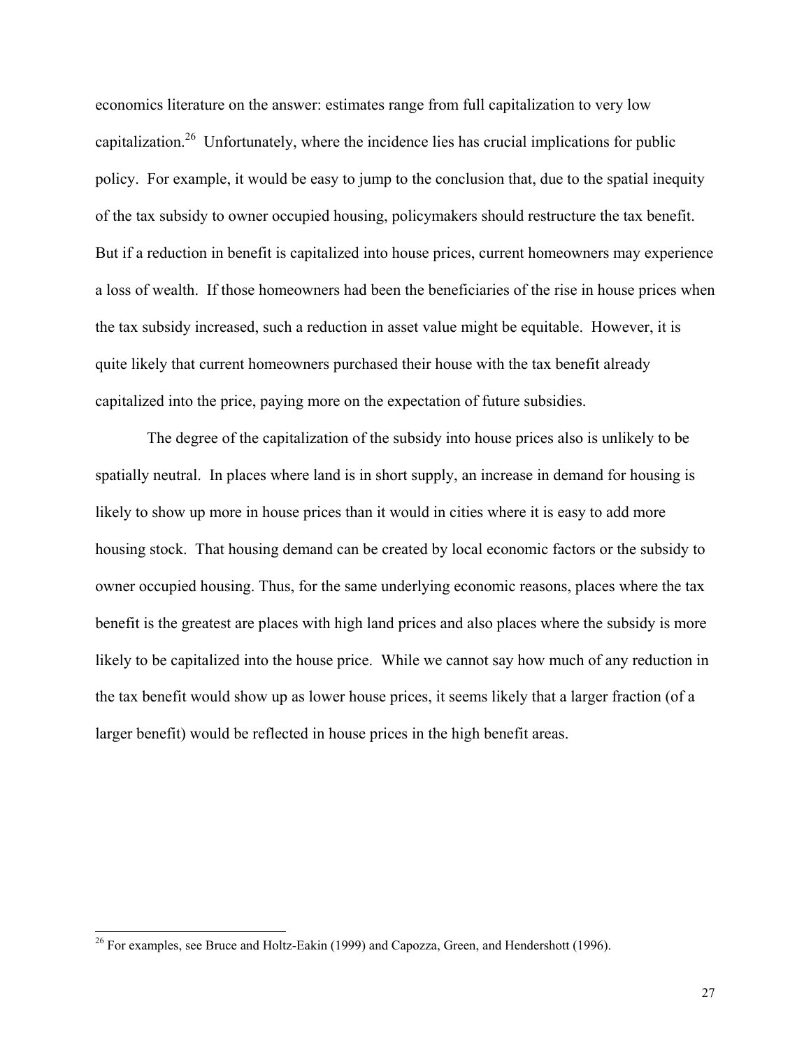economics literature on the answer: estimates range from full capitalization to very low capitalization.[26] Unfortunately, where the incidence lies has crucial implications for public policy. For example, it would be easy to jump to the conclusion that, due to the spatial inequity of the tax subsidy to owner occupied housing, policymakers should restructure the tax benefit. But if a reduction in benefit is capitalized into house prices, current homeowners may experience a loss of wealth. If those homeowners had been the beneficiaries of the rise in house prices when the tax subsidy increased, such a reduction in asset value might be equitable. However, it is quite likely that current homeowners purchased their house with the tax benefit already capitalized into the price, paying more on the expectation of future subsidies.

The degree of the capitalization of the subsidy into house prices also is unlikely to be spatially neutral. In places where land is in short supply, an increase in demand for housing is likely to show up more in house prices than it would in cities where it is easy to add more housing stock. That housing demand can be created by local economic factors or the subsidy to owner occupied housing. Thus, for the same underlying economic reasons, places where the tax benefit is the greatest are places with high land prices and also places where the subsidy is more likely to be capitalized into the house price. While we cannot say how much of any reduction in the tax benefit would show up as lower house prices, it seems likely that a larger fraction (of a larger benefit) would be reflected in house prices in the high benefit areas.

---

[26] For examples, see Bruce and Holtz-Eakin (1999) and Capozza, Green, and Hendershott (1996).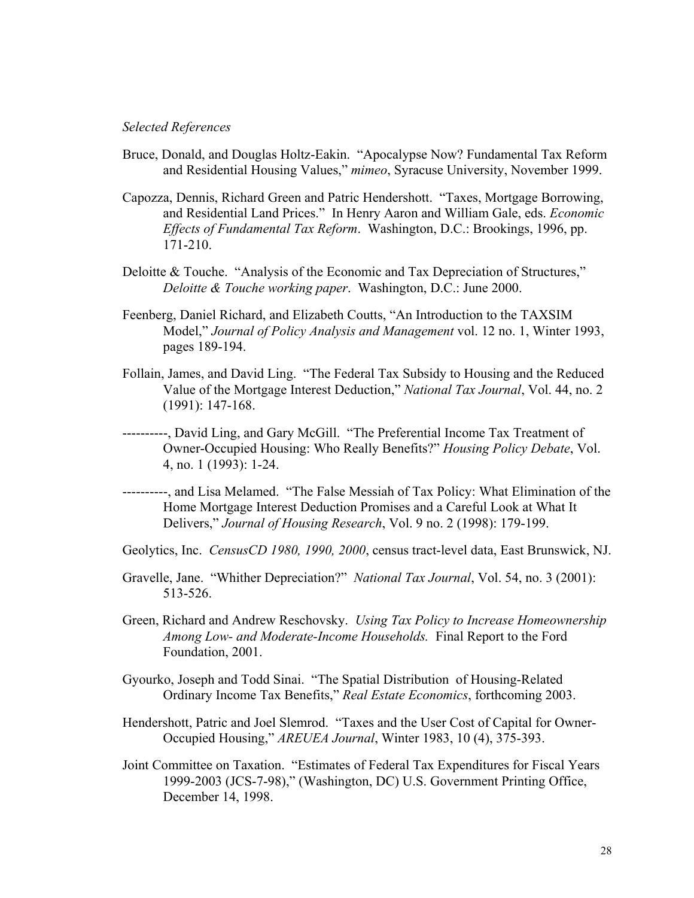*Selected References*

Bruce, Donald, and Douglas Holtz-Eakin. "Apocalypse Now? Fundamental Tax Reform and Residential Housing Values," *mimeo*, Syracuse University, November 1999.

Capozza, Dennis, Richard Green and Patric Hendershott. "Taxes, Mortgage Borrowing, and Residential Land Prices." In Henry Aaron and William Gale, eds. *Economic Effects of Fundamental Tax Reform*. Washington, D.C.: Brookings, 1996, pp. 171-210.

Deloitte & Touche. "Analysis of the Economic and Tax Depreciation of Structures," *Deloitte & Touche working paper*. Washington, D.C.: June 2000.

Feenberg, Daniel Richard, and Elizabeth Coutts, "An Introduction to the TAXSIM Model," *Journal of Policy Analysis and Management* vol. 12 no. 1, Winter 1993, pages 189-194.

Follain, James, and David Ling. "The Federal Tax Subsidy to Housing and the Reduced Value of the Mortgage Interest Deduction," *National Tax Journal*, Vol. 44, no. 2 (1991): 147-168.

----------, David Ling, and Gary McGill. "The Preferential Income Tax Treatment of Owner-Occupied Housing: Who Really Benefits?" *Housing Policy Debate*, Vol. 4, no. 1 (1993): 1-24.

----------, and Lisa Melamed. "The False Messiah of Tax Policy: What Elimination of the Home Mortgage Interest Deduction Promises and a Careful Look at What It Delivers," *Journal of Housing Research*, Vol. 9 no. 2 (1998): 179-199.

Geolytics, Inc. *CensusCD 1980, 1990, 2000*, census tract-level data, East Brunswick, NJ.

Gravelle, Jane. "Whither Depreciation?" *National Tax Journal*, Vol. 54, no. 3 (2001): 513-526.

Green, Richard and Andrew Reschovsky. *Using Tax Policy to Increase Homeownership Among Low- and Moderate-Income Households.* Final Report to the Ford Foundation, 2001.

Gyourko, Joseph and Todd Sinai. "The Spatial Distribution of Housing-Related Ordinary Income Tax Benefits," *Real Estate Economics*, forthcoming 2003.

Hendershott, Patric and Joel Slemrod. "Taxes and the User Cost of Capital for Owner-Occupied Housing," *AREUEA Journal*, Winter 1983, 10 (4), 375-393.

Joint Committee on Taxation. "Estimates of Federal Tax Expenditures for Fiscal Years 1999-2003 (JCS-7-98)," (Washington, DC) U.S. Government Printing Office, December 14, 1998.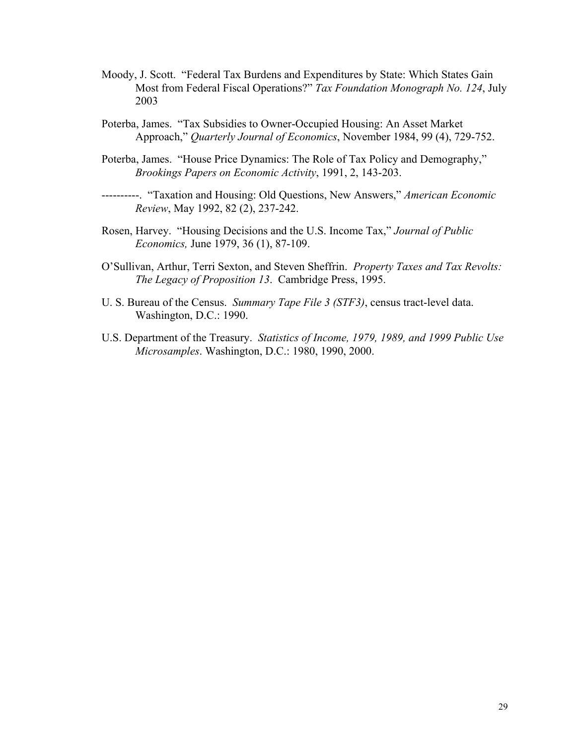Moody, J. Scott. "Federal Tax Burdens and Expenditures by State: Which States Gain Most from Federal Fiscal Operations?" *Tax Foundation Monograph No. 124*, July 2003

Poterba, James. "Tax Subsidies to Owner-Occupied Housing: An Asset Market Approach," *Quarterly Journal of Economics*, November 1984, 99 (4), 729-752.

Poterba, James. "House Price Dynamics: The Role of Tax Policy and Demography," *Brookings Papers on Economic Activity*, 1991, 2, 143-203.

----------. "Taxation and Housing: Old Questions, New Answers," *American Economic Review*, May 1992, 82 (2), 237-242.

Rosen, Harvey. "Housing Decisions and the U.S. Income Tax," *Journal of Public Economics,* June 1979, 36 (1), 87-109.

O'Sullivan, Arthur, Terri Sexton, and Steven Sheffrin. *Property Taxes and Tax Revolts: The Legacy of Proposition 13*. Cambridge Press, 1995.

U. S. Bureau of the Census. *Summary Tape File 3 (STF3)*, census tract-level data. Washington, D.C.: 1990.

U.S. Department of the Treasury. *Statistics of Income, 1979, 1989, and 1999 Public Use Microsamples*. Washington, D.C.: 1980, 1990, 2000.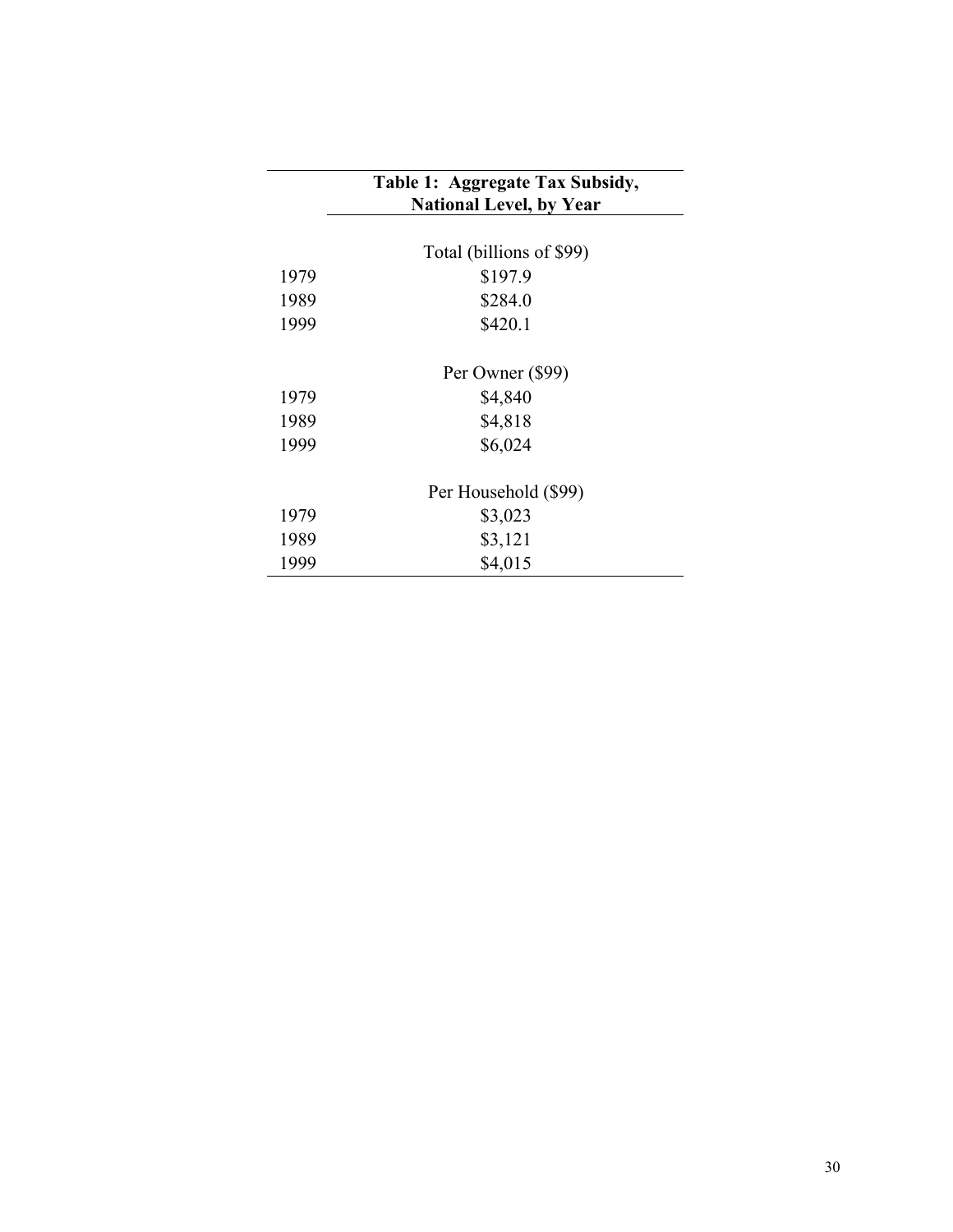| | Table 1: Aggregate Tax Subsidy, National Level, by Year |
|---|---|
| | Total (billions of $99) |
| 1979 | $197.9 |
| 1989 | $284.0 |
| 1999 | $420.1 |
| | Per Owner ($99) |
| 1979 | $4,840 |
| 1989 | $4,818 |
| 1999 | $6,024 |
| | Per Household ($99) |
| 1979 | $3,023 |
| 1989 | $3,121 |
| 1999 | $4,015 |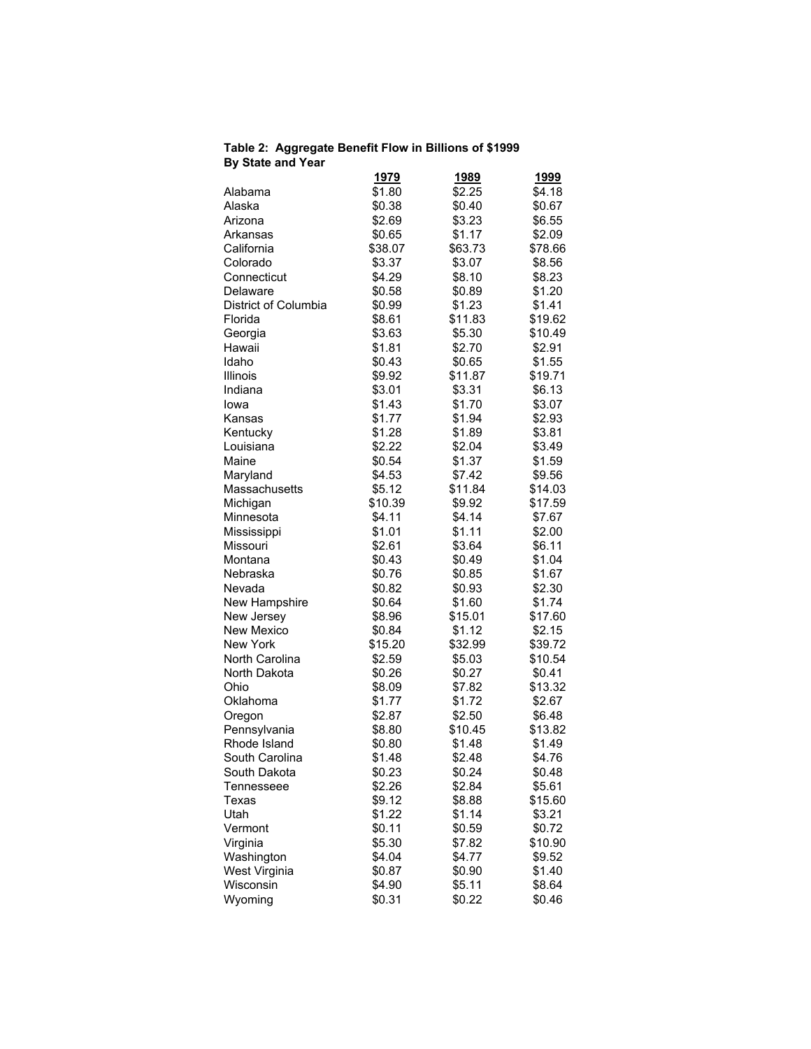**Table 2: Aggregate Benefit Flow in Billions of $1999**
**By State and Year**

| | 1979 | 1989 | 1999 |
|---|---|---|---|
| Alabama | $1.80 | $2.25 | $4.18 |
| Alaska | $0.38 | $0.40 | $0.67 |
| Arizona | $2.69 | $3.23 | $6.55 |
| Arkansas | $0.65 | $1.17 | $2.09 |
| California | $38.07 | $63.73 | $78.66 |
| Colorado | $3.37 | $3.07 | $8.56 |
| Connecticut | $4.29 | $8.10 | $8.23 |
| Delaware | $0.58 | $0.89 | $1.20 |
| District of Columbia | $0.99 | $1.23 | $1.41 |
| Florida | $8.61 | $11.83 | $19.62 |
| Georgia | $3.63 | $5.30 | $10.49 |
| Hawaii | $1.81 | $2.70 | $2.91 |
| Idaho | $0.43 | $0.65 | $1.55 |
| Illinois | $9.92 | $11.87 | $19.71 |
| Indiana | $3.01 | $3.31 | $6.13 |
| Iowa | $1.43 | $1.70 | $3.07 |
| Kansas | $1.77 | $1.94 | $2.93 |
| Kentucky | $1.28 | $1.89 | $3.81 |
| Louisiana | $2.22 | $2.04 | $3.49 |
| Maine | $0.54 | $1.37 | $1.59 |
| Maryland | $4.53 | $7.42 | $9.56 |
| Massachusetts | $5.12 | $11.84 | $14.03 |
| Michigan | $10.39 | $9.92 | $17.59 |
| Minnesota | $4.11 | $4.14 | $7.67 |
| Mississippi | $1.01 | $1.11 | $2.00 |
| Missouri | $2.61 | $3.64 | $6.11 |
| Montana | $0.43 | $0.49 | $1.04 |
| Nebraska | $0.76 | $0.85 | $1.67 |
| Nevada | $0.82 | $0.93 | $2.30 |
| New Hampshire | $0.64 | $1.60 | $1.74 |
| New Jersey | $8.96 | $15.01 | $17.60 |
| New Mexico | $0.84 | $1.12 | $2.15 |
| New York | $15.20 | $32.99 | $39.72 |
| North Carolina | $2.59 | $5.03 | $10.54 |
| North Dakota | $0.26 | $0.27 | $0.41 |
| Ohio | $8.09 | $7.82 | $13.32 |
| Oklahoma | $1.77 | $1.72 | $2.67 |
| Oregon | $2.87 | $2.50 | $6.48 |
| Pennsylvania | $8.80 | $10.45 | $13.82 |
| Rhode Island | $0.80 | $1.48 | $1.49 |
| South Carolina | $1.48 | $2.48 | $4.76 |
| South Dakota | $0.23 | $0.24 | $0.48 |
| Tennesseee | $2.26 | $2.84 | $5.61 |
| Texas | $9.12 | $8.88 | $15.60 |
| Utah | $1.22 | $1.14 | $3.21 |
| Vermont | $0.11 | $0.59 | $0.72 |
| Virginia | $5.30 | $7.82 | $10.90 |
| Washington | $4.04 | $4.77 | $9.52 |
| West Virginia | $0.87 | $0.90 | $1.40 |
| Wisconsin | $4.90 | $5.11 | $8.64 |
| Wyoming | $0.31 | $0.22 | $0.46 |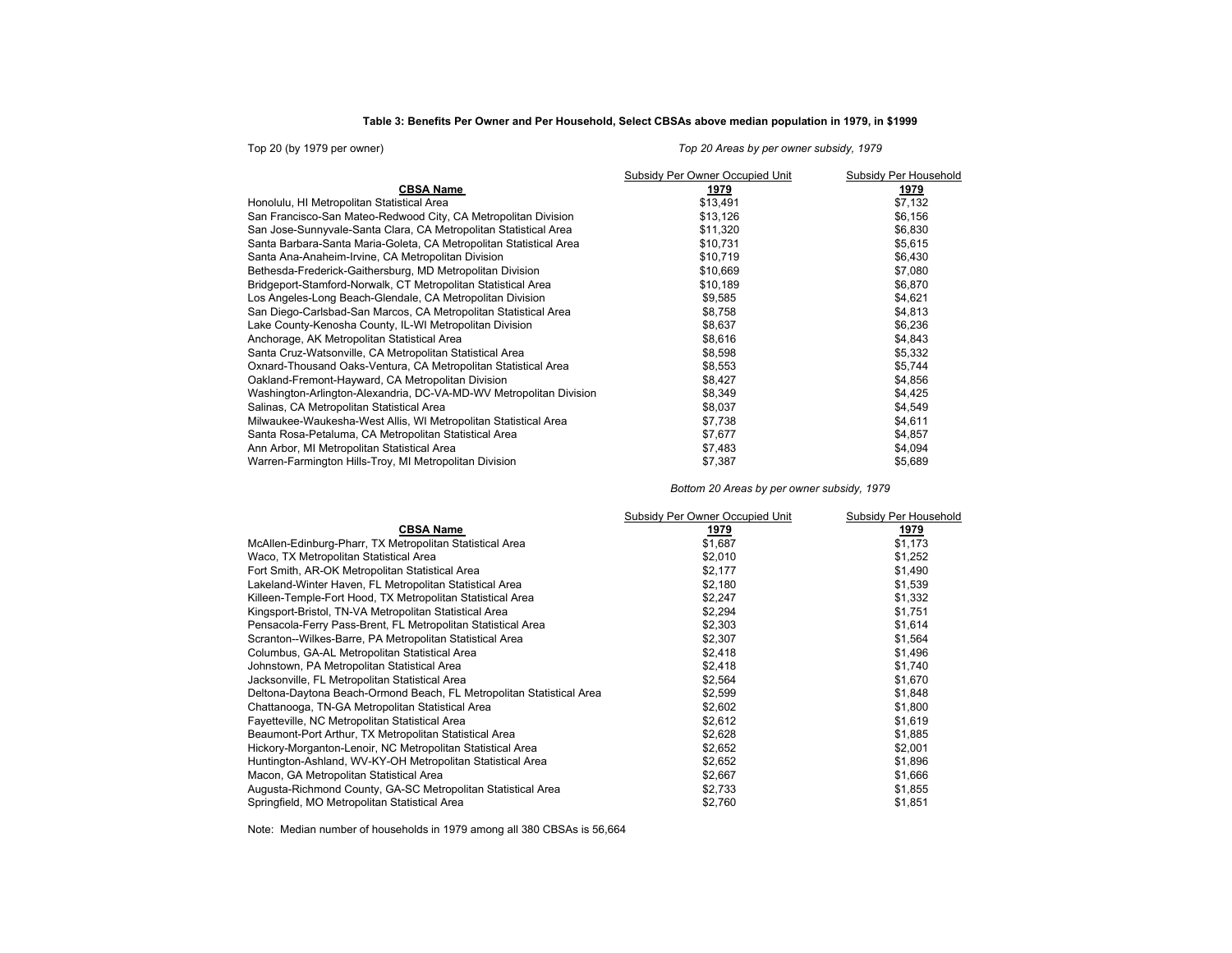**Table 3: Benefits Per Owner and Per Household, Select CBSAs above median population in 1979, in $1999**

Top 20 (by 1979 per owner)

*Top 20 Areas by per owner subsidy, 1979*

| CBSA Name | Subsidy Per Owner Occupied Unit 1979 | Subsidy Per Household 1979 |
|---|---|---|
| Honolulu, HI Metropolitan Statistical Area | $13,491 | $7,132 |
| San Francisco-San Mateo-Redwood City, CA Metropolitan Division | $13,126 | $6,156 |
| San Jose-Sunnyvale-Santa Clara, CA Metropolitan Statistical Area | $11,320 | $6,830 |
| Santa Barbara-Santa Maria-Goleta, CA Metropolitan Statistical Area | $10,731 | $5,615 |
| Santa Ana-Anaheim-Irvine, CA Metropolitan Division | $10,719 | $6,430 |
| Bethesda-Frederick-Gaithersburg, MD Metropolitan Division | $10,669 | $7,080 |
| Bridgeport-Stamford-Norwalk, CT Metropolitan Statistical Area | $10,189 | $6,870 |
| Los Angeles-Long Beach-Glendale, CA Metropolitan Division | $9,585 | $4,621 |
| San Diego-Carlsbad-San Marcos, CA Metropolitan Statistical Area | $8,758 | $4,813 |
| Lake County-Kenosha County, IL-WI Metropolitan Division | $8,637 | $6,236 |
| Anchorage, AK Metropolitan Statistical Area | $8,616 | $4,843 |
| Santa Cruz-Watsonville, CA Metropolitan Statistical Area | $8,598 | $5,332 |
| Oxnard-Thousand Oaks-Ventura, CA Metropolitan Statistical Area | $8,553 | $5,744 |
| Oakland-Fremont-Hayward, CA Metropolitan Division | $8,427 | $4,856 |
| Washington-Arlington-Alexandria, DC-VA-MD-WV Metropolitan Division | $8,349 | $4,425 |
| Salinas, CA Metropolitan Statistical Area | $8,037 | $4,549 |
| Milwaukee-Waukesha-West Allis, WI Metropolitan Statistical Area | $7,738 | $4,611 |
| Santa Rosa-Petaluma, CA Metropolitan Statistical Area | $7,677 | $4,857 |
| Ann Arbor, MI Metropolitan Statistical Area | $7,483 | $4,094 |
| Warren-Farmington Hills-Troy, MI Metropolitan Division | $7,387 | $5,689 |

*Bottom 20 Areas by per owner subsidy, 1979*

| CBSA Name | Subsidy Per Owner Occupied Unit 1979 | Subsidy Per Household 1979 |
|---|---|---|
| McAllen-Edinburg-Pharr, TX Metropolitan Statistical Area | $1,687 | $1,173 |
| Waco, TX Metropolitan Statistical Area | $2,010 | $1,252 |
| Fort Smith, AR-OK Metropolitan Statistical Area | $2,177 | $1,490 |
| Lakeland-Winter Haven, FL Metropolitan Statistical Area | $2,180 | $1,539 |
| Killeen-Temple-Fort Hood, TX Metropolitan Statistical Area | $2,247 | $1,332 |
| Kingsport-Bristol, TN-VA Metropolitan Statistical Area | $2,294 | $1,751 |
| Pensacola-Ferry Pass-Brent, FL Metropolitan Statistical Area | $2,303 | $1,614 |
| Scranton--Wilkes-Barre, PA Metropolitan Statistical Area | $2,307 | $1,564 |
| Columbus, GA-AL Metropolitan Statistical Area | $2,418 | $1,496 |
| Johnstown, PA Metropolitan Statistical Area | $2,418 | $1,740 |
| Jacksonville, FL Metropolitan Statistical Area | $2,564 | $1,670 |
| Deltona-Daytona Beach-Ormond Beach, FL Metropolitan Statistical Area | $2,599 | $1,848 |
| Chattanooga, TN-GA Metropolitan Statistical Area | $2,602 | $1,800 |
| Fayetteville, NC Metropolitan Statistical Area | $2,612 | $1,619 |
| Beaumont-Port Arthur, TX Metropolitan Statistical Area | $2,628 | $1,885 |
| Hickory-Morganton-Lenoir, NC Metropolitan Statistical Area | $2,652 | $2,001 |
| Huntington-Ashland, WV-KY-OH Metropolitan Statistical Area | $2,652 | $1,896 |
| Macon, GA Metropolitan Statistical Area | $2,667 | $1,666 |
| Augusta-Richmond County, GA-SC Metropolitan Statistical Area | $2,733 | $1,855 |
| Springfield, MO Metropolitan Statistical Area | $2,760 | $1,851 |

Note: Median number of households in 1979 among all 380 CBSAs is 56,664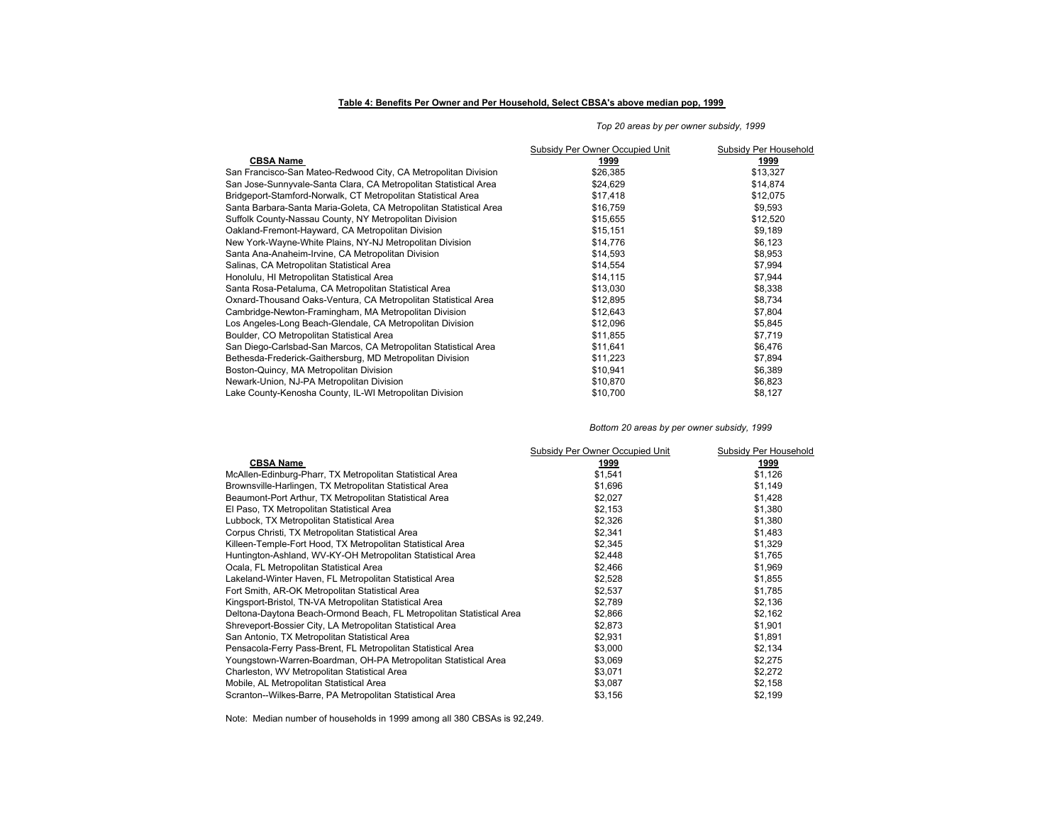**Table 4: Benefits Per Owner and Per Household, Select CBSA's above median pop, 1999**

*Top 20 areas by per owner subsidy, 1999*

| CBSA Name | Subsidy Per Owner Occupied Unit 1999 | Subsidy Per Household 1999 |
|---|---|---|
| San Francisco-San Mateo-Redwood City, CA Metropolitan Division | $26,385 | $13,327 |
| San Jose-Sunnyvale-Santa Clara, CA Metropolitan Statistical Area | $24,629 | $14,874 |
| Bridgeport-Stamford-Norwalk, CT Metropolitan Statistical Area | $17,418 | $12,075 |
| Santa Barbara-Santa Maria-Goleta, CA Metropolitan Statistical Area | $16,759 | $9,593 |
| Suffolk County-Nassau County, NY Metropolitan Division | $15,655 | $12,520 |
| Oakland-Fremont-Hayward, CA Metropolitan Division | $15,151 | $9,189 |
| New York-Wayne-White Plains, NY-NJ Metropolitan Division | $14,776 | $6,123 |
| Santa Ana-Anaheim-Irvine, CA Metropolitan Division | $14,593 | $8,953 |
| Salinas, CA Metropolitan Statistical Area | $14,554 | $7,994 |
| Honolulu, HI Metropolitan Statistical Area | $14,115 | $7,944 |
| Santa Rosa-Petaluma, CA Metropolitan Statistical Area | $13,030 | $8,338 |
| Oxnard-Thousand Oaks-Ventura, CA Metropolitan Statistical Area | $12,895 | $8,734 |
| Cambridge-Newton-Framingham, MA Metropolitan Division | $12,643 | $7,804 |
| Los Angeles-Long Beach-Glendale, CA Metropolitan Division | $12,096 | $5,845 |
| Boulder, CO Metropolitan Statistical Area | $11,855 | $7,719 |
| San Diego-Carlsbad-San Marcos, CA Metropolitan Statistical Area | $11,641 | $6,476 |
| Bethesda-Frederick-Gaithersburg, MD Metropolitan Division | $11,223 | $7,894 |
| Boston-Quincy, MA Metropolitan Division | $10,941 | $6,389 |
| Newark-Union, NJ-PA Metropolitan Division | $10,870 | $6,823 |
| Lake County-Kenosha County, IL-WI Metropolitan Division | $10,700 | $8,127 |

*Bottom 20 areas by per owner subsidy, 1999*

| CBSA Name | Subsidy Per Owner Occupied Unit 1999 | Subsidy Per Household 1999 |
|---|---|---|
| McAllen-Edinburg-Pharr, TX Metropolitan Statistical Area | $1,541 | $1,126 |
| Brownsville-Harlingen, TX Metropolitan Statistical Area | $1,696 | $1,149 |
| Beaumont-Port Arthur, TX Metropolitan Statistical Area | $2,027 | $1,428 |
| El Paso, TX Metropolitan Statistical Area | $2,153 | $1,380 |
| Lubbock, TX Metropolitan Statistical Area | $2,326 | $1,380 |
| Corpus Christi, TX Metropolitan Statistical Area | $2,341 | $1,483 |
| Killeen-Temple-Fort Hood, TX Metropolitan Statistical Area | $2,345 | $1,329 |
| Huntington-Ashland, WV-KY-OH Metropolitan Statistical Area | $2,448 | $1,765 |
| Ocala, FL Metropolitan Statistical Area | $2,466 | $1,969 |
| Lakeland-Winter Haven, FL Metropolitan Statistical Area | $2,528 | $1,855 |
| Fort Smith, AR-OK Metropolitan Statistical Area | $2,537 | $1,785 |
| Kingsport-Bristol, TN-VA Metropolitan Statistical Area | $2,789 | $2,136 |
| Deltona-Daytona Beach-Ormond Beach, FL Metropolitan Statistical Area | $2,866 | $2,162 |
| Shreveport-Bossier City, LA Metropolitan Statistical Area | $2,873 | $1,901 |
| San Antonio, TX Metropolitan Statistical Area | $2,931 | $1,891 |
| Pensacola-Ferry Pass-Brent, FL Metropolitan Statistical Area | $3,000 | $2,134 |
| Youngstown-Warren-Boardman, OH-PA Metropolitan Statistical Area | $3,069 | $2,275 |
| Charleston, WV Metropolitan Statistical Area | $3,071 | $2,272 |
| Mobile, AL Metropolitan Statistical Area | $3,087 | $2,158 |
| Scranton--Wilkes-Barre, PA Metropolitan Statistical Area | $3,156 | $2,199 |

Note: Median number of households in 1999 among all 380 CBSAs is 92,249.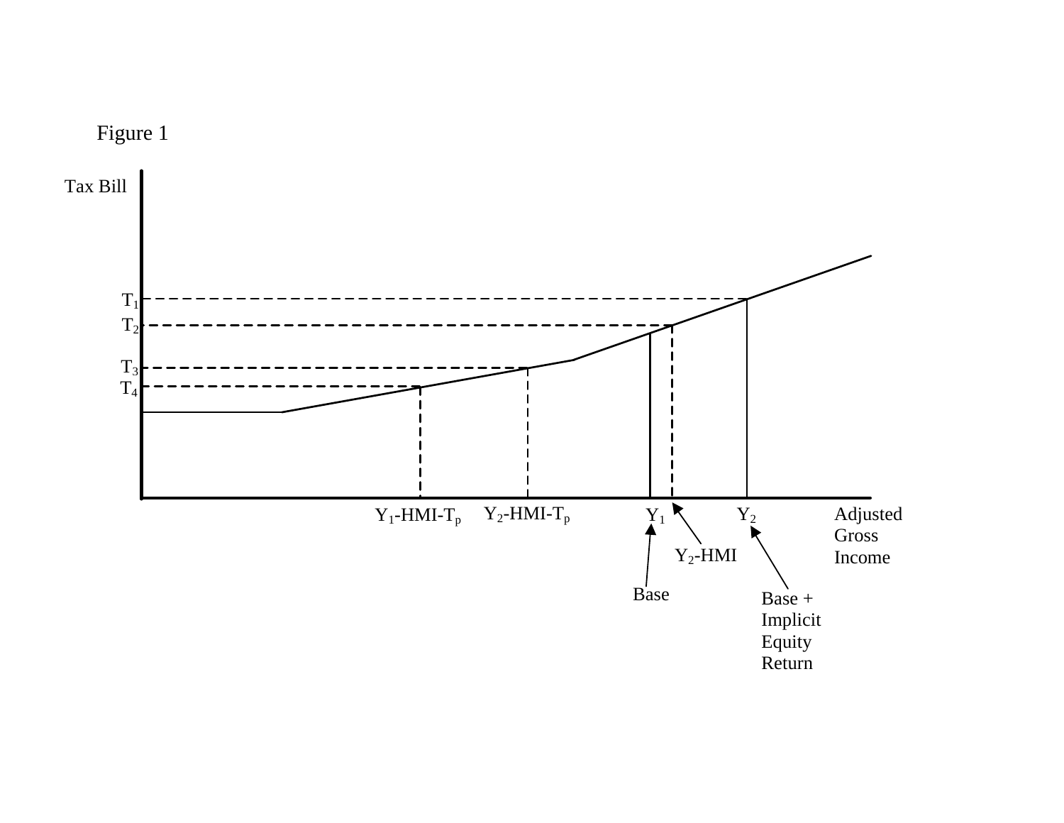Figure 1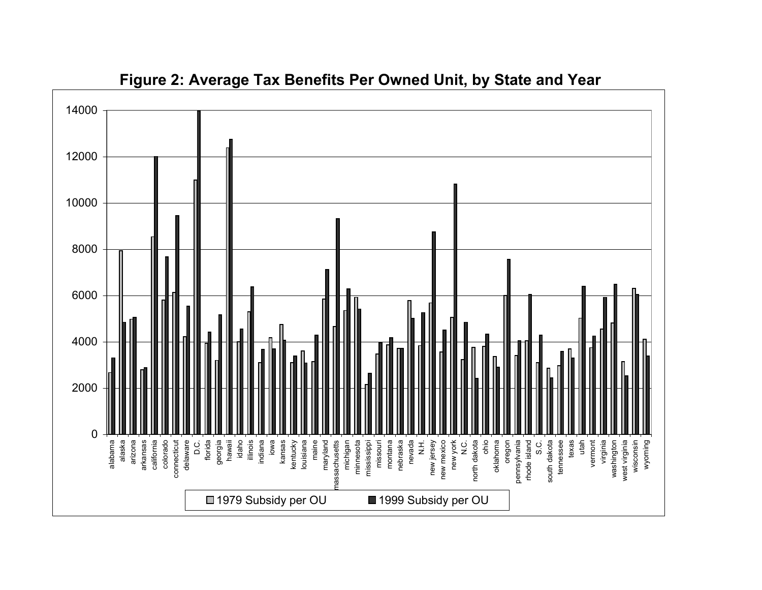**Figure 2: Average Tax Benefits Per Owned Unit, by State and Year**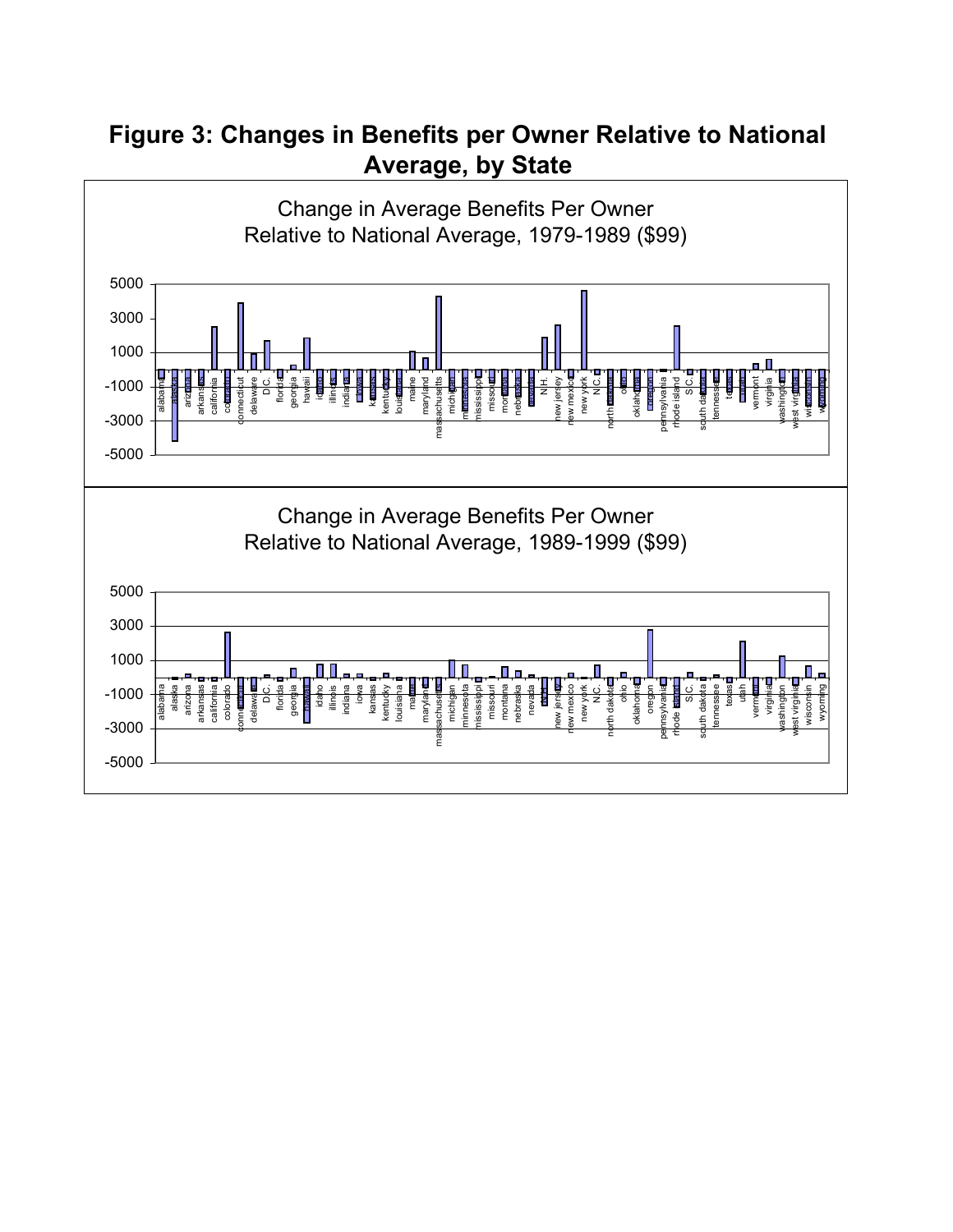**Figure 3: Changes in Benefits per Owner Relative to National Average, by State**

Change in Average Benefits Per Owner Relative to National Average, 1979-1989 ($99)

Change in Average Benefits Per Owner Relative to National Average, 1989-1999 ($99)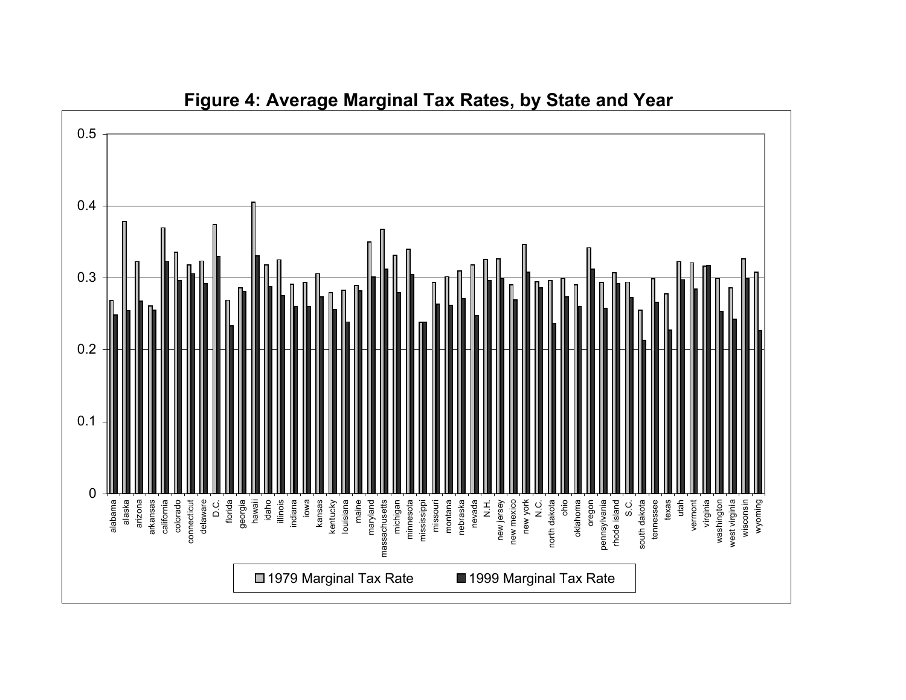**Figure 4: Average Marginal Tax Rates, by State and Year**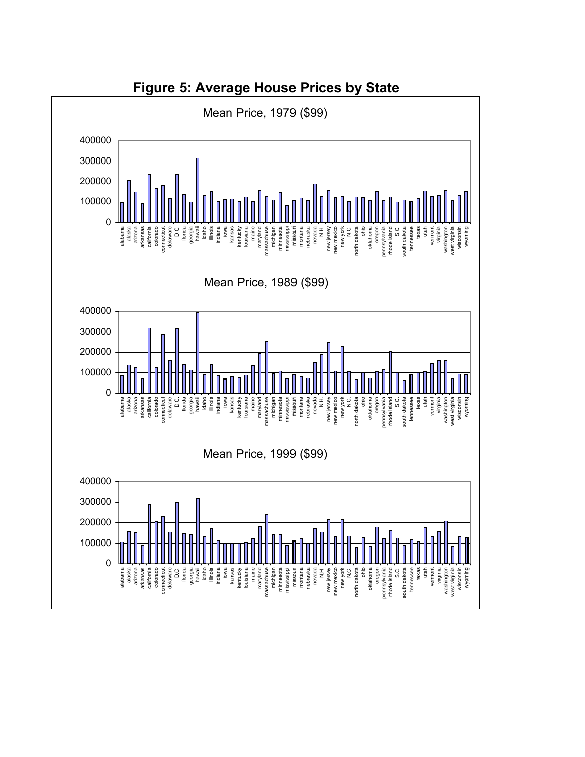# Figure 5: Average House Prices by State

Mean Price, 1979 ($99)

Mean Price, 1989 ($99)

Mean Price, 1999 ($99)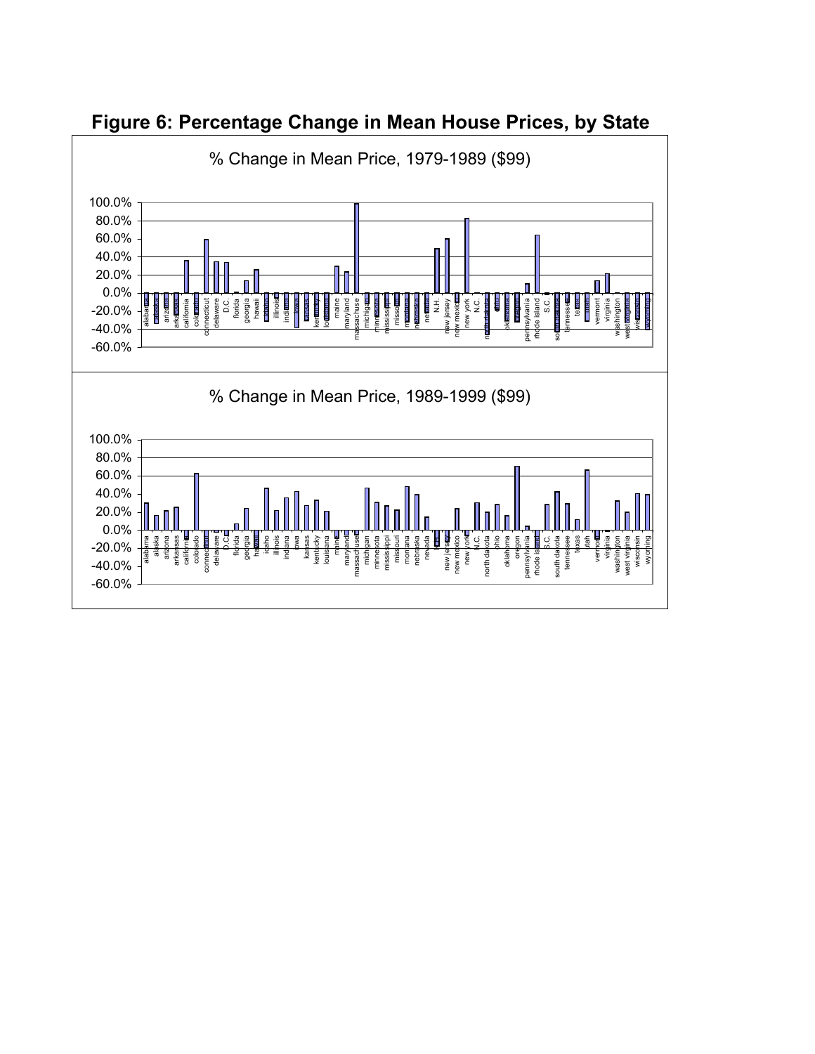**Figure 6: Percentage Change in Mean House Prices, by State**

% Change in Mean Price, 1979-1989 ($99)

% Change in Mean Price, 1989-1999 ($99)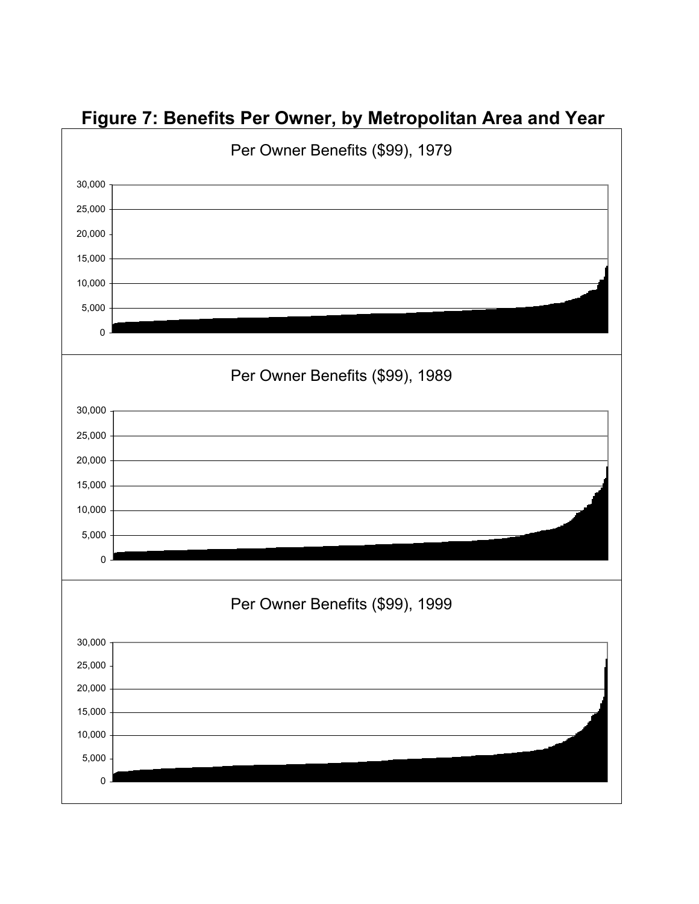# Figure 7: Benefits Per Owner, by Metropolitan Area and Year

Per Owner Benefits ($99), 1979

Per Owner Benefits ($99), 1989

Per Owner Benefits ($99), 1999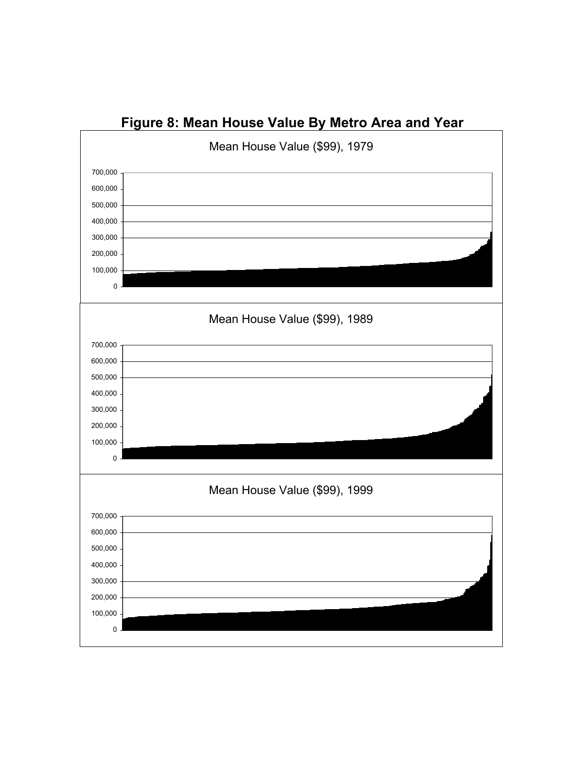## Figure 8: Mean House Value By Metro Area and Year

Mean House Value ($99), 1979

700,000
600,000
500,000
400,000
300,000
200,000
100,000
0

Mean House Value ($99), 1989

700,000
600,000
500,000
400,000
300,000
200,000
100,000
0

Mean House Value ($99), 1999

700,000
600,000
500,000
400,000
300,000
200,000
100,000
0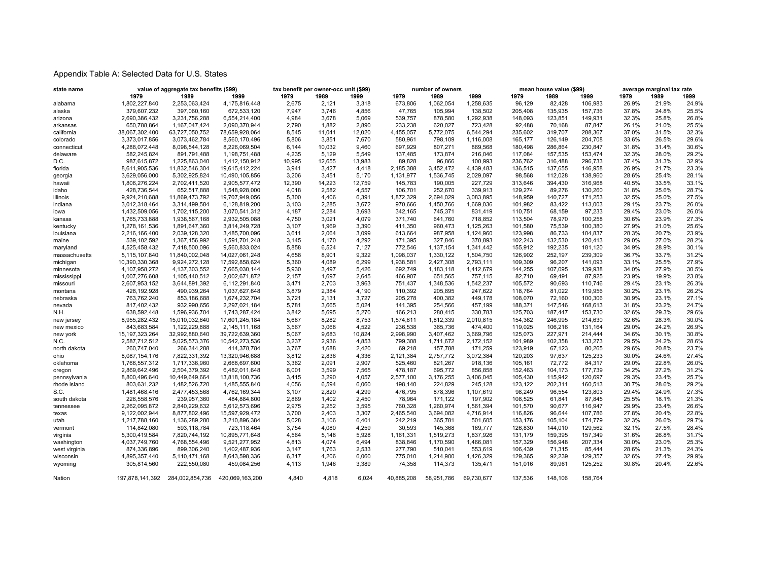Appendix Table A: Selected Data for U.S. States

| state name | value of aggregate tax benefits ($99) | | | tax benefit per owner-occ unit ($99) | | | number of owners | | | mean house value ($99) | | | average marginal tax rate | | |
|---|---|---|---|---|---|---|---|---|---|---|---|---|---|---|---|
| | 1979 | 1989 | 1999 | 1979 | 1989 | 1999 | 1979 | 1989 | 1999 | 1979 | 1989 | 1999 | 1979 | 1989 | 1999 |
| alabama | 1,802,227,840 | 2,253,063,424 | 4,175,816,448 | 2,675 | 2,121 | 3,318 | 673,806 | 1,062,054 | 1,258,635 | 96,129 | 82,428 | 106,983 | 26.9% | 21.9% | 24.9% |
| alaska | 379,607,232 | 397,060,160 | 672,533,120 | 7,947 | 3,746 | 4,856 | 47,765 | 105,994 | 138,502 | 205,408 | 135,935 | 157,736 | 37.8% | 24.8% | 25.5% |
| arizona | 2,690,386,432 | 3,231,756,288 | 6,554,214,400 | 4,984 | 3,678 | 5,069 | 539,757 | 878,580 | 1,292,938 | 148,093 | 123,851 | 149,931 | 32.3% | 25.8% | 26.8% |
| arkansas | 650,788,864 | 1,167,047,424 | 2,090,370,944 | 2,790 | 1,882 | 2,890 | 233,238 | 620,027 | 723,428 | 92,488 | 70,168 | 87,847 | 26.1% | 21.0% | 25.5% |
| california | 38,067,302,400 | 63,727,050,752 | 78,659,928,064 | 8,545 | 11,041 | 12,020 | 4,455,057 | 5,772,075 | 6,544,294 | 235,602 | 319,707 | 288,367 | 37.0% | 31.5% | 32.3% |
| colorado | 3,373,017,856 | 3,073,462,784 | 8,560,170,496 | 5,806 | 3,851 | 7,670 | 580,961 | 798,109 | 1,116,008 | 165,177 | 126,149 | 204,708 | 33.6% | 26.5% | 29.6% |
| connecticut | 4,288,072,448 | 8,098,544,128 | 8,226,069,504 | 6,144 | 10,032 | 9,460 | 697,929 | 807,271 | 869,568 | 180,498 | 286,864 | 230,847 | 31.8% | 31.4% | 30.6% |
| delaware | 582,245,824 | 891,791,488 | 1,198,751,488 | 4,235 | 5,129 | 5,549 | 137,485 | 173,874 | 216,046 | 117,084 | 157,535 | 153,474 | 32.3% | 28.0% | 29.2% |
| D.C. | 987,615,872 | 1,225,863,040 | 1,412,150,912 | 10,995 | 12,655 | 13,983 | 89,828 | 96,866 | 100,993 | 236,762 | 316,488 | 296,733 | 37.4% | 31.3% | 32.9% |
| florida | 8,611,905,536 | 11,832,546,304 | 19,615,412,224 | 3,941 | 3,427 | 4,418 | 2,185,388 | 3,452,472 | 4,439,483 | 136,515 | 137,655 | 146,958 | 26.9% | 21.7% | 23.3% |
| georgia | 3,629,056,000 | 5,302,925,824 | 10,490,105,856 | 3,206 | 3,451 | 5,170 | 1,131,977 | 1,536,745 | 2,029,097 | 98,568 | 112,028 | 138,960 | 28.6% | 25.4% | 28.1% |
| hawaii | 1,806,276,224 | 2,702,411,520 | 2,905,577,472 | 12,390 | 14,223 | 12,759 | 145,783 | 190,005 | 227,729 | 313,646 | 394,430 | 316,968 | 40.5% | 33.5% | 33.1% |
| idaho | 428,736,544 | 652,517,888 | 1,548,928,000 | 4,018 | 2,582 | 4,557 | 106,701 | 252,670 | 339,913 | 129,274 | 89,276 | 130,260 | 31.8% | 25.6% | 28.7% |
| illinois | 9,924,210,688 | 11,869,473,792 | 19,707,949,056 | 5,300 | 4,406 | 6,391 | 1,872,329 | 2,694,029 | 3,083,895 | 148,959 | 140,727 | 171,253 | 32.5% | 25.0% | 27.5% |
| indiana | 3,012,318,464 | 3,314,499,584 | 6,128,819,200 | 3,103 | 2,285 | 3,672 | 970,666 | 1,450,766 | 1,669,036 | 101,982 | 83,422 | 113,003 | 29.1% | 23.7% | 26.0% |
| iowa | 1,432,509,056 | 1,702,115,200 | 3,070,541,312 | 4,187 | 2,284 | 3,693 | 342,165 | 745,371 | 831,419 | 110,751 | 68,159 | 97,233 | 29.4% | 23.0% | 26.0% |
| kansas | 1,765,733,888 | 1,938,567,168 | 2,932,505,088 | 4,750 | 3,021 | 4,079 | 371,740 | 641,760 | 718,852 | 113,504 | 78,970 | 100,258 | 30.6% | 23.9% | 27.3% |
| kentucky | 1,278,161,536 | 1,891,647,360 | 3,814,249,728 | 3,107 | 1,969 | 3,390 | 411,350 | 960,473 | 1,125,263 | 101,580 | 75,539 | 100,380 | 27.9% | 21.0% | 25.6% |
| louisiana | 2,216,166,400 | 2,039,128,320 | 3,485,700,096 | 3,611 | 2,064 | 3,099 | 613,664 | 987,958 | 1,124,960 | 123,998 | 86,733 | 104,837 | 28.3% | 20.7% | 23.9% |
| maine | 539,102,592 | 1,367,156,992 | 1,591,701,248 | 3,145 | 4,170 | 4,292 | 171,395 | 327,846 | 370,893 | 102,243 | 132,530 | 120,413 | 29.0% | 27.0% | 28.2% |
| maryland | 4,525,458,432 | 7,418,500,096 | 9,560,833,024 | 5,858 | 6,524 | 7,127 | 772,546 | 1,137,154 | 1,341,442 | 155,912 | 192,235 | 181,120 | 34.9% | 28.9% | 30.1% |
| massachusetts | 5,115,107,840 | 11,840,002,048 | 14,027,061,248 | 4,658 | 8,901 | 9,322 | 1,098,037 | 1,330,122 | 1,504,750 | 126,902 | 252,197 | 239,309 | 36.7% | 33.7% | 31.2% |
| michigan | 10,390,330,368 | 9,924,272,128 | 17,592,858,624 | 5,360 | 4,089 | 6,299 | 1,938,581 | 2,427,308 | 2,793,111 | 109,309 | 96,207 | 141,093 | 33.1% | 25.5% | 27.9% |
| minnesota | 4,107,958,272 | 4,137,303,552 | 7,665,030,144 | 5,930 | 3,497 | 5,426 | 692,749 | 1,183,118 | 1,412,679 | 144,255 | 107,095 | 139,938 | 34.0% | 27.9% | 30.5% |
| mississippi | 1,007,276,608 | 1,105,440,512 | 2,002,671,872 | 2,157 | 1,697 | 2,645 | 466,907 | 651,565 | 757,115 | 82,710 | 69,491 | 87,925 | 23.9% | 19.9% | 23.8% |
| missouri | 2,607,953,152 | 3,644,891,392 | 6,112,291,840 | 3,471 | 2,703 | 3,963 | 751,437 | 1,348,536 | 1,542,237 | 105,572 | 90,693 | 110,746 | 29.4% | 23.1% | 26.3% |
| montana | 428,192,928 | 490,939,264 | 1,037,627,648 | 3,879 | 2,384 | 4,190 | 110,392 | 205,895 | 247,622 | 118,764 | 81,022 | 119,956 | 30.2% | 23.1% | 26.2% |
| nebraska | 763,762,240 | 853,186,688 | 1,674,232,704 | 3,721 | 2,131 | 3,727 | 205,278 | 400,382 | 449,178 | 108,070 | 72,160 | 100,306 | 30.9% | 23.1% | 27.1% |
| nevada | 817,402,432 | 932,990,656 | 2,297,021,184 | 5,781 | 3,665 | 5,024 | 141,395 | 254,566 | 457,199 | 188,371 | 147,546 | 168,613 | 31.8% | 23.2% | 24.7% |
| N.H. | 638,592,448 | 1,596,936,704 | 1,743,287,424 | 3,842 | 5,695 | 5,270 | 166,213 | 280,415 | 330,783 | 125,703 | 187,447 | 153,730 | 32.6% | 29.3% | 29.6% |
| new jersey | 8,955,282,432 | 15,010,032,640 | 17,601,245,184 | 5,687 | 8,282 | 8,753 | 1,574,611 | 1,812,339 | 2,010,815 | 154,362 | 246,995 | 214,630 | 32.6% | 28.3% | 30.0% |
| new mexico | 843,683,584 | 1,122,229,888 | 2,145,111,168 | 3,567 | 3,068 | 4,522 | 236,538 | 365,736 | 474,400 | 119,025 | 106,216 | 131,164 | 29.0% | 24.2% | 26.9% |
| new york | 15,197,323,264 | 32,992,880,640 | 39,722,639,360 | 5,067 | 9,683 | 10,824 | 2,998,990 | 3,407,462 | 3,669,796 | 125,073 | 227,971 | 214,444 | 34.6% | 30.1% | 30.8% |
| N.C. | 2,587,712,512 | 5,025,573,376 | 10,542,273,536 | 3,237 | 2,936 | 4,853 | 799,308 | 1,711,672 | 2,172,152 | 101,989 | 102,358 | 133,273 | 29.5% | 24.2% | 28.6% |
| north dakota | 260,747,040 | 266,344,288 | 414,378,784 | 3,767 | 1,688 | 2,420 | 69,218 | 157,788 | 171,259 | 123,919 | 67,123 | 80,265 | 29.6% | 20.8% | 23.7% |
| ohio | 8,087,154,176 | 7,822,331,392 | 13,320,946,688 | 3,812 | 2,836 | 4,336 | 2,121,384 | 2,757,772 | 3,072,384 | 120,203 | 97,637 | 125,233 | 30.0% | 24.6% | 27.4% |
| oklahoma | 1,766,557,312 | 1,717,336,960 | 2,668,697,600 | 3,362 | 2,091 | 2,907 | 525,460 | 821,267 | 918,136 | 105,161 | 72,772 | 84,317 | 29.0% | 22.8% | 26.0% |
| oregon | 2,869,642,496 | 2,504,379,392 | 6,482,011,648 | 6,001 | 3,599 | 7,565 | 478,187 | 695,772 | 856,858 | 152,463 | 104,173 | 177,739 | 34.2% | 27.2% | 31.2% |
| pennsylvania | 8,800,496,640 | 10,449,649,664 | 13,818,100,736 | 3,415 | 3,290 | 4,057 | 2,577,100 | 3,176,255 | 3,406,045 | 105,430 | 115,942 | 120,697 | 29.3% | 23.4% | 25.7% |
| rhode island | 803,631,232 | 1,482,526,720 | 1,485,555,840 | 4,056 | 6,594 | 6,060 | 198,140 | 224,829 | 245,128 | 123,122 | 202,311 | 160,513 | 30.7% | 28.6% | 29.2% |
| S.C. | 1,481,468,416 | 2,477,453,568 | 4,762,169,344 | 3,107 | 2,820 | 4,299 | 476,795 | 878,396 | 1,107,619 | 98,249 | 96,554 | 123,803 | 29.4% | 24.9% | 27.3% |
| south dakota | 226,558,576 | 239,957,360 | 484,884,800 | 2,869 | 1,402 | 2,450 | 78,964 | 171,122 | 197,902 | 108,525 | 61,841 | 87,845 | 25.5% | 18.1% | 21.3% |
| tennessee | 2,262,095,872 | 2,840,229,632 | 5,612,573,696 | 2,975 | 2,252 | 3,595 | 760,328 | 1,260,974 | 1,561,394 | 101,570 | 90,677 | 116,947 | 29.9% | 23.4% | 26.6% |
| texas | 9,122,002,944 | 8,877,802,496 | 15,597,929,472 | 3,700 | 2,403 | 3,307 | 2,465,540 | 3,694,082 | 4,716,914 | 116,826 | 96,644 | 107,786 | 27.8% | 20.4% | 22.8% |
| utah | 1,217,788,160 | 1,136,289,280 | 3,210,896,384 | 5,028 | 3,106 | 6,401 | 242,219 | 365,781 | 501,605 | 153,176 | 105,104 | 174,779 | 32.3% | 26.6% | 29.7% |
| vermont | 114,842,080 | 593,118,784 | 723,118,464 | 3,754 | 4,080 | 4,259 | 30,593 | 145,368 | 169,777 | 126,830 | 144,010 | 129,562 | 32.1% | 27.5% | 28.4% |
| virginia | 5,300,419,584 | 7,820,744,192 | 10,895,771,648 | 4,564 | 5,148 | 5,928 | 1,161,331 | 1,519,273 | 1,837,926 | 131,179 | 159,395 | 157,349 | 31.6% | 26.8% | 31.7% |
| washington | 4,037,749,760 | 4,768,554,496 | 9,521,277,952 | 4,813 | 4,074 | 6,494 | 838,846 | 1,170,590 | 1,466,081 | 157,329 | 156,948 | 207,334 | 30.0% | 23.0% | 25.3% |
| west virginia | 874,336,896 | 899,306,240 | 1,402,487,936 | 3,147 | 1,763 | 2,533 | 277,790 | 510,041 | 553,619 | 106,439 | 71,315 | 85,444 | 28.6% | 21.3% | 24.3% |
| wisconsin | 4,895,357,440 | 5,110,471,168 | 8,643,598,336 | 6,317 | 4,206 | 6,060 | 775,010 | 1,214,900 | 1,426,329 | 129,365 | 92,239 | 129,357 | 32.6% | 27.4% | 29.9% |
| wyoming | 305,814,560 | 222,550,080 | 459,084,256 | 4,113 | 1,946 | 3,389 | 74,358 | 114,373 | 135,471 | 151,016 | 89,961 | 125,252 | 30.8% | 20.4% | 22.6% |
| Nation | 197,878,141,392 | 284,002,854,736 | 420,069,163,200 | 4,840 | 4,818 | 6,024 | 40,885,208 | 58,951,786 | 69,730,677 | 137,536 | 148,106 | 158,764 | | | |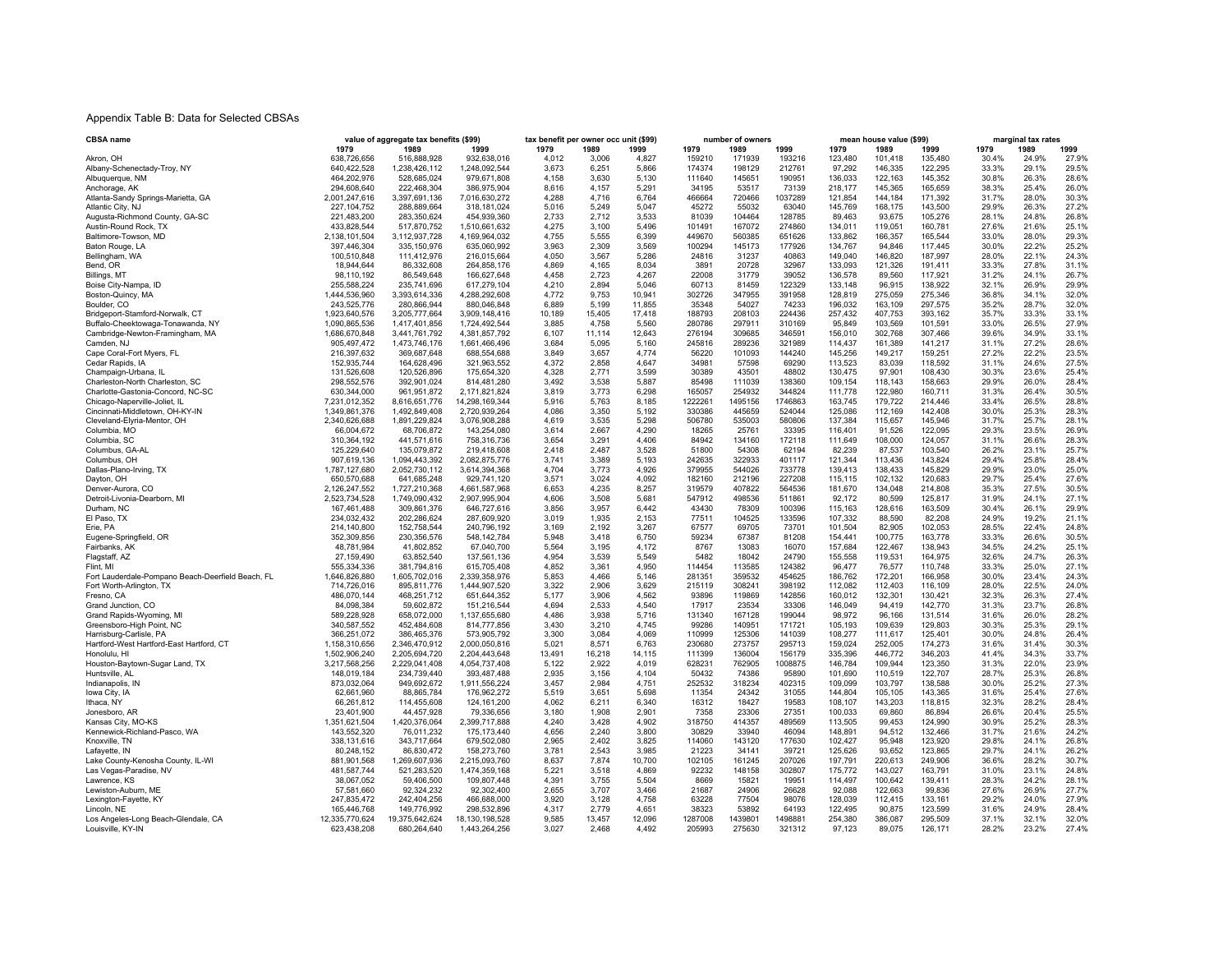## Appendix Table B: Data for Selected CBSAs

| CBSA name | value of aggregate tax benefits ($99) | | | tax benefit per owner occ unit ($99) | | | number of owners | | | mean house value ($99) | | | marginal tax rates | | |
|---|---|---|---|---|---|---|---|---|---|---|---|---|---|---|---|
| | 1979 | 1989 | 1999 | 1979 | 1989 | 1999 | 1979 | 1989 | 1999 | 1979 | 1989 | 1999 | 1979 | 1989 | 1999 |
| Akron, OH | 638,726,656 | 516,888,928 | 932,638,016 | 4,012 | 3,006 | 4,827 | 159210 | 171939 | 193216 | 123,480 | 101,418 | 135,480 | 30.4% | 24.9% | 27.9% |
| Albany-Schenectady-Troy, NY | 640,422,528 | 1,238,426,112 | 1,248,092,544 | 3,673 | 6,251 | 5,866 | 174374 | 198129 | 212761 | 97,292 | 146,335 | 122,295 | 33.3% | 29.1% | 29.5% |
| Albuquerque, NM | 464,202,976 | 528,685,024 | 979,671,808 | 4,158 | 3,630 | 5,130 | 111640 | 145651 | 190951 | 136,033 | 122,163 | 145,352 | 30.8% | 26.3% | 28.6% |
| Anchorage, AK | 294,608,640 | 222,468,304 | 386,975,904 | 8,616 | 4,157 | 5,291 | 34195 | 53517 | 73139 | 218,177 | 145,365 | 165,659 | 38.3% | 25.4% | 26.0% |
| Atlanta-Sandy Springs-Marietta, GA | 2,001,247,616 | 3,397,691,136 | 7,016,630,272 | 4,288 | 4,716 | 6,764 | 466664 | 720466 | 1037289 | 121,854 | 144,184 | 171,392 | 31.7% | 28.0% | 30.3% |
| Atlantic City, NJ | 227,104,752 | 288,889,664 | 318,181,024 | 5,016 | 5,249 | 5,047 | 45272 | 55032 | 63040 | 145,769 | 168,175 | 143,500 | 29.9% | 26.3% | 27.2% |
| Augusta-Richmond County, GA-SC | 221,483,200 | 283,350,624 | 454,939,360 | 2,733 | 2,712 | 3,533 | 81039 | 104464 | 128785 | 89,463 | 93,675 | 105,276 | 28.1% | 24.8% | 26.8% |
| Austin-Round Rock, TX | 433,828,544 | 517,870,752 | 1,510,661,632 | 4,275 | 3,100 | 5,496 | 101491 | 167072 | 274860 | 134,011 | 119,051 | 160,781 | 27.6% | 21.6% | 25.1% |
| Baltimore-Towson, MD | 2,138,101,504 | 3,112,937,728 | 4,169,964,032 | 4,755 | 5,555 | 6,399 | 449670 | 560385 | 651626 | 133,862 | 166,357 | 165,544 | 33.0% | 28.0% | 29.3% |
| Baton Rouge, LA | 397,446,304 | 335,150,976 | 635,060,992 | 3,963 | 2,309 | 3,569 | 100294 | 145173 | 177926 | 134,767 | 94,846 | 117,445 | 30.0% | 22.2% | 25.2% |
| Bellingham, WA | 100,510,848 | 111,412,976 | 216,015,664 | 4,050 | 3,567 | 5,286 | 24816 | 31237 | 40863 | 149,040 | 146,820 | 187,997 | 28.0% | 22.1% | 24.3% |
| Bend, OR | 18,944,644 | 86,332,608 | 264,858,176 | 4,869 | 4,165 | 8,034 | 3891 | 20728 | 32967 | 133,093 | 121,326 | 191,411 | 33.3% | 27.8% | 31.1% |
| Billings, MT | 98,110,192 | 86,549,648 | 166,627,648 | 4,458 | 2,723 | 4,267 | 22008 | 31779 | 39052 | 136,578 | 89,560 | 117,921 | 31.2% | 24.1% | 26.7% |
| Boise City-Nampa, ID | 255,588,224 | 235,741,696 | 617,279,104 | 4,210 | 2,894 | 5,046 | 60713 | 81459 | 122329 | 133,148 | 96,915 | 138,922 | 32.1% | 26.9% | 29.9% |
| Boston-Quincy, MA | 1,444,536,960 | 3,393,614,336 | 4,288,292,608 | 4,772 | 9,753 | 10,941 | 302726 | 347955 | 391958 | 128,819 | 275,059 | 275,346 | 36.8% | 34.1% | 32.0% |
| Boulder, CO | 243,525,776 | 280,866,944 | 880,046,848 | 6,889 | 5,199 | 11,855 | 35348 | 54027 | 74233 | 196,032 | 163,109 | 297,575 | 35.2% | 28.7% | 32.0% |
| Bridgeport-Stamford-Norwalk, CT | 1,923,640,576 | 3,205,777,664 | 3,909,148,416 | 10,189 | 15,405 | 17,418 | 188793 | 208103 | 224436 | 257,432 | 407,753 | 393,162 | 35.7% | 33.3% | 33.1% |
| Buffalo-Cheektowaga-Tonawanda, NY | 1,090,865,536 | 1,417,401,856 | 1,724,492,544 | 3,885 | 4,758 | 5,560 | 280786 | 297911 | 310169 | 95,849 | 103,569 | 101,591 | 33.0% | 26.5% | 27.9% |
| Cambridge-Newton-Framingham, MA | 1,686,670,848 | 3,441,761,792 | 4,381,857,792 | 6,107 | 11,114 | 12,643 | 276194 | 309685 | 346591 | 156,010 | 302,768 | 307,466 | 39.6% | 34.9% | 33.1% |
| Camden, NJ | 905,497,472 | 1,473,746,176 | 1,661,466,496 | 3,684 | 5,095 | 5,160 | 245816 | 289236 | 321989 | 114,437 | 161,389 | 141,217 | 31.1% | 27.2% | 28.6% |
| Cape Coral-Fort Myers, FL | 216,397,632 | 369,687,648 | 688,554,688 | 3,849 | 3,657 | 4,774 | 56220 | 101093 | 144240 | 145,256 | 149,217 | 159,251 | 27.2% | 22.2% | 23.5% |
| Cedar Rapids, IA | 152,935,744 | 164,628,496 | 321,963,552 | 4,372 | 2,858 | 4,647 | 34981 | 57598 | 69290 | 113,523 | 83,039 | 118,592 | 31.1% | 24.6% | 27.5% |
| Champaign-Urbana, IL | 131,526,608 | 120,526,896 | 175,654,320 | 4,328 | 2,771 | 3,599 | 30389 | 43501 | 48802 | 130,475 | 97,901 | 108,430 | 30.3% | 23.6% | 25.4% |
| Charleston-North Charleston, SC | 298,552,576 | 392,901,024 | 814,481,280 | 3,492 | 3,538 | 5,887 | 85498 | 111039 | 138360 | 109,154 | 118,143 | 158,663 | 29.9% | 26.0% | 28.4% |
| Charlotte-Gastonia-Concord, NC-SC | 630,344,000 | 961,951,872 | 2,171,821,824 | 3,819 | 3,773 | 6,298 | 165057 | 254932 | 344824 | 111,778 | 122,980 | 160,711 | 31.3% | 26.4% | 30.5% |
| Chicago-Naperville-Joliet, IL | 7,231,012,352 | 8,616,651,776 | 14,298,169,344 | 5,916 | 5,763 | 8,185 | 1222261 | 1495156 | 1746863 | 163,745 | 179,722 | 214,446 | 33.4% | 26.5% | 28.8% |
| Cincinnati-Middletown, OH-KY-IN | 1,349,861,376 | 1,492,849,408 | 2,720,939,264 | 4,086 | 3,350 | 5,192 | 330386 | 445659 | 524044 | 125,086 | 112,169 | 142,408 | 30.0% | 25.3% | 28.3% |
| Cleveland-Elyria-Mentor, OH | 2,340,626,688 | 1,891,229,824 | 3,076,908,288 | 4,619 | 3,535 | 5,298 | 506780 | 535003 | 580806 | 137,384 | 115,657 | 145,946 | 31.7% | 25.7% | 28.1% |
| Columbia, MO | 66,004,672 | 68,706,872 | 143,254,080 | 3,614 | 2,667 | 4,290 | 18265 | 25761 | 33395 | 116,401 | 91,526 | 122,095 | 29.3% | 23.5% | 26.9% |
| Columbia, SC | 310,364,192 | 441,571,616 | 758,316,736 | 3,654 | 3,291 | 4,406 | 84942 | 134160 | 172118 | 111,649 | 108,000 | 124,057 | 31.1% | 26.6% | 28.3% |
| Columbus, GA-AL | 125,229,640 | 135,079,872 | 219,418,608 | 2,418 | 2,487 | 3,528 | 51800 | 54308 | 62194 | 82,239 | 87,537 | 103,540 | 26.2% | 23.1% | 25.7% |
| Columbus, OH | 907,619,136 | 1,094,443,392 | 2,082,875,776 | 3,741 | 3,389 | 5,193 | 242635 | 322933 | 401117 | 121,344 | 113,436 | 143,824 | 29.4% | 25.8% | 28.4% |
| Dallas-Plano-Irving, TX | 1,787,127,680 | 2,052,730,112 | 3,614,394,368 | 4,704 | 3,773 | 4,926 | 379955 | 544026 | 733778 | 139,413 | 138,433 | 145,829 | 29.9% | 23.0% | 25.0% |
| Dayton, OH | 650,570,688 | 641,685,248 | 929,741,120 | 3,571 | 3,024 | 4,092 | 182160 | 212196 | 227208 | 115,115 | 102,132 | 120,683 | 29.7% | 25.4% | 27.6% |
| Denver-Aurora, CO | 2,126,247,552 | 1,727,210,368 | 4,661,587,968 | 6,653 | 4,235 | 8,257 | 319579 | 407822 | 564536 | 181,670 | 134,048 | 214,808 | 35.3% | 27.5% | 30.5% |
| Detroit-Livonia-Dearborn, MI | 2,523,734,528 | 1,749,090,432 | 2,907,995,904 | 4,606 | 3,508 | 5,681 | 547912 | 498536 | 511861 | 92,172 | 80,599 | 125,817 | 31.9% | 24.1% | 27.1% |
| Durham, NC | 167,461,488 | 309,861,376 | 646,727,616 | 3,856 | 3,957 | 6,442 | 43430 | 78309 | 100396 | 115,163 | 128,616 | 163,509 | 30.4% | 26.1% | 29.9% |
| El Paso, TX | 234,032,432 | 202,286,624 | 287,609,920 | 3,019 | 1,935 | 2,153 | 77511 | 104525 | 133596 | 107,332 | 88,590 | 82,208 | 24.9% | 19.2% | 21.1% |
| Erie, PA | 214,140,800 | 152,758,544 | 240,796,192 | 3,169 | 2,192 | 3,267 | 67577 | 69705 | 73701 | 101,504 | 82,905 | 102,053 | 28.5% | 22.4% | 24.8% |
| Eugene-Springfield, OR | 352,309,856 | 230,356,576 | 548,142,784 | 5,948 | 3,418 | 6,750 | 59234 | 67387 | 81208 | 154,441 | 100,775 | 163,778 | 33.3% | 26.6% | 30.5% |
| Fairbanks, AK | 48,781,984 | 41,802,852 | 67,040,700 | 5,564 | 3,195 | 4,172 | 8767 | 13083 | 16070 | 157,684 | 122,467 | 138,943 | 34.5% | 24.2% | 25.1% |
| Flagstaff, AZ | 27,159,490 | 63,852,540 | 137,561,136 | 4,954 | 3,539 | 5,549 | 5482 | 18042 | 24790 | 155,558 | 119,531 | 164,975 | 32.6% | 24.7% | 26.3% |
| Flint, MI | 555,334,336 | 381,794,816 | 615,705,408 | 4,852 | 3,361 | 4,950 | 114454 | 113585 | 124382 | 96,477 | 76,577 | 110,748 | 33.3% | 25.0% | 27.1% |
| Fort Lauderdale-Pompano Beach-Deerfield Beach, FL | 1,646,826,880 | 1,605,702,016 | 2,339,358,976 | 5,853 | 4,466 | 5,146 | 281351 | 359532 | 454625 | 186,762 | 172,201 | 166,958 | 30.0% | 23.4% | 24.3% |
| Fort Worth-Arlington, TX | 714,726,016 | 895,811,776 | 1,444,907,520 | 3,322 | 2,906 | 3,629 | 215119 | 308241 | 398192 | 112,082 | 112,403 | 116,109 | 28.0% | 22.5% | 24.0% |
| Fresno, CA | 486,070,144 | 468,251,712 | 651,644,352 | 5,177 | 3,906 | 4,562 | 93896 | 119869 | 142856 | 160,012 | 132,301 | 130,421 | 32.3% | 26.3% | 27.4% |
| Grand Junction, CO | 84,098,384 | 59,602,872 | 151,216,544 | 4,694 | 2,533 | 4,540 | 17917 | 23534 | 33306 | 146,049 | 94,419 | 142,770 | 31.3% | 23.7% | 26.8% |
| Grand Rapids-Wyoming, MI | 589,228,928 | 658,072,000 | 1,137,655,680 | 4,486 | 3,938 | 5,716 | 131340 | 167128 | 199044 | 98,972 | 96,166 | 131,514 | 31.6% | 26.0% | 28.2% |
| Greensboro-High Point, NC | 340,587,552 | 452,484,608 | 814,777,856 | 3,430 | 3,210 | 4,745 | 99286 | 140951 | 171721 | 105,193 | 109,639 | 129,803 | 30.3% | 25.3% | 29.1% |
| Harrisburg-Carlisle, PA | 366,251,072 | 386,465,376 | 573,905,792 | 3,300 | 3,084 | 4,069 | 110999 | 125306 | 141039 | 108,277 | 111,617 | 125,401 | 30.0% | 24.8% | 26.4% |
| Hartford-West Hartford-East Hartford, CT | 1,158,310,656 | 2,346,470,912 | 2,000,050,816 | 5,021 | 8,571 | 6,763 | 230680 | 273757 | 295713 | 159,024 | 252,005 | 174,273 | 31.6% | 31.4% | 30.3% |
| Honolulu, HI | 1,502,906,240 | 2,205,694,720 | 2,204,443,648 | 13,491 | 16,218 | 14,115 | 111399 | 136004 | 156179 | 335,396 | 446,772 | 346,203 | 41.4% | 34.3% | 33.7% |
| Houston-Baytown-Sugar Land, TX | 3,217,568,256 | 2,229,041,408 | 4,054,737,408 | 5,122 | 2,922 | 4,019 | 628231 | 762905 | 1008875 | 146,784 | 109,944 | 123,350 | 31.3% | 22.0% | 23.9% |
| Huntsville, AL | 148,019,184 | 234,739,440 | 393,487,488 | 2,935 | 3,156 | 4,104 | 50432 | 74386 | 95890 | 101,690 | 110,519 | 122,707 | 28.7% | 25.3% | 26.8% |
| Indianapolis, IN | 873,032,064 | 949,692,672 | 1,911,556,224 | 3,457 | 2,984 | 4,751 | 252532 | 318234 | 402315 | 109,089 | 103,797 | 138,588 | 30.0% | 25.2% | 27.3% |
| Iowa City, IA | 62,661,960 | 88,865,784 | 176,962,272 | 5,519 | 3,651 | 5,698 | 11354 | 24342 | 31055 | 144,804 | 105,105 | 143,365 | 31.6% | 25.4% | 27.6% |
| Ithaca, NY | 66,261,812 | 114,455,608 | 124,161,200 | 4,062 | 6,211 | 6,340 | 16312 | 18427 | 19583 | 108,107 | 143,203 | 118,815 | 32.3% | 28.2% | 28.4% |
| Jonesboro, AR | 23,401,900 | 44,457,928 | 79,336,656 | 3,180 | 1,908 | 2,901 | 7358 | 23306 | 27351 | 100,033 | 69,860 | 86,894 | 26.6% | 20.4% | 25.5% |
| Kansas City, MO-KS | 1,351,621,504 | 1,420,376,064 | 2,399,717,888 | 4,240 | 3,428 | 4,902 | 318750 | 414357 | 489569 | 113,505 | 99,453 | 124,990 | 30.9% | 25.2% | 28.3% |
| Kennewick-Richland-Pasco, WA | 143,552,320 | 76,011,232 | 175,173,440 | 4,656 | 2,240 | 3,800 | 30829 | 33940 | 46094 | 148,891 | 94,512 | 132,466 | 31.7% | 21.6% | 24.2% |
| Knoxville, TN | 338,131,616 | 343,717,664 | 679,502,080 | 2,965 | 2,402 | 3,825 | 114060 | 143120 | 177630 | 102,427 | 95,948 | 123,920 | 29.8% | 24.1% | 26.8% |
| Lafayette, IN | 80,248,152 | 86,830,472 | 158,273,760 | 3,781 | 2,543 | 3,985 | 21223 | 34141 | 39721 | 125,626 | 93,652 | 123,865 | 29.7% | 24.1% | 26.2% |
| Lake County-Kenosha County, IL-WI | 881,901,568 | 1,269,607,936 | 2,215,093,760 | 8,637 | 7,874 | 10,700 | 102105 | 161245 | 207026 | 197,791 | 220,613 | 249,906 | 36.6% | 28.2% | 30.7% |
| Las Vegas-Paradise, NV | 481,587,744 | 521,283,520 | 1,474,359,168 | 5,221 | 3,518 | 4,869 | 92232 | 148158 | 302807 | 175,772 | 143,027 | 163,791 | 31.0% | 23.1% | 24.8% |
| Lawrence, KS | 38,067,052 | 59,406,500 | 109,807,448 | 4,391 | 3,755 | 5,504 | 8669 | 15821 | 19951 | 114,497 | 100,642 | 139,411 | 28.3% | 24.2% | 28.1% |
| Lewiston-Auburn, ME | 57,581,660 | 92,324,232 | 92,302,400 | 2,655 | 3,707 | 3,466 | 21687 | 24906 | 26628 | 92,088 | 122,663 | 99,836 | 27.6% | 26.9% | 27.7% |
| Lexington-Fayette, KY | 247,835,472 | 242,404,256 | 466,688,000 | 3,920 | 3,128 | 4,758 | 63228 | 77504 | 98076 | 128,039 | 112,415 | 133,161 | 29.2% | 24.0% | 27.9% |
| Lincoln, NE | 165,446,768 | 149,776,992 | 298,532,896 | 4,317 | 2,779 | 4,651 | 38323 | 53892 | 64193 | 122,495 | 90,875 | 123,599 | 31.6% | 24.9% | 28.4% |
| Los Angeles-Long Beach-Glendale, CA | 12,335,770,624 | 19,375,642,624 | 18,130,198,528 | 9,585 | 13,457 | 12,096 | 1287008 | 1439801 | 1498881 | 254,380 | 386,087 | 295,509 | 37.1% | 32.1% | 32.0% |
| Louisville, KY-IN | 623,438,208 | 680,264,640 | 1,443,264,256 | 3,027 | 2,468 | 4,492 | 205993 | 275630 | 321312 | 97,123 | 89,075 | 126,171 | 28.2% | 23.2% | 27.4% |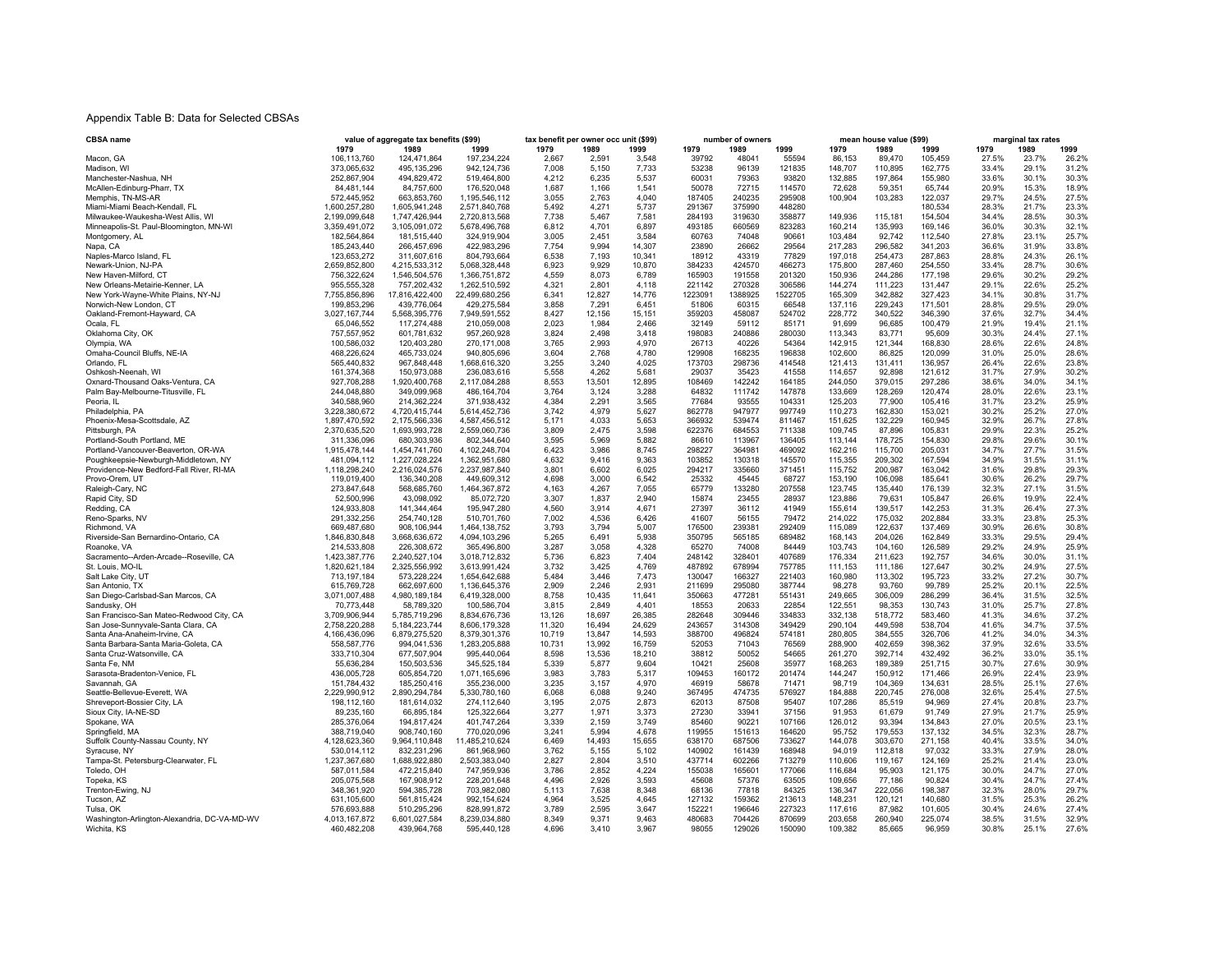# Appendix Table B: Data for Selected CBSAs

| CBSA name | value of aggregate tax benefits ($99) | | | tax benefit per owner occ unit ($99) | | | number of owners | | | mean house value ($99) | | | marginal tax rates | | |
|---|---|---|---|---|---|---|---|---|---|---|---|---|---|---|---|
| | 1979 | 1989 | 1999 | 1979 | 1989 | 1999 | 1979 | 1989 | 1999 | 1979 | 1989 | 1999 | 1979 | 1989 | 1999 |
| Macon, GA | 106,113,760 | 124,471,864 | 197,234,224 | 2,667 | 2,591 | 3,548 | 39792 | 48041 | 55594 | 86,153 | 89,470 | 105,459 | 27.5% | 23.7% | 26.2% |
| Madison, WI | 373,065,632 | 495,135,296 | 942,124,736 | 7,008 | 5,150 | 7,733 | 53238 | 96139 | 121835 | 148,707 | 110,895 | 162,775 | 33.4% | 29.1% | 31.2% |
| Manchester-Nashua, NH | 252,867,904 | 494,829,472 | 519,464,800 | 4,212 | 6,235 | 5,537 | 60031 | 79363 | 93820 | 132,885 | 197,864 | 155,980 | 33.6% | 30.1% | 30.3% |
| McAllen-Edinburg-Pharr, TX | 84,481,144 | 84,757,600 | 176,520,048 | 1,687 | 1,166 | 1,541 | 50078 | 72715 | 114570 | 72,628 | 59,351 | 65,744 | 20.9% | 15.3% | 18.9% |
| Memphis, TN-MS-AR | 572,445,952 | 663,853,760 | 1,195,546,112 | 3,055 | 2,763 | 4,040 | 187405 | 240235 | 295908 | 100,904 | 103,283 | 122,037 | 29.7% | 24.5% | 27.5% |
| Miami-Miami Beach-Kendall, FL | 1,600,257,280 | 1,605,941,248 | 2,571,840,768 | 5,492 | 4,271 | 5,737 | 291367 | 375990 | 448280 | | | 180,534 | 28.3% | 21.7% | 23.3% |
| Milwaukee-Waukesha-West Allis, WI | 2,199,099,648 | 1,747,426,944 | 2,720,813,568 | 7,738 | 5,467 | 7,581 | 284193 | 319630 | 358877 | 149,936 | 115,181 | 154,504 | 34.4% | 28.5% | 30.3% |
| Minneapolis-St. Paul-Bloomington, MN-WI | 3,359,491,072 | 3,105,091,072 | 5,678,496,768 | 6,812 | 4,701 | 6,897 | 493185 | 660569 | 823283 | 160,214 | 135,993 | 169,146 | 36.0% | 30.3% | 32.1% |
| Montgomery, AL | 182,564,864 | 181,515,440 | 324,919,904 | 3,005 | 2,451 | 3,584 | 60763 | 74048 | 90661 | 103,484 | 92,742 | 112,540 | 27.8% | 23.1% | 25.7% |
| Napa, CA | 185,243,440 | 266,457,696 | 422,983,296 | 7,754 | 9,994 | 14,307 | 23890 | 26662 | 29564 | 217,283 | 296,582 | 341,203 | 36.6% | 31.9% | 33.8% |
| Naples-Marco Island, FL | 123,653,272 | 311,607,616 | 804,793,664 | 6,538 | 7,193 | 10,341 | 18912 | 43319 | 77829 | 197,018 | 254,473 | 287,863 | 28.8% | 24.3% | 26.1% |
| Newark-Union, NJ-PA | 2,659,852,800 | 4,215,533,312 | 5,068,328,448 | 6,923 | 9,929 | 10,870 | 384233 | 424570 | 466273 | 175,800 | 287,460 | 254,550 | 33.4% | 28.7% | 30.6% |
| New Haven-Milford, CT | 756,322,624 | 1,546,504,576 | 1,366,751,872 | 4,559 | 8,073 | 6,789 | 165903 | 191558 | 201320 | 150,936 | 244,286 | 177,198 | 29.6% | 30.2% | 29.2% |
| New Orleans-Metairie-Kenner, LA | 955,555,328 | 757,202,432 | 1,262,510,592 | 4,321 | 2,801 | 4,118 | 221142 | 270328 | 306586 | 144,274 | 111,223 | 131,447 | 29.1% | 22.6% | 25.2% |
| New York-Wayne-White Plains, NY-NJ | 7,755,856,896 | 17,816,422,400 | 22,499,680,256 | 6,341 | 12,827 | 14,776 | 1223091 | 1388925 | 1522705 | 165,309 | 342,882 | 327,423 | 34.1% | 30.8% | 31.7% |
| Norwich-New London, CT | 199,853,296 | 439,776,064 | 429,275,584 | 3,858 | 7,291 | 6,451 | 51806 | 60315 | 66548 | 137,116 | 229,243 | 171,501 | 28.8% | 29.5% | 29.0% |
| Oakland-Fremont-Hayward, CA | 3,027,167,744 | 5,568,395,776 | 7,949,591,552 | 8,427 | 12,156 | 15,151 | 359203 | 458087 | 524702 | 228,772 | 340,522 | 346,390 | 37.6% | 32.7% | 34.4% |
| Ocala, FL | 65,046,552 | 117,274,488 | 210,059,008 | 2,023 | 1,984 | 2,466 | 32149 | 59112 | 85171 | 91,699 | 96,685 | 100,479 | 21.9% | 19.4% | 21.1% |
| Oklahoma City, OK | 757,557,952 | 601,781,632 | 957,260,928 | 3,824 | 2,498 | 3,418 | 198083 | 240886 | 280030 | 113,343 | 83,771 | 95,609 | 30.3% | 24.4% | 27.1% |
| Olympia, WA | 100,586,032 | 120,403,280 | 270,171,008 | 3,765 | 2,993 | 4,970 | 26713 | 40226 | 54364 | 142,915 | 121,344 | 168,830 | 28.6% | 22.6% | 24.8% |
| Omaha-Council Bluffs, NE-IA | 468,226,624 | 465,733,024 | 940,805,696 | 3,604 | 2,768 | 4,780 | 129908 | 168235 | 196838 | 102,600 | 86,825 | 120,099 | 31.0% | 25.0% | 28.6% |
| Orlando, FL | 565,440,832 | 967,848,448 | 1,668,616,320 | 3,255 | 3,240 | 4,025 | 173703 | 298736 | 414548 | 121,413 | 131,411 | 136,957 | 26.4% | 22.6% | 23.8% |
| Oshkosh-Neenah, WI | 161,374,368 | 150,973,088 | 236,083,616 | 5,558 | 4,262 | 5,681 | 29037 | 35423 | 41558 | 114,657 | 92,898 | 121,612 | 31.7% | 27.9% | 30.2% |
| Oxnard-Thousand Oaks-Ventura, CA | 927,708,288 | 1,920,400,768 | 2,117,084,288 | 8,553 | 13,501 | 12,895 | 108469 | 142242 | 164185 | 244,050 | 379,015 | 297,286 | 38.6% | 34.0% | 34.1% |
| Palm Bay-Melbourne-Titusville, FL | 244,048,880 | 349,099,968 | 486,164,704 | 3,764 | 3,124 | 3,288 | 64832 | 111742 | 147878 | 133,669 | 128,269 | 120,474 | 28.0% | 22.6% | 23.1% |
| Peoria, IL | 340,588,960 | 214,362,224 | 371,938,432 | 4,384 | 2,291 | 3,565 | 77684 | 93555 | 104331 | 125,203 | 77,900 | 105,416 | 31.7% | 23.2% | 25.9% |
| Philadelphia, PA | 3,228,380,672 | 4,720,415,744 | 5,614,452,736 | 3,742 | 4,979 | 5,627 | 862778 | 947977 | 997749 | 110,273 | 162,830 | 153,021 | 30.2% | 25.2% | 27.0% |
| Phoenix-Mesa-Scottsdale, AZ | 1,897,470,592 | 2,175,566,336 | 4,587,456,512 | 5,171 | 4,033 | 5,653 | 366932 | 539474 | 811467 | 151,625 | 132,229 | 160,945 | 32.9% | 26.7% | 27.8% |
| Pittsburgh, PA | 2,370,635,520 | 1,693,993,728 | 2,559,060,736 | 3,809 | 2,475 | 3,598 | 622376 | 684553 | 711338 | 109,745 | 87,896 | 105,831 | 29.9% | 22.3% | 25.2% |
| Portland-South Portland, ME | 311,336,096 | 680,303,936 | 802,344,640 | 3,595 | 5,969 | 5,882 | 86610 | 113967 | 136405 | 113,144 | 178,725 | 154,830 | 29.8% | 29.6% | 30.1% |
| Portland-Vancouver-Beaverton, OR-WA | 1,915,478,144 | 1,454,741,760 | 4,102,248,704 | 6,423 | 3,986 | 8,745 | 298227 | 364981 | 469092 | 162,216 | 115,700 | 205,031 | 34.7% | 27.7% | 31.5% |
| Poughkeepsie-Newburgh-Middletown, NY | 481,094,112 | 1,227,028,224 | 1,362,951,680 | 4,632 | 9,416 | 9,363 | 103852 | 130318 | 145570 | 115,355 | 209,302 | 167,594 | 34.9% | 31.5% | 31.1% |
| Providence-New Bedford-Fall River, RI-MA | 1,118,298,240 | 2,216,024,576 | 2,237,987,840 | 3,801 | 6,602 | 6,025 | 294217 | 335660 | 371451 | 115,752 | 200,987 | 163,042 | 31.6% | 29.8% | 29.3% |
| Provo-Orem, UT | 119,019,400 | 136,340,208 | 449,609,312 | 4,698 | 3,000 | 6,542 | 25332 | 45445 | 68727 | 153,190 | 106,098 | 185,641 | 30.6% | 26.2% | 29.7% |
| Raleigh-Cary, NC | 273,847,648 | 568,685,760 | 1,464,367,872 | 4,163 | 4,267 | 7,055 | 65779 | 133280 | 207558 | 123,745 | 135,440 | 176,139 | 32.3% | 27.1% | 31.5% |
| Rapid City, SD | 52,500,996 | 43,098,092 | 85,072,720 | 3,307 | 1,837 | 2,940 | 15874 | 23455 | 28937 | 123,886 | 79,631 | 105,847 | 26.6% | 19.9% | 22.4% |
| Redding, CA | 124,933,808 | 141,344,464 | 195,947,280 | 4,560 | 3,914 | 4,671 | 27397 | 36112 | 41949 | 155,614 | 139,517 | 142,253 | 31.3% | 26.4% | 27.3% |
| Reno-Sparks, NV | 291,332,256 | 254,740,128 | 510,701,760 | 7,002 | 4,536 | 6,426 | 41607 | 56155 | 79472 | 214,022 | 175,032 | 202,884 | 33.3% | 23.8% | 25.3% |
| Riverside-San Bernardino-Ontario, CA | 1,846,830,848 | 3,668,636,672 | 4,094,103,296 | 5,265 | 6,491 | 5,938 | 350795 | 565185 | 689482 | 168,143 | 204,026 | 162,849 | 33.3% | 29.5% | 29.4% |
| Roanoke, VA | 214,533,808 | 226,308,672 | 365,496,800 | 3,287 | 3,058 | 4,328 | 65270 | 74008 | 84449 | 103,743 | 104,160 | 126,589 | 29.2% | 24.9% | 25.9% |
| Sacramento--Arden-Arcade--Roseville, CA | 1,423,387,776 | 2,240,527,104 | 3,018,712,832 | 5,736 | 6,823 | 7,404 | 248142 | 328401 | 407689 | 176,336 | 211,623 | 192,757 | 34.6% | 30.0% | 31.1% |
| St. Louis, MO-IL | 1,820,621,184 | 2,325,556,992 | 3,613,991,424 | 3,732 | 3,425 | 4,769 | 487892 | 678994 | 757785 | 111,153 | 111,186 | 127,647 | 30.2% | 24.9% | 27.5% |
| Salt Lake City, UT | 713,197,184 | 573,228,224 | 1,654,642,688 | 5,484 | 3,446 | 7,473 | 130047 | 166327 | 221403 | 160,980 | 113,302 | 195,723 | 33.2% | 27.2% | 30.7% |
| San Antonio, TX | 615,769,728 | 662,697,600 | 1,136,645,376 | 2,909 | 2,246 | 2,931 | 211699 | 295080 | 387744 | 98,278 | 93,760 | 99,789 | 25.2% | 20.1% | 22.5% |
| San Diego-Carlsbad-San Marcos, CA | 3,071,007,488 | 4,980,189,184 | 6,419,328,000 | 8,758 | 10,435 | 11,641 | 350663 | 477281 | 551431 | 249,665 | 306,009 | 286,299 | 36.4% | 31.5% | 32.5% |
| Sandusky, OH | 70,773,448 | 58,789,320 | 100,586,704 | 3,815 | 2,849 | 4,401 | 18553 | 20633 | 22854 | 122,551 | 98,353 | 130,743 | 31.0% | 25.7% | 27.8% |
| San Francisco-San Mateo-Redwood City, CA | 3,709,906,944 | 5,785,719,296 | 8,834,676,736 | 13,126 | 18,697 | 26,385 | 282648 | 309446 | 334833 | 332,138 | 518,772 | 583,460 | 41.3% | 34.6% | 37.2% |
| San Jose-Sunnyvale-Santa Clara, CA | 2,758,220,288 | 5,184,223,744 | 8,606,179,328 | 11,320 | 16,494 | 24,629 | 243657 | 314308 | 349429 | 290,104 | 449,598 | 538,704 | 41.6% | 34.7% | 37.5% |
| Santa Ana-Anaheim-Irvine, CA | 4,166,436,096 | 6,879,275,520 | 8,379,301,376 | 10,719 | 13,847 | 14,593 | 388700 | 496824 | 574181 | 280,805 | 384,555 | 326,706 | 41.2% | 34.0% | 34.3% |
| Santa Barbara-Santa Maria-Goleta, CA | 558,587,776 | 994,041,536 | 1,283,205,888 | 10,731 | 13,992 | 16,759 | 52053 | 71043 | 76569 | 288,900 | 402,659 | 398,362 | 37.9% | 32.6% | 33.5% |
| Santa Cruz-Watsonville, CA | 333,710,304 | 677,507,904 | 995,440,064 | 8,598 | 13,536 | 18,210 | 38812 | 50052 | 54665 | 261,270 | 392,714 | 432,492 | 36.2% | 33.0% | 35.1% |
| Santa Fe, NM | 55,636,284 | 150,503,536 | 345,525,184 | 5,339 | 5,877 | 9,604 | 10421 | 25608 | 35977 | 168,263 | 189,389 | 251,715 | 30.7% | 27.6% | 30.9% |
| Sarasota-Bradenton-Venice, FL | 436,005,728 | 605,854,720 | 1,071,165,696 | 3,983 | 3,783 | 5,317 | 109453 | 160172 | 201474 | 144,247 | 150,912 | 171,466 | 26.9% | 22.4% | 23.9% |
| Savannah, GA | 151,784,432 | 185,250,416 | 355,236,000 | 3,235 | 3,157 | 4,970 | 46919 | 58678 | 71471 | 98,719 | 104,369 | 134,631 | 28.5% | 25.1% | 27.6% |
| Seattle-Bellevue-Everett, WA | 2,229,990,912 | 2,890,294,784 | 5,330,780,160 | 6,068 | 6,088 | 9,240 | 367495 | 474735 | 576927 | 184,888 | 220,745 | 276,008 | 32.6% | 25.4% | 27.5% |
| Shreveport-Bossier City, LA | 198,112,160 | 181,614,032 | 274,112,640 | 3,195 | 2,075 | 2,873 | 62013 | 87508 | 95407 | 107,286 | 85,519 | 94,969 | 27.4% | 20.8% | 23.7% |
| Sioux City, IA-NE-SD | 89,235,160 | 66,895,184 | 125,322,664 | 3,277 | 1,971 | 3,373 | 27230 | 33941 | 37156 | 91,953 | 61,679 | 91,749 | 27.9% | 21.7% | 25.9% |
| Spokane, WA | 285,376,064 | 194,817,424 | 401,747,264 | 3,339 | 2,159 | 3,749 | 85460 | 90221 | 107166 | 126,012 | 93,394 | 134,843 | 27.0% | 20.5% | 23.1% |
| Springfield, MA | 388,719,040 | 908,740,160 | 770,020,096 | 3,241 | 5,994 | 4,678 | 119955 | 151613 | 164620 | 95,752 | 179,553 | 137,132 | 34.5% | 32.3% | 28.7% |
| Suffolk County-Nassau County, NY | 4,128,623,360 | 9,964,110,848 | 11,485,210,624 | 6,469 | 14,493 | 15,655 | 638170 | 687506 | 733627 | 144,078 | 303,670 | 271,158 | 40.4% | 33.5% | 34.0% |
| Syracuse, NY | 530,014,112 | 832,231,296 | 861,968,960 | 3,762 | 5,155 | 5,102 | 140902 | 161439 | 168948 | 94,019 | 112,818 | 97,032 | 33.3% | 27.9% | 28.0% |
| Tampa-St. Petersburg-Clearwater, FL | 1,237,367,680 | 1,688,922,880 | 2,503,383,040 | 2,827 | 2,804 | 3,510 | 437714 | 602266 | 713279 | 110,606 | 119,167 | 124,169 | 25.2% | 21.4% | 23.0% |
| Toledo, OH | 587,011,584 | 472,215,840 | 747,959,936 | 3,786 | 2,852 | 4,224 | 155038 | 165601 | 177066 | 116,684 | 95,903 | 121,175 | 30.0% | 24.7% | 27.0% |
| Topeka, KS | 205,075,568 | 167,908,912 | 228,201,648 | 4,496 | 2,926 | 3,593 | 45608 | 57376 | 63505 | 109,656 | 77,186 | 90,824 | 30.4% | 24.7% | 27.4% |
| Trenton-Ewing, NJ | 348,361,920 | 594,385,728 | 703,982,080 | 5,113 | 7,638 | 8,348 | 68136 | 77818 | 84325 | 136,347 | 222,056 | 198,387 | 32.3% | 28.0% | 29.7% |
| Tucson, AZ | 631,105,600 | 561,815,424 | 992,154,624 | 4,964 | 3,525 | 4,645 | 127132 | 159362 | 213613 | 148,231 | 120,121 | 140,680 | 31.5% | 25.3% | 26.2% |
| Tulsa, OK | 576,693,888 | 510,295,296 | 828,991,872 | 3,789 | 2,595 | 3,647 | 152221 | 196646 | 227323 | 117,616 | 87,982 | 101,605 | 30.4% | 24.6% | 27.4% |
| Washington-Arlington-Alexandria, DC-VA-MD-WV | 4,013,167,872 | 6,601,027,584 | 8,239,034,880 | 8,349 | 9,371 | 9,463 | 480683 | 704426 | 870699 | 203,658 | 260,940 | 225,074 | 38.5% | 31.5% | 32.9% |
| Wichita, KS | 460,482,208 | 439,964,768 | 595,440,128 | 4,696 | 3,410 | 3,967 | 98055 | 129026 | 150090 | 109,382 | 85,665 | 96,959 | 30.8% | 25.1% | 27.6% |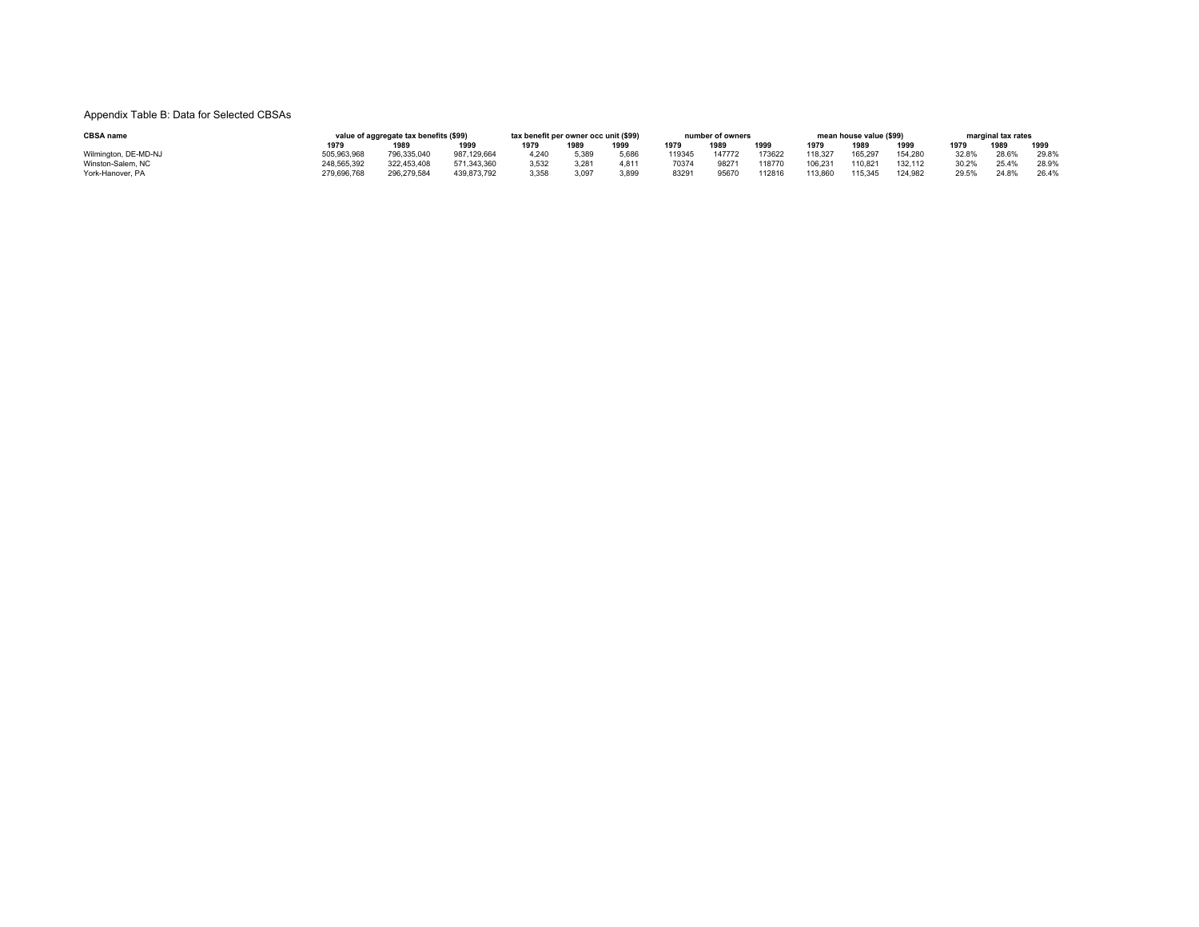Appendix Table B: Data for Selected CBSAs

| CBSA name | value of aggregate tax benefits ($99) | | | tax benefit per owner occ unit ($99) | | | number of owners | | | mean house value ($99) | | | marginal tax rates | | |
|---|---|---|---|---|---|---|---|---|---|---|---|---|---|---|---|
| | 1979 | 1989 | 1999 | 1979 | 1989 | 1999 | 1979 | 1989 | 1999 | 1979 | 1989 | 1999 | 1979 | 1989 | 1999 |
| Wilmington, DE-MD-NJ | 505,963,968 | 796,335,040 | 987,129,664 | 4,240 | 5,389 | 5,686 | 119345 | 147772 | 173622 | 118,327 | 165,297 | 154,280 | 32.8% | 28.6% | 29.8% |
| Winston-Salem, NC | 248,565,392 | 322,453,408 | 571,343,360 | 3,532 | 3,281 | 4,811 | 70374 | 98271 | 118770 | 106,231 | 110,821 | 132,112 | 30.2% | 25.4% | 28.9% |
| York-Hanover, PA | 279,696,768 | 296,279,584 | 439,873,792 | 3,358 | 3,097 | 3,899 | 83291 | 95670 | 112816 | 113,860 | 115,345 | 124,982 | 29.5% | 24.8% | 26.4% |